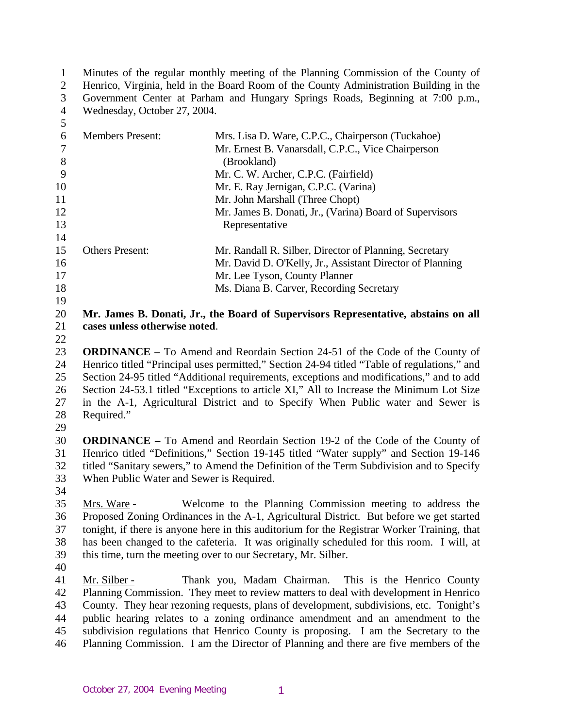Minutes of the regular monthly meeting of the Planning Commission of the County of Henrico, Virginia, held in the Board Room of the County Administration Building in the Government Center at Parham and Hungary Springs Roads, Beginning at 7:00 p.m., Wednesday, October 27, 2004.

| | |
|---|---|
| Members Present: | Mrs. Lisa D. Ware, C.P.C., Chairperson (Tuckahoe) |
| | Mr. Ernest B. Vanarsdall, C.P.C., Vice Chairperson (Brookland) |
| | Mr. C. W. Archer, C.P.C. (Fairfield) |
| | Mr. E. Ray Jernigan, C.P.C. (Varina) |
| | Mr. John Marshall (Three Chopt) |
| | Mr. James B. Donati, Jr., (Varina) Board of Supervisors Representative |
| Others Present: | Mr. Randall R. Silber, Director of Planning, Secretary |
| | Mr. David D. O'Kelly, Jr., Assistant Director of Planning |
| | Mr. Lee Tyson, County Planner |
| | Ms. Diana B. Carver, Recording Secretary |

**Mr. James B. Donati, Jr., the Board of Supervisors Representative, abstains on all cases unless otherwise noted**.

**ORDINANCE** – To Amend and Reordain Section 24-51 of the Code of the County of Henrico titled "Principal uses permitted," Section 24-94 titled "Table of regulations," and Section 24-95 titled "Additional requirements, exceptions and modifications," and to add Section 24-53.1 titled "Exceptions to article XI," All to Increase the Minimum Lot Size in the A-1, Agricultural District and to Specify When Public water and Sewer is Required."

**ORDINANCE –** To Amend and Reordain Section 19-2 of the Code of the County of Henrico titled "Definitions," Section 19-145 titled "Water supply" and Section 19-146 titled "Sanitary sewers," to Amend the Definition of the Term Subdivision and to Specify When Public Water and Sewer is Required.

Mrs. Ware - Welcome to the Planning Commission meeting to address the Proposed Zoning Ordinances in the A-1, Agricultural District. But before we get started tonight, if there is anyone here in this auditorium for the Registrar Worker Training, that has been changed to the cafeteria. It was originally scheduled for this room. I will, at this time, turn the meeting over to our Secretary, Mr. Silber.

Mr. Silber - Thank you, Madam Chairman. This is the Henrico County Planning Commission. They meet to review matters to deal with development in Henrico County. They hear rezoning requests, plans of development, subdivisions, etc. Tonight's public hearing relates to a zoning ordinance amendment and an amendment to the subdivision regulations that Henrico County is proposing. I am the Secretary to the Planning Commission. I am the Director of Planning and there are five members of the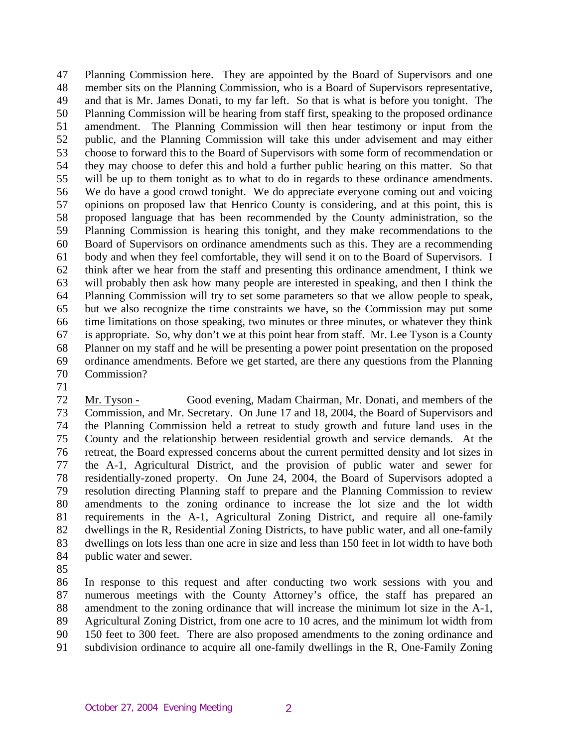Planning Commission here. They are appointed by the Board of Supervisors and one member sits on the Planning Commission, who is a Board of Supervisors representative, and that is Mr. James Donati, to my far left. So that is what is before you tonight. The Planning Commission will be hearing from staff first, speaking to the proposed ordinance amendment. The Planning Commission will then hear testimony or input from the public, and the Planning Commission will take this under advisement and may either choose to forward this to the Board of Supervisors with some form of recommendation or they may choose to defer this and hold a further public hearing on this matter. So that will be up to them tonight as to what to do in regards to these ordinance amendments. We do have a good crowd tonight. We do appreciate everyone coming out and voicing opinions on proposed law that Henrico County is considering, and at this point, this is proposed language that has been recommended by the County administration, so the Planning Commission is hearing this tonight, and they make recommendations to the Board of Supervisors on ordinance amendments such as this. They are a recommending body and when they feel comfortable, they will send it on to the Board of Supervisors. I think after we hear from the staff and presenting this ordinance amendment, I think we will probably then ask how many people are interested in speaking, and then I think the Planning Commission will try to set some parameters so that we allow people to speak, but we also recognize the time constraints we have, so the Commission may put some time limitations on those speaking, two minutes or three minutes, or whatever they think is appropriate. So, why don't we at this point hear from staff. Mr. Lee Tyson is a County Planner on my staff and he will be presenting a power point presentation on the proposed ordinance amendments. Before we get started, are there any questions from the Planning Commission?

Mr. Tyson - Good evening, Madam Chairman, Mr. Donati, and members of the Commission, and Mr. Secretary. On June 17 and 18, 2004, the Board of Supervisors and the Planning Commission held a retreat to study growth and future land uses in the County and the relationship between residential growth and service demands. At the retreat, the Board expressed concerns about the current permitted density and lot sizes in the A-1, Agricultural District, and the provision of public water and sewer for residentially-zoned property. On June 24, 2004, the Board of Supervisors adopted a resolution directing Planning staff to prepare and the Planning Commission to review amendments to the zoning ordinance to increase the lot size and the lot width requirements in the A-1, Agricultural Zoning District, and require all one-family dwellings in the R, Residential Zoning Districts, to have public water, and all one-family dwellings on lots less than one acre in size and less than 150 feet in lot width to have both public water and sewer.

In response to this request and after conducting two work sessions with you and numerous meetings with the County Attorney's office, the staff has prepared an amendment to the zoning ordinance that will increase the minimum lot size in the A-1, Agricultural Zoning District, from one acre to 10 acres, and the minimum lot width from 150 feet to 300 feet. There are also proposed amendments to the zoning ordinance and subdivision ordinance to acquire all one-family dwellings in the R, One-Family Zoning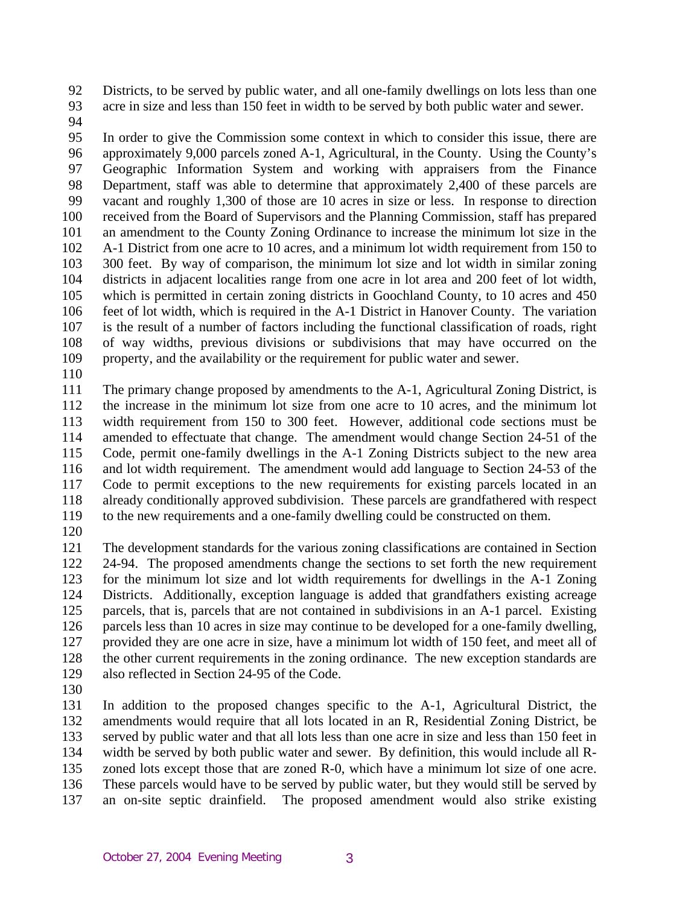Districts, to be served by public water, and all one-family dwellings on lots less than one acre in size and less than 150 feet in width to be served by both public water and sewer.

In order to give the Commission some context in which to consider this issue, there are approximately 9,000 parcels zoned A-1, Agricultural, in the County. Using the County's Geographic Information System and working with appraisers from the Finance Department, staff was able to determine that approximately 2,400 of these parcels are vacant and roughly 1,300 of those are 10 acres in size or less. In response to direction received from the Board of Supervisors and the Planning Commission, staff has prepared an amendment to the County Zoning Ordinance to increase the minimum lot size in the A-1 District from one acre to 10 acres, and a minimum lot width requirement from 150 to 300 feet. By way of comparison, the minimum lot size and lot width in similar zoning districts in adjacent localities range from one acre in lot area and 200 feet of lot width, which is permitted in certain zoning districts in Goochland County, to 10 acres and 450 feet of lot width, which is required in the A-1 District in Hanover County. The variation is the result of a number of factors including the functional classification of roads, right of way widths, previous divisions or subdivisions that may have occurred on the property, and the availability or the requirement for public water and sewer.

The primary change proposed by amendments to the A-1, Agricultural Zoning District, is the increase in the minimum lot size from one acre to 10 acres, and the minimum lot width requirement from 150 to 300 feet. However, additional code sections must be amended to effectuate that change. The amendment would change Section 24-51 of the Code, permit one-family dwellings in the A-1 Zoning Districts subject to the new area and lot width requirement. The amendment would add language to Section 24-53 of the Code to permit exceptions to the new requirements for existing parcels located in an already conditionally approved subdivision. These parcels are grandfathered with respect to the new requirements and a one-family dwelling could be constructed on them.

The development standards for the various zoning classifications are contained in Section 24-94. The proposed amendments change the sections to set forth the new requirement for the minimum lot size and lot width requirements for dwellings in the A-1 Zoning Districts. Additionally, exception language is added that grandfathers existing acreage parcels, that is, parcels that are not contained in subdivisions in an A-1 parcel. Existing parcels less than 10 acres in size may continue to be developed for a one-family dwelling, provided they are one acre in size, have a minimum lot width of 150 feet, and meet all of the other current requirements in the zoning ordinance. The new exception standards are also reflected in Section 24-95 of the Code.

In addition to the proposed changes specific to the A-1, Agricultural District, the amendments would require that all lots located in an R, Residential Zoning District, be served by public water and that all lots less than one acre in size and less than 150 feet in width be served by both public water and sewer. By definition, this would include all R-zoned lots except those that are zoned R-0, which have a minimum lot size of one acre. These parcels would have to be served by public water, but they would still be served by an on-site septic drainfield. The proposed amendment would also strike existing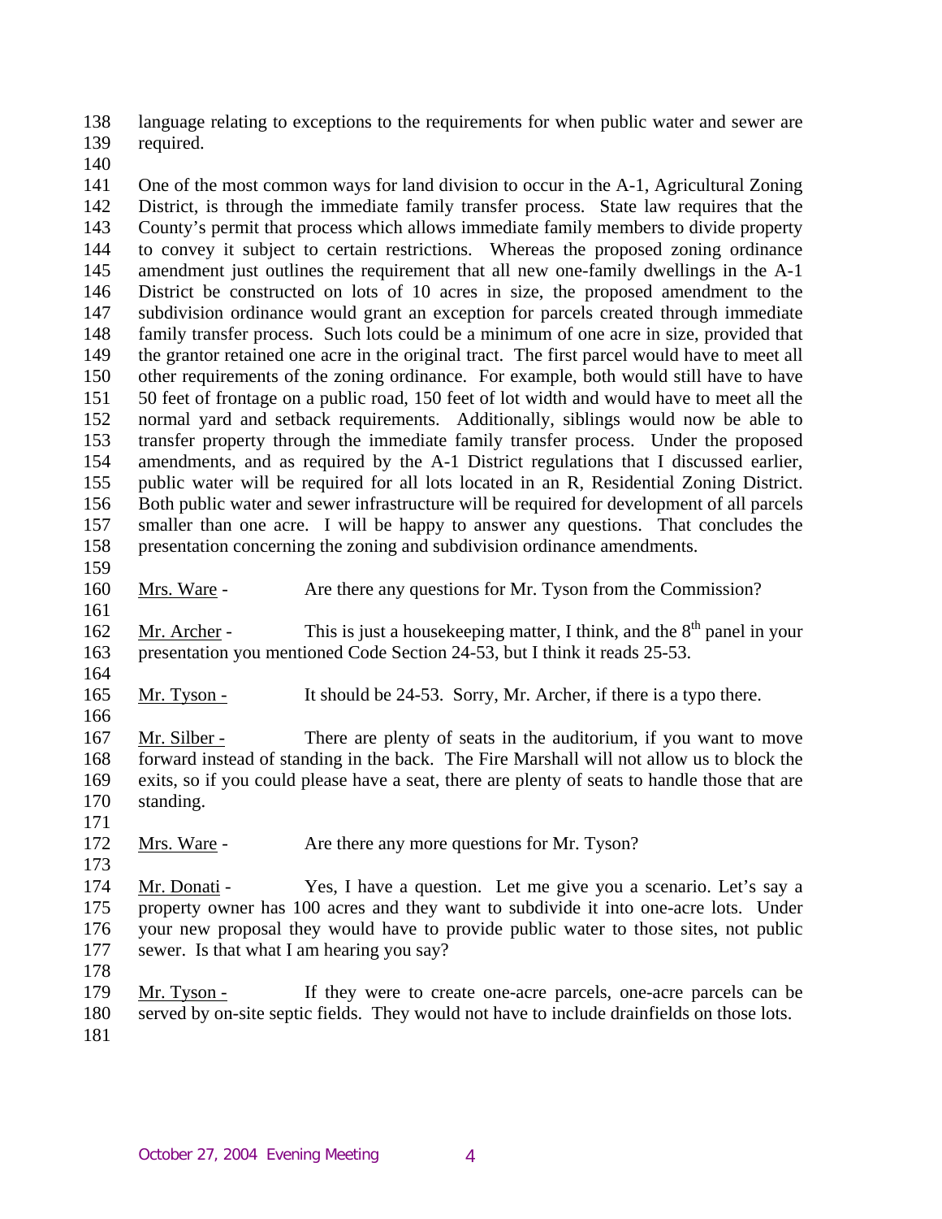language relating to exceptions to the requirements for when public water and sewer are required.

One of the most common ways for land division to occur in the A-1, Agricultural Zoning District, is through the immediate family transfer process. State law requires that the County's permit that process which allows immediate family members to divide property to convey it subject to certain restrictions. Whereas the proposed zoning ordinance amendment just outlines the requirement that all new one-family dwellings in the A-1 District be constructed on lots of 10 acres in size, the proposed amendment to the subdivision ordinance would grant an exception for parcels created through immediate family transfer process. Such lots could be a minimum of one acre in size, provided that the grantor retained one acre in the original tract. The first parcel would have to meet all other requirements of the zoning ordinance. For example, both would still have to have 50 feet of frontage on a public road, 150 feet of lot width and would have to meet all the normal yard and setback requirements. Additionally, siblings would now be able to transfer property through the immediate family transfer process. Under the proposed amendments, and as required by the A-1 District regulations that I discussed earlier, public water will be required for all lots located in an R, Residential Zoning District. Both public water and sewer infrastructure will be required for development of all parcels smaller than one acre. I will be happy to answer any questions. That concludes the presentation concerning the zoning and subdivision ordinance amendments.

Mrs. Ware - Are there any questions for Mr. Tyson from the Commission?

Mr. Archer - This is just a housekeeping matter, I think, and the 8th panel in your presentation you mentioned Code Section 24-53, but I think it reads 25-53.

Mr. Tyson - It should be 24-53. Sorry, Mr. Archer, if there is a typo there.

Mr. Silber - There are plenty of seats in the auditorium, if you want to move forward instead of standing in the back. The Fire Marshall will not allow us to block the exits, so if you could please have a seat, there are plenty of seats to handle those that are standing.

Mrs. Ware - Are there any more questions for Mr. Tyson?

Mr. Donati - Yes, I have a question. Let me give you a scenario. Let's say a property owner has 100 acres and they want to subdivide it into one-acre lots. Under your new proposal they would have to provide public water to those sites, not public sewer. Is that what I am hearing you say?

Mr. Tyson - If they were to create one-acre parcels, one-acre parcels can be served by on-site septic fields. They would not have to include drainfields on those lots.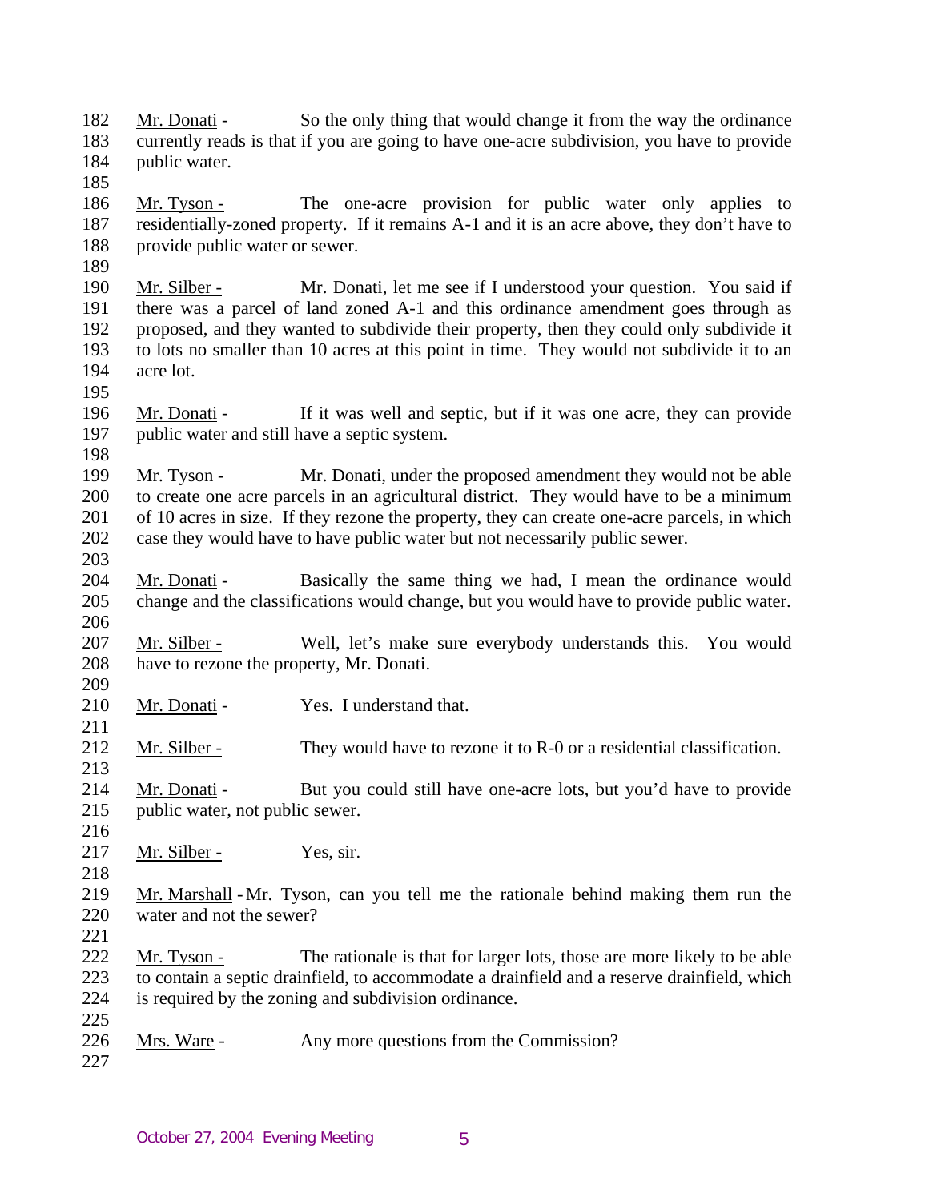Mr. Donati - So the only thing that would change it from the way the ordinance currently reads is that if you are going to have one-acre subdivision, you have to provide public water.

Mr. Tyson - The one-acre provision for public water only applies to residentially-zoned property. If it remains A-1 and it is an acre above, they don't have to provide public water or sewer.

Mr. Silber - Mr. Donati, let me see if I understood your question. You said if there was a parcel of land zoned A-1 and this ordinance amendment goes through as proposed, and they wanted to subdivide their property, then they could only subdivide it to lots no smaller than 10 acres at this point in time. They would not subdivide it to an acre lot.

Mr. Donati - If it was well and septic, but if it was one acre, they can provide public water and still have a septic system.

Mr. Tyson - Mr. Donati, under the proposed amendment they would not be able to create one acre parcels in an agricultural district. They would have to be a minimum of 10 acres in size. If they rezone the property, they can create one-acre parcels, in which case they would have to have public water but not necessarily public sewer.

Mr. Donati - Basically the same thing we had, I mean the ordinance would change and the classifications would change, but you would have to provide public water.

Mr. Silber - Well, let's make sure everybody understands this. You would have to rezone the property, Mr. Donati.

Mr. Donati - Yes. I understand that.

Mr. Silber - They would have to rezone it to R-0 or a residential classification.

Mr. Donati - But you could still have one-acre lots, but you'd have to provide public water, not public sewer.

Mr. Silber - Yes, sir.

Mr. Marshall - Mr. Tyson, can you tell me the rationale behind making them run the water and not the sewer?

Mr. Tyson - The rationale is that for larger lots, those are more likely to be able to contain a septic drainfield, to accommodate a drainfield and a reserve drainfield, which is required by the zoning and subdivision ordinance.

Mrs. Ware - Any more questions from the Commission?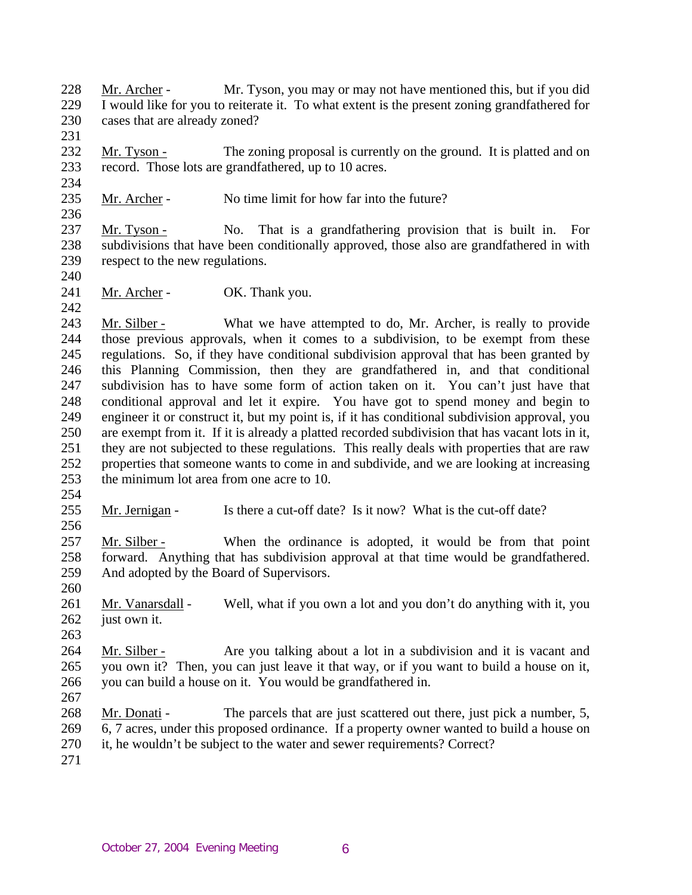228 Mr. Archer - Mr. Tyson, you may or may not have mentioned this, but if you did
229 I would like for you to reiterate it. To what extent is the present zoning grandfathered for
230 cases that are already zoned?
231
232 Mr. Tyson - The zoning proposal is currently on the ground. It is platted and on
233 record. Those lots are grandfathered, up to 10 acres.
234
235 Mr. Archer - No time limit for how far into the future?
236
237 Mr. Tyson - No. That is a grandfathering provision that is built in. For
238 subdivisions that have been conditionally approved, those also are grandfathered in with
239 respect to the new regulations.
240
241 Mr. Archer - OK. Thank you.
242
243 Mr. Silber - What we have attempted to do, Mr. Archer, is really to provide
244 those previous approvals, when it comes to a subdivision, to be exempt from these
245 regulations. So, if they have conditional subdivision approval that has been granted by
246 this Planning Commission, then they are grandfathered in, and that conditional
247 subdivision has to have some form of action taken on it. You can't just have that
248 conditional approval and let it expire. You have got to spend money and begin to
249 engineer it or construct it, but my point is, if it has conditional subdivision approval, you
250 are exempt from it. If it is already a platted recorded subdivision that has vacant lots in it,
251 they are not subjected to these regulations. This really deals with properties that are raw
252 properties that someone wants to come in and subdivide, and we are looking at increasing
253 the minimum lot area from one acre to 10.
254
255 Mr. Jernigan - Is there a cut-off date? Is it now? What is the cut-off date?
256
257 Mr. Silber - When the ordinance is adopted, it would be from that point
258 forward. Anything that has subdivision approval at that time would be grandfathered.
259 And adopted by the Board of Supervisors.
260
261 Mr. Vanarsdall - Well, what if you own a lot and you don't do anything with it, you
262 just own it.
263
264 Mr. Silber - Are you talking about a lot in a subdivision and it is vacant and
265 you own it? Then, you can just leave it that way, or if you want to build a house on it,
266 you can build a house on it. You would be grandfathered in.
267
268 Mr. Donati - The parcels that are just scattered out there, just pick a number, 5,
269 6, 7 acres, under this proposed ordinance. If a property owner wanted to build a house on
270 it, he wouldn't be subject to the water and sewer requirements? Correct?
271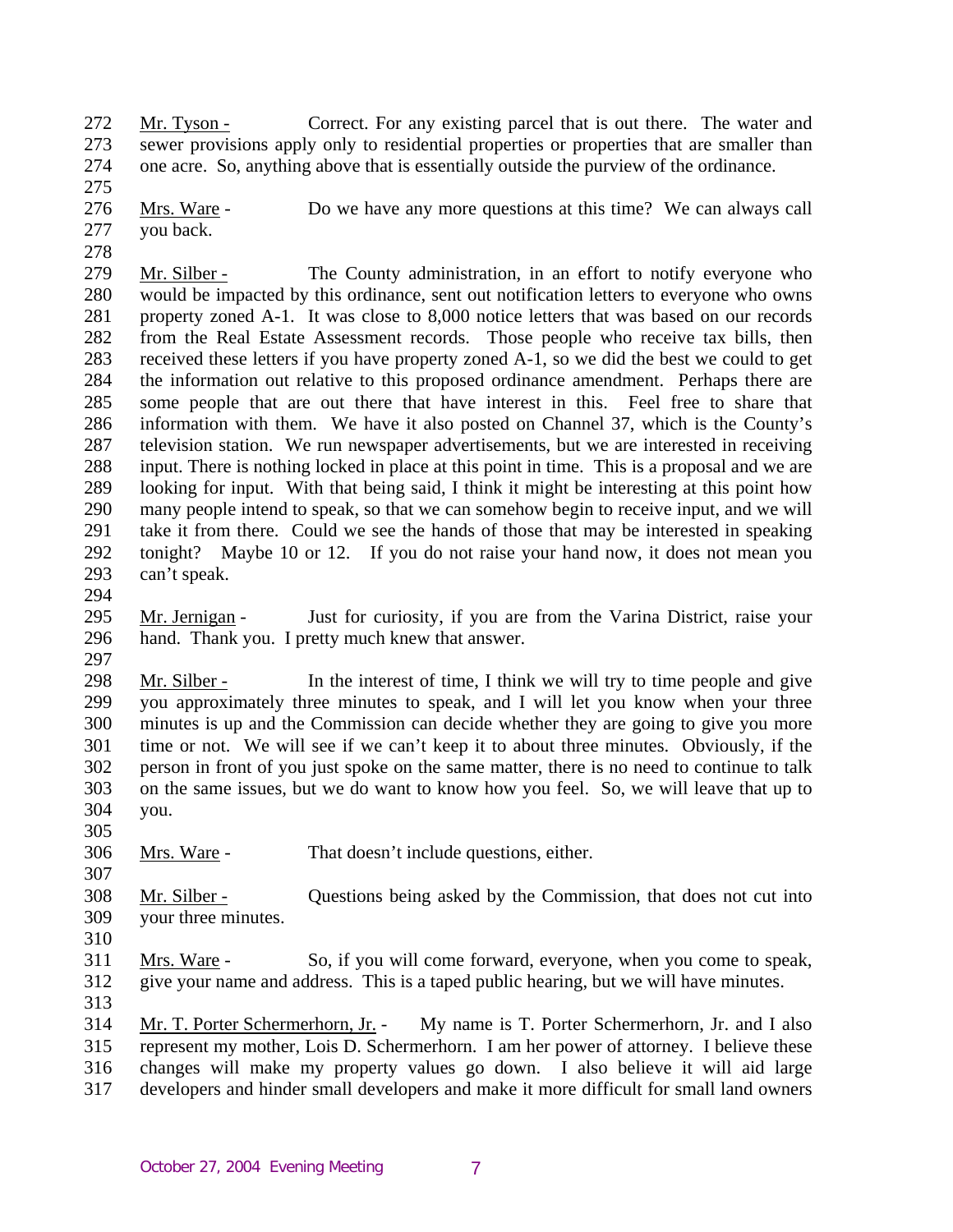Mr. Tyson - Correct. For any existing parcel that is out there. The water and sewer provisions apply only to residential properties or properties that are smaller than one acre. So, anything above that is essentially outside the purview of the ordinance.

Mrs. Ware - Do we have any more questions at this time? We can always call you back.

Mr. Silber - The County administration, in an effort to notify everyone who would be impacted by this ordinance, sent out notification letters to everyone who owns property zoned A-1. It was close to 8,000 notice letters that was based on our records from the Real Estate Assessment records. Those people who receive tax bills, then received these letters if you have property zoned A-1, so we did the best we could to get the information out relative to this proposed ordinance amendment. Perhaps there are some people that are out there that have interest in this. Feel free to share that information with them. We have it also posted on Channel 37, which is the County's television station. We run newspaper advertisements, but we are interested in receiving input. There is nothing locked in place at this point in time. This is a proposal and we are looking for input. With that being said, I think it might be interesting at this point how many people intend to speak, so that we can somehow begin to receive input, and we will take it from there. Could we see the hands of those that may be interested in speaking tonight? Maybe 10 or 12. If you do not raise your hand now, it does not mean you can't speak.

Mr. Jernigan - Just for curiosity, if you are from the Varina District, raise your hand. Thank you. I pretty much knew that answer.

Mr. Silber - In the interest of time, I think we will try to time people and give you approximately three minutes to speak, and I will let you know when your three minutes is up and the Commission can decide whether they are going to give you more time or not. We will see if we can't keep it to about three minutes. Obviously, if the person in front of you just spoke on the same matter, there is no need to continue to talk on the same issues, but we do want to know how you feel. So, we will leave that up to you.

Mrs. Ware - That doesn't include questions, either.

Mr. Silber - Questions being asked by the Commission, that does not cut into your three minutes.

Mrs. Ware - So, if you will come forward, everyone, when you come to speak, give your name and address. This is a taped public hearing, but we will have minutes.

Mr. T. Porter Schermerhorn, Jr. - My name is T. Porter Schermerhorn, Jr. and I also represent my mother, Lois D. Schermerhorn. I am her power of attorney. I believe these changes will make my property values go down. I also believe it will aid large developers and hinder small developers and make it more difficult for small land owners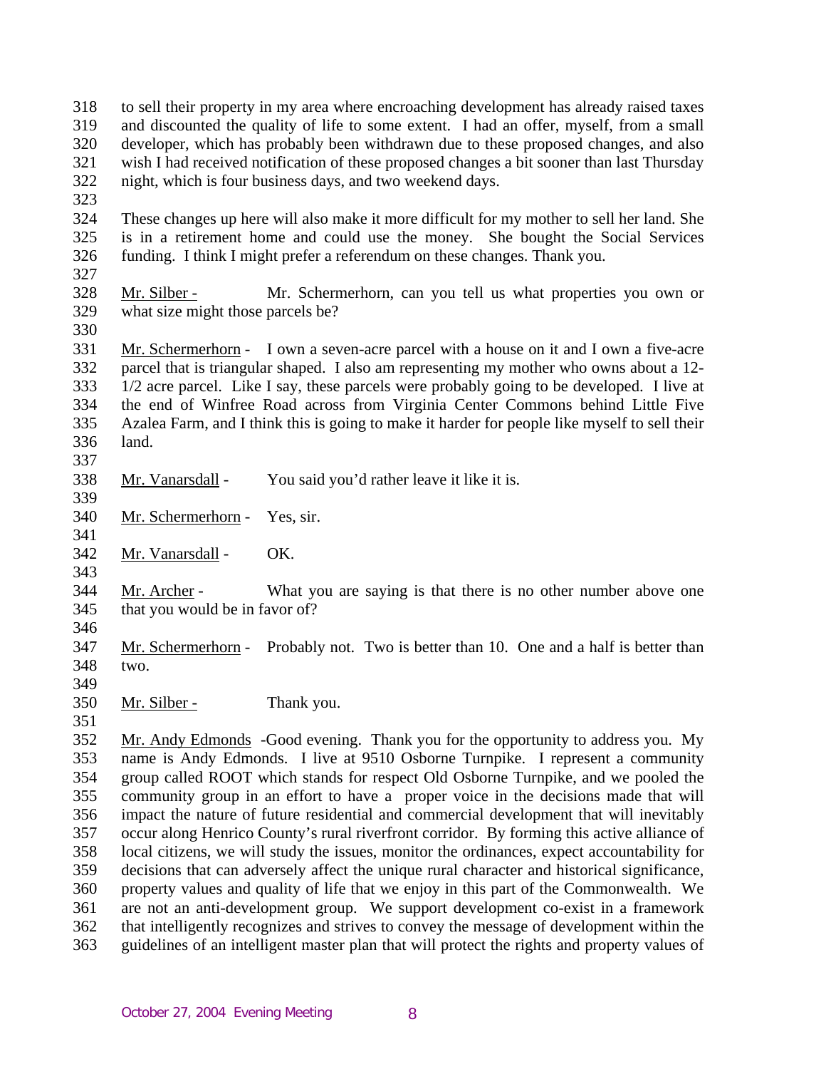to sell their property in my area where encroaching development has already raised taxes and discounted the quality of life to some extent. I had an offer, myself, from a small developer, which has probably been withdrawn due to these proposed changes, and also wish I had received notification of these proposed changes a bit sooner than last Thursday night, which is four business days, and two weekend days.

These changes up here will also make it more difficult for my mother to sell her land. She is in a retirement home and could use the money. She bought the Social Services funding. I think I might prefer a referendum on these changes. Thank you.

Mr. Silber - Mr. Schermerhorn, can you tell us what properties you own or what size might those parcels be?

Mr. Schermerhorn - I own a seven-acre parcel with a house on it and I own a five-acre parcel that is triangular shaped. I also am representing my mother who owns about a 12-1/2 acre parcel. Like I say, these parcels were probably going to be developed. I live at the end of Winfree Road across from Virginia Center Commons behind Little Five Azalea Farm, and I think this is going to make it harder for people like myself to sell their land.

Mr. Vanarsdall - You said you'd rather leave it like it is.

Mr. Schermerhorn - Yes, sir.

Mr. Vanarsdall - OK.

Mr. Archer - What you are saying is that there is no other number above one that you would be in favor of?

Mr. Schermerhorn - Probably not. Two is better than 10. One and a half is better than two.

Mr. Silber - Thank you.

Mr. Andy Edmonds -Good evening. Thank you for the opportunity to address you. My name is Andy Edmonds. I live at 9510 Osborne Turnpike. I represent a community group called ROOT which stands for respect Old Osborne Turnpike, and we pooled the community group in an effort to have a proper voice in the decisions made that will impact the nature of future residential and commercial development that will inevitably occur along Henrico County's rural riverfront corridor. By forming this active alliance of local citizens, we will study the issues, monitor the ordinances, expect accountability for decisions that can adversely affect the unique rural character and historical significance, property values and quality of life that we enjoy in this part of the Commonwealth. We are not an anti-development group. We support development co-exist in a framework that intelligently recognizes and strives to convey the message of development within the guidelines of an intelligent master plan that will protect the rights and property values of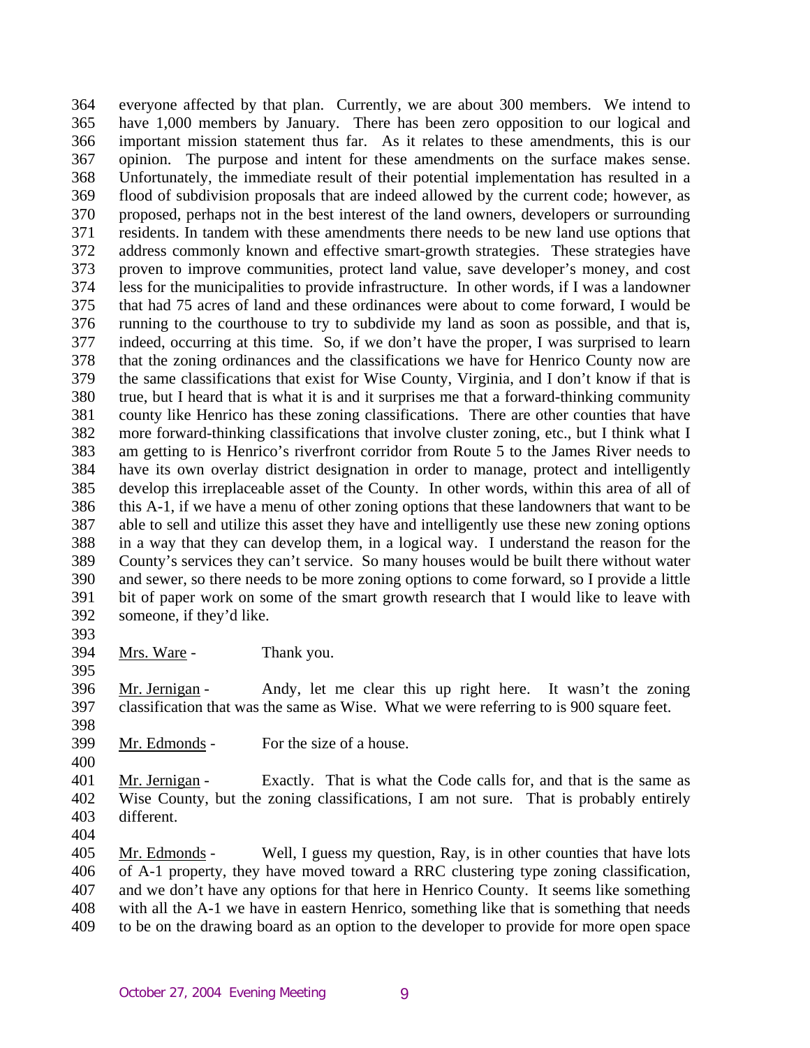everyone affected by that plan. Currently, we are about 300 members. We intend to have 1,000 members by January. There has been zero opposition to our logical and important mission statement thus far. As it relates to these amendments, this is our opinion. The purpose and intent for these amendments on the surface makes sense. Unfortunately, the immediate result of their potential implementation has resulted in a flood of subdivision proposals that are indeed allowed by the current code; however, as proposed, perhaps not in the best interest of the land owners, developers or surrounding residents. In tandem with these amendments there needs to be new land use options that address commonly known and effective smart-growth strategies. These strategies have proven to improve communities, protect land value, save developer's money, and cost less for the municipalities to provide infrastructure. In other words, if I was a landowner that had 75 acres of land and these ordinances were about to come forward, I would be running to the courthouse to try to subdivide my land as soon as possible, and that is, indeed, occurring at this time. So, if we don't have the proper, I was surprised to learn that the zoning ordinances and the classifications we have for Henrico County now are the same classifications that exist for Wise County, Virginia, and I don't know if that is true, but I heard that is what it is and it surprises me that a forward-thinking community county like Henrico has these zoning classifications. There are other counties that have more forward-thinking classifications that involve cluster zoning, etc., but I think what I am getting to is Henrico's riverfront corridor from Route 5 to the James River needs to have its own overlay district designation in order to manage, protect and intelligently develop this irreplaceable asset of the County. In other words, within this area of all of this A-1, if we have a menu of other zoning options that these landowners that want to be able to sell and utilize this asset they have and intelligently use these new zoning options in a way that they can develop them, in a logical way. I understand the reason for the County's services they can't service. So many houses would be built there without water and sewer, so there needs to be more zoning options to come forward, so I provide a little bit of paper work on some of the smart growth research that I would like to leave with someone, if they'd like.

Mrs. Ware - Thank you.

Mr. Jernigan - Andy, let me clear this up right here. It wasn't the zoning classification that was the same as Wise. What we were referring to is 900 square feet.

Mr. Edmonds - For the size of a house.

Mr. Jernigan - Exactly. That is what the Code calls for, and that is the same as Wise County, but the zoning classifications, I am not sure. That is probably entirely different.

Mr. Edmonds - Well, I guess my question, Ray, is in other counties that have lots of A-1 property, they have moved toward a RRC clustering type zoning classification, and we don't have any options for that here in Henrico County. It seems like something with all the A-1 we have in eastern Henrico, something like that is something that needs to be on the drawing board as an option to the developer to provide for more open space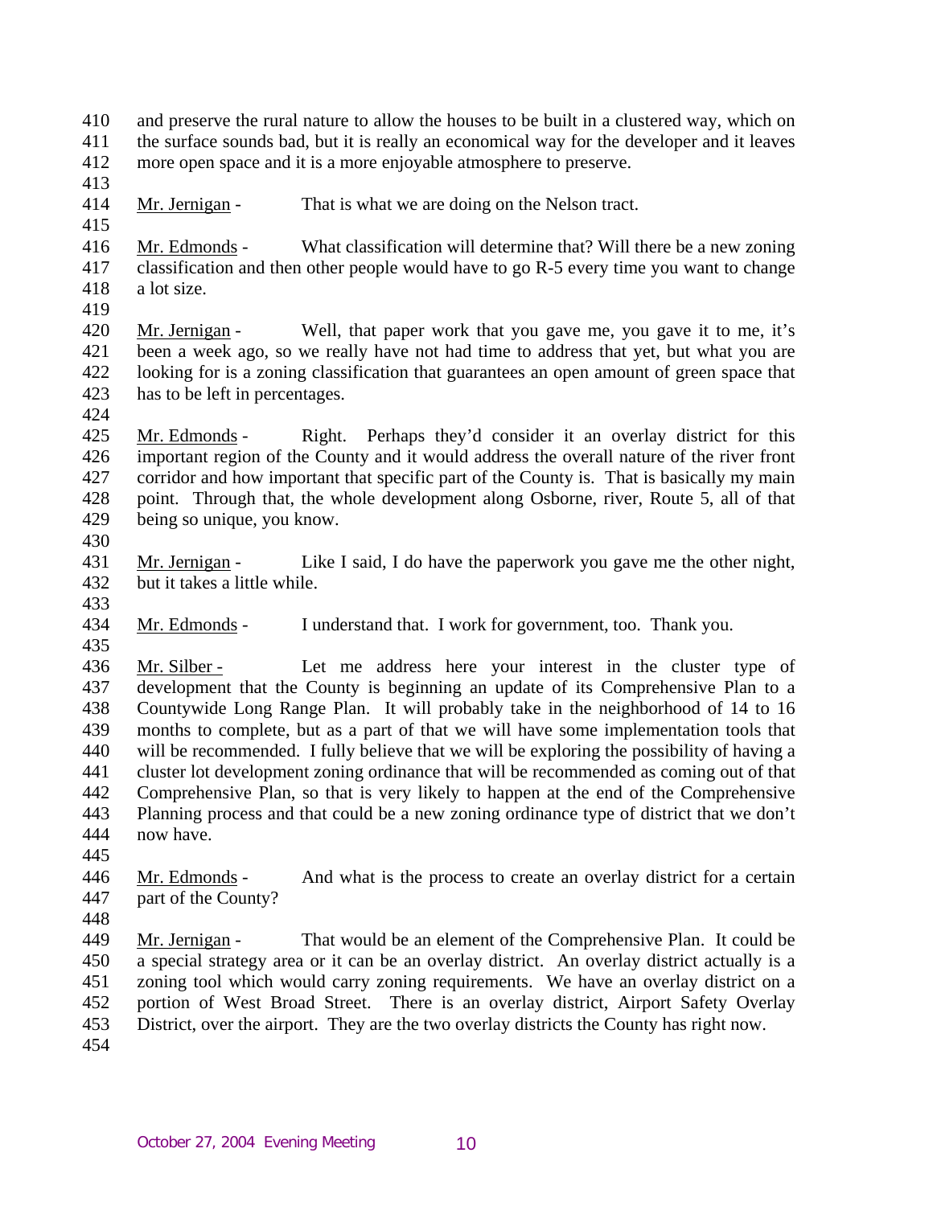and preserve the rural nature to allow the houses to be built in a clustered way, which on the surface sounds bad, but it is really an economical way for the developer and it leaves more open space and it is a more enjoyable atmosphere to preserve.

Mr. Jernigan - That is what we are doing on the Nelson tract.

Mr. Edmonds - What classification will determine that? Will there be a new zoning classification and then other people would have to go R-5 every time you want to change a lot size.

Mr. Jernigan - Well, that paper work that you gave me, you gave it to me, it's been a week ago, so we really have not had time to address that yet, but what you are looking for is a zoning classification that guarantees an open amount of green space that has to be left in percentages.

Mr. Edmonds - Right. Perhaps they'd consider it an overlay district for this important region of the County and it would address the overall nature of the river front corridor and how important that specific part of the County is. That is basically my main point. Through that, the whole development along Osborne, river, Route 5, all of that being so unique, you know.

Mr. Jernigan - Like I said, I do have the paperwork you gave me the other night, but it takes a little while.

Mr. Edmonds - I understand that. I work for government, too. Thank you.

Mr. Silber - Let me address here your interest in the cluster type of development that the County is beginning an update of its Comprehensive Plan to a Countywide Long Range Plan. It will probably take in the neighborhood of 14 to 16 months to complete, but as a part of that we will have some implementation tools that will be recommended. I fully believe that we will be exploring the possibility of having a cluster lot development zoning ordinance that will be recommended as coming out of that Comprehensive Plan, so that is very likely to happen at the end of the Comprehensive Planning process and that could be a new zoning ordinance type of district that we don't now have.

Mr. Edmonds - And what is the process to create an overlay district for a certain part of the County?

Mr. Jernigan - That would be an element of the Comprehensive Plan. It could be a special strategy area or it can be an overlay district. An overlay district actually is a zoning tool which would carry zoning requirements. We have an overlay district on a portion of West Broad Street. There is an overlay district, Airport Safety Overlay District, over the airport. They are the two overlay districts the County has right now.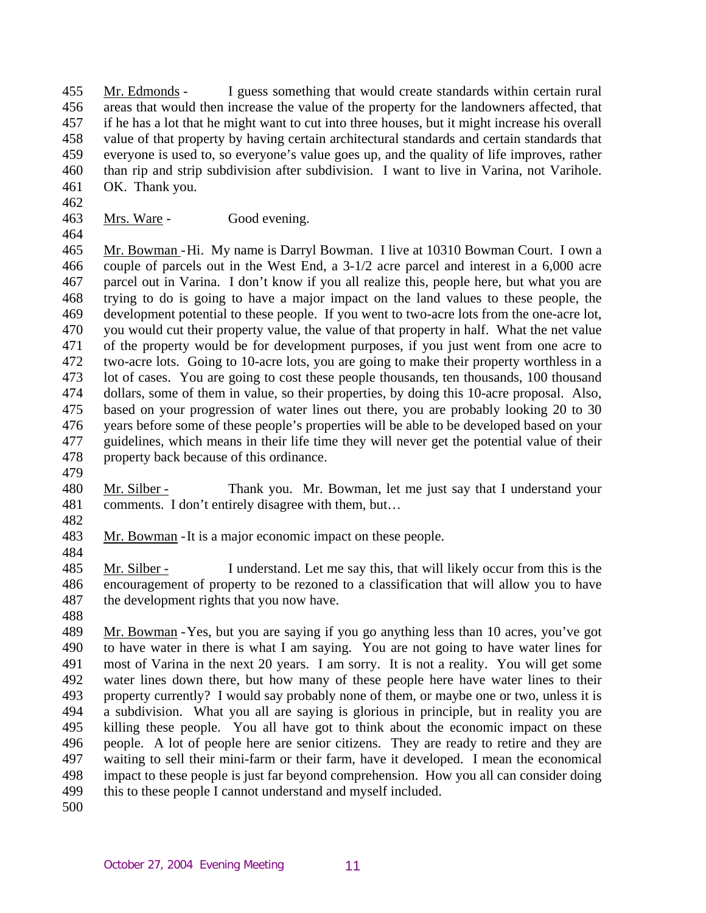455 Mr. Edmonds - I guess something that would create standards within certain rural
456 areas that would then increase the value of the property for the landowners affected, that
457 if he has a lot that he might want to cut into three houses, but it might increase his overall
458 value of that property by having certain architectural standards and certain standards that
459 everyone is used to, so everyone's value goes up, and the quality of life improves, rather
460 than rip and strip subdivision after subdivision. I want to live in Varina, not Varihole.
461 OK. Thank you.
462
463 Mrs. Ware - Good evening.
464
465 Mr. Bowman - Hi. My name is Darryl Bowman. I live at 10310 Bowman Court. I own a
466 couple of parcels out in the West End, a 3-1/2 acre parcel and interest in a 6,000 acre
467 parcel out in Varina. I don't know if you all realize this, people here, but what you are
468 trying to do is going to have a major impact on the land values to these people, the
469 development potential to these people. If you went to two-acre lots from the one-acre lot,
470 you would cut their property value, the value of that property in half. What the net value
471 of the property would be for development purposes, if you just went from one acre to
472 two-acre lots. Going to 10-acre lots, you are going to make their property worthless in a
473 lot of cases. You are going to cost these people thousands, ten thousands, 100 thousand
474 dollars, some of them in value, so their properties, by doing this 10-acre proposal. Also,
475 based on your progression of water lines out there, you are probably looking 20 to 30
476 years before some of these people's properties will be able to be developed based on your
477 guidelines, which means in their life time they will never get the potential value of their
478 property back because of this ordinance.
479
480 Mr. Silber - Thank you. Mr. Bowman, let me just say that I understand your
481 comments. I don't entirely disagree with them, but…
482
483 Mr. Bowman - It is a major economic impact on these people.
484
485 Mr. Silber - I understand. Let me say this, that will likely occur from this is the
486 encouragement of property to be rezoned to a classification that will allow you to have
487 the development rights that you now have.
488
489 Mr. Bowman - Yes, but you are saying if you go anything less than 10 acres, you've got
490 to have water in there is what I am saying. You are not going to have water lines for
491 most of Varina in the next 20 years. I am sorry. It is not a reality. You will get some
492 water lines down there, but how many of these people here have water lines to their
493 property currently? I would say probably none of them, or maybe one or two, unless it is
494 a subdivision. What you all are saying is glorious in principle, but in reality you are
495 killing these people. You all have got to think about the economic impact on these
496 people. A lot of people here are senior citizens. They are ready to retire and they are
497 waiting to sell their mini-farm or their farm, have it developed. I mean the economical
498 impact to these people is just far beyond comprehension. How you all can consider doing
499 this to these people I cannot understand and myself included.
500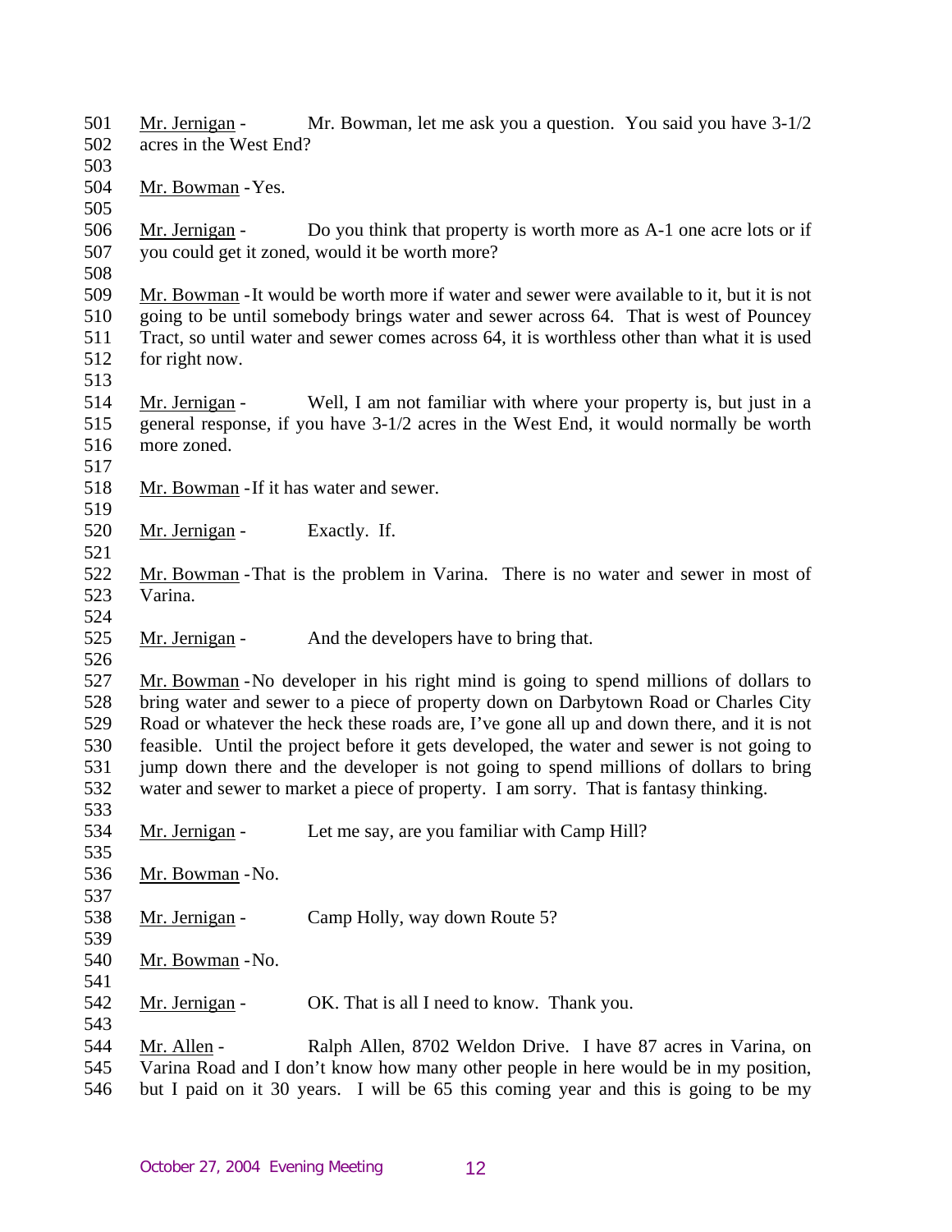501 Mr. Jernigan - Mr. Bowman, let me ask you a question. You said you have 3-1/2
502 acres in the West End?
503
504 Mr. Bowman - Yes.
505
506 Mr. Jernigan - Do you think that property is worth more as A-1 one acre lots or if
507 you could get it zoned, would it be worth more?
508
509 Mr. Bowman - It would be worth more if water and sewer were available to it, but it is not
510 going to be until somebody brings water and sewer across 64. That is west of Pouncey
511 Tract, so until water and sewer comes across 64, it is worthless other than what it is used
512 for right now.
513
514 Mr. Jernigan - Well, I am not familiar with where your property is, but just in a
515 general response, if you have 3-1/2 acres in the West End, it would normally be worth
516 more zoned.
517
518 Mr. Bowman - If it has water and sewer.
519
520 Mr. Jernigan - Exactly. If.
521
522 Mr. Bowman - That is the problem in Varina. There is no water and sewer in most of
523 Varina.
524
525 Mr. Jernigan - And the developers have to bring that.
526
527 Mr. Bowman - No developer in his right mind is going to spend millions of dollars to
528 bring water and sewer to a piece of property down on Darbytown Road or Charles City
529 Road or whatever the heck these roads are, I've gone all up and down there, and it is not
530 feasible. Until the project before it gets developed, the water and sewer is not going to
531 jump down there and the developer is not going to spend millions of dollars to bring
532 water and sewer to market a piece of property. I am sorry. That is fantasy thinking.
533
534 Mr. Jernigan - Let me say, are you familiar with Camp Hill?
535
536 Mr. Bowman - No.
537
538 Mr. Jernigan - Camp Holly, way down Route 5?
539
540 Mr. Bowman - No.
541
542 Mr. Jernigan - OK. That is all I need to know. Thank you.
543
544 Mr. Allen - Ralph Allen, 8702 Weldon Drive. I have 87 acres in Varina, on
545 Varina Road and I don't know how many other people in here would be in my position,
546 but I paid on it 30 years. I will be 65 this coming year and this is going to be my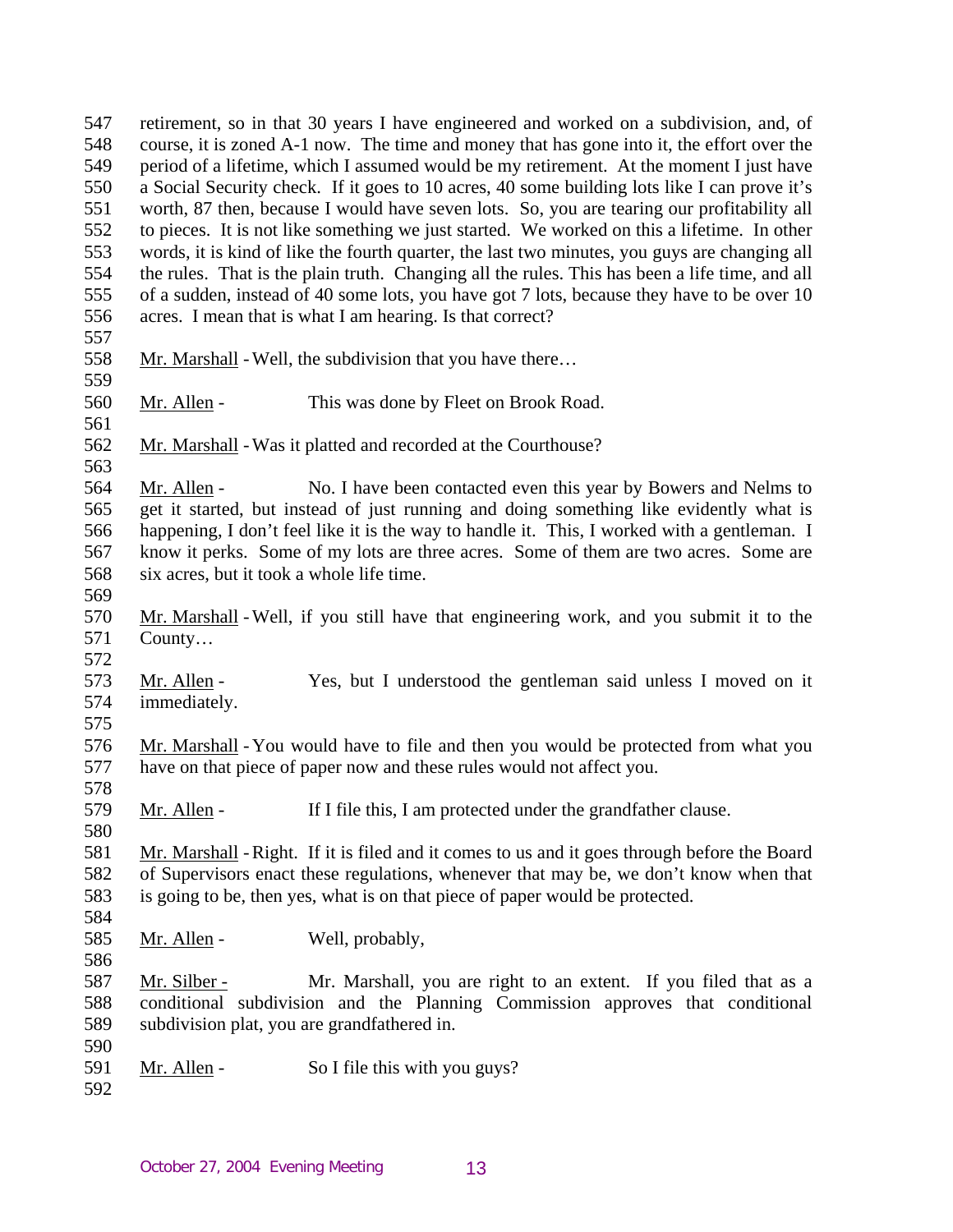retirement, so in that 30 years I have engineered and worked on a subdivision, and, of course, it is zoned A-1 now. The time and money that has gone into it, the effort over the period of a lifetime, which I assumed would be my retirement. At the moment I just have a Social Security check. If it goes to 10 acres, 40 some building lots like I can prove it's worth, 87 then, because I would have seven lots. So, you are tearing our profitability all to pieces. It is not like something we just started. We worked on this a lifetime. In other words, it is kind of like the fourth quarter, the last two minutes, you guys are changing all the rules. That is the plain truth. Changing all the rules. This has been a life time, and all of a sudden, instead of 40 some lots, you have got 7 lots, because they have to be over 10 acres. I mean that is what I am hearing. Is that correct?

Mr. Marshall - Well, the subdivision that you have there…

Mr. Allen - This was done by Fleet on Brook Road.

Mr. Marshall - Was it platted and recorded at the Courthouse?

Mr. Allen - No. I have been contacted even this year by Bowers and Nelms to get it started, but instead of just running and doing something like evidently what is happening, I don't feel like it is the way to handle it. This, I worked with a gentleman. I know it perks. Some of my lots are three acres. Some of them are two acres. Some are six acres, but it took a whole life time.

Mr. Marshall - Well, if you still have that engineering work, and you submit it to the County…

Mr. Allen - Yes, but I understood the gentleman said unless I moved on it immediately.

Mr. Marshall - You would have to file and then you would be protected from what you have on that piece of paper now and these rules would not affect you.

Mr. Allen - If I file this, I am protected under the grandfather clause.

Mr. Marshall - Right. If it is filed and it comes to us and it goes through before the Board of Supervisors enact these regulations, whenever that may be, we don't know when that is going to be, then yes, what is on that piece of paper would be protected.

Mr. Allen - Well, probably,

Mr. Silber - Mr. Marshall, you are right to an extent. If you filed that as a conditional subdivision and the Planning Commission approves that conditional subdivision plat, you are grandfathered in.

Mr. Allen - So I file this with you guys?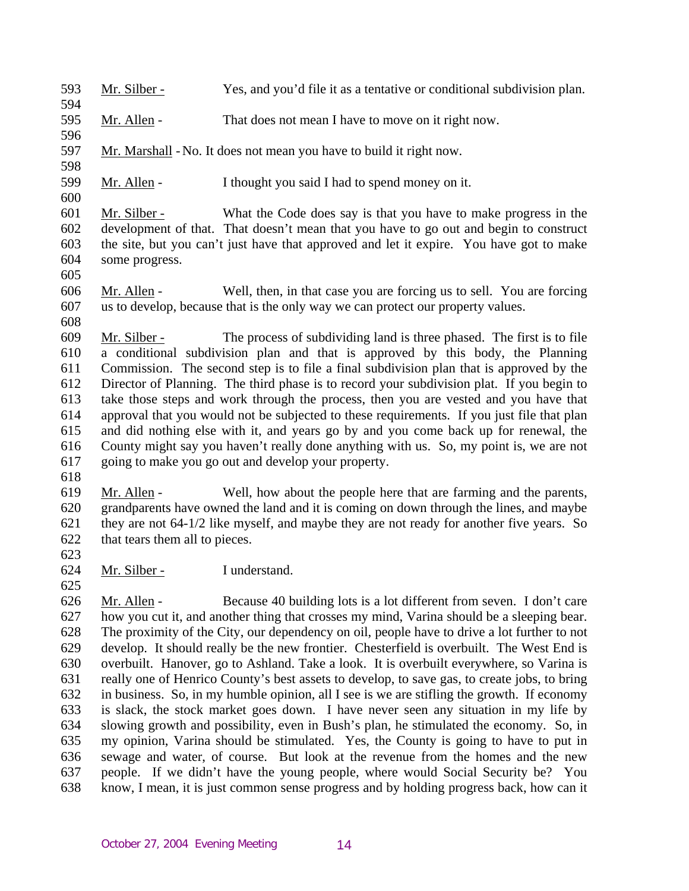Mr. Silber - Yes, and you'd file it as a tentative or conditional subdivision plan.

Mr. Allen - That does not mean I have to move on it right now.

Mr. Marshall - No. It does not mean you have to build it right now.

Mr. Allen - I thought you said I had to spend money on it.

Mr. Silber - What the Code does say is that you have to make progress in the development of that. That doesn't mean that you have to go out and begin to construct the site, but you can't just have that approved and let it expire. You have got to make some progress.

Mr. Allen - Well, then, in that case you are forcing us to sell. You are forcing us to develop, because that is the only way we can protect our property values.

Mr. Silber - The process of subdividing land is three phased. The first is to file a conditional subdivision plan and that is approved by this body, the Planning Commission. The second step is to file a final subdivision plan that is approved by the Director of Planning. The third phase is to record your subdivision plat. If you begin to take those steps and work through the process, then you are vested and you have that approval that you would not be subjected to these requirements. If you just file that plan and did nothing else with it, and years go by and you come back up for renewal, the County might say you haven't really done anything with us. So, my point is, we are not going to make you go out and develop your property.

Mr. Allen - Well, how about the people here that are farming and the parents, grandparents have owned the land and it is coming on down through the lines, and maybe they are not 64-1/2 like myself, and maybe they are not ready for another five years. So that tears them all to pieces.

Mr. Silber - I understand.

Mr. Allen - Because 40 building lots is a lot different from seven. I don't care how you cut it, and another thing that crosses my mind, Varina should be a sleeping bear. The proximity of the City, our dependency on oil, people have to drive a lot further to not develop. It should really be the new frontier. Chesterfield is overbuilt. The West End is overbuilt. Hanover, go to Ashland. Take a look. It is overbuilt everywhere, so Varina is really one of Henrico County's best assets to develop, to save gas, to create jobs, to bring in business. So, in my humble opinion, all I see is we are stifling the growth. If economy is slack, the stock market goes down. I have never seen any situation in my life by slowing growth and possibility, even in Bush's plan, he stimulated the economy. So, in my opinion, Varina should be stimulated. Yes, the County is going to have to put in sewage and water, of course. But look at the revenue from the homes and the new people. If we didn't have the young people, where would Social Security be? You know, I mean, it is just common sense progress and by holding progress back, how can it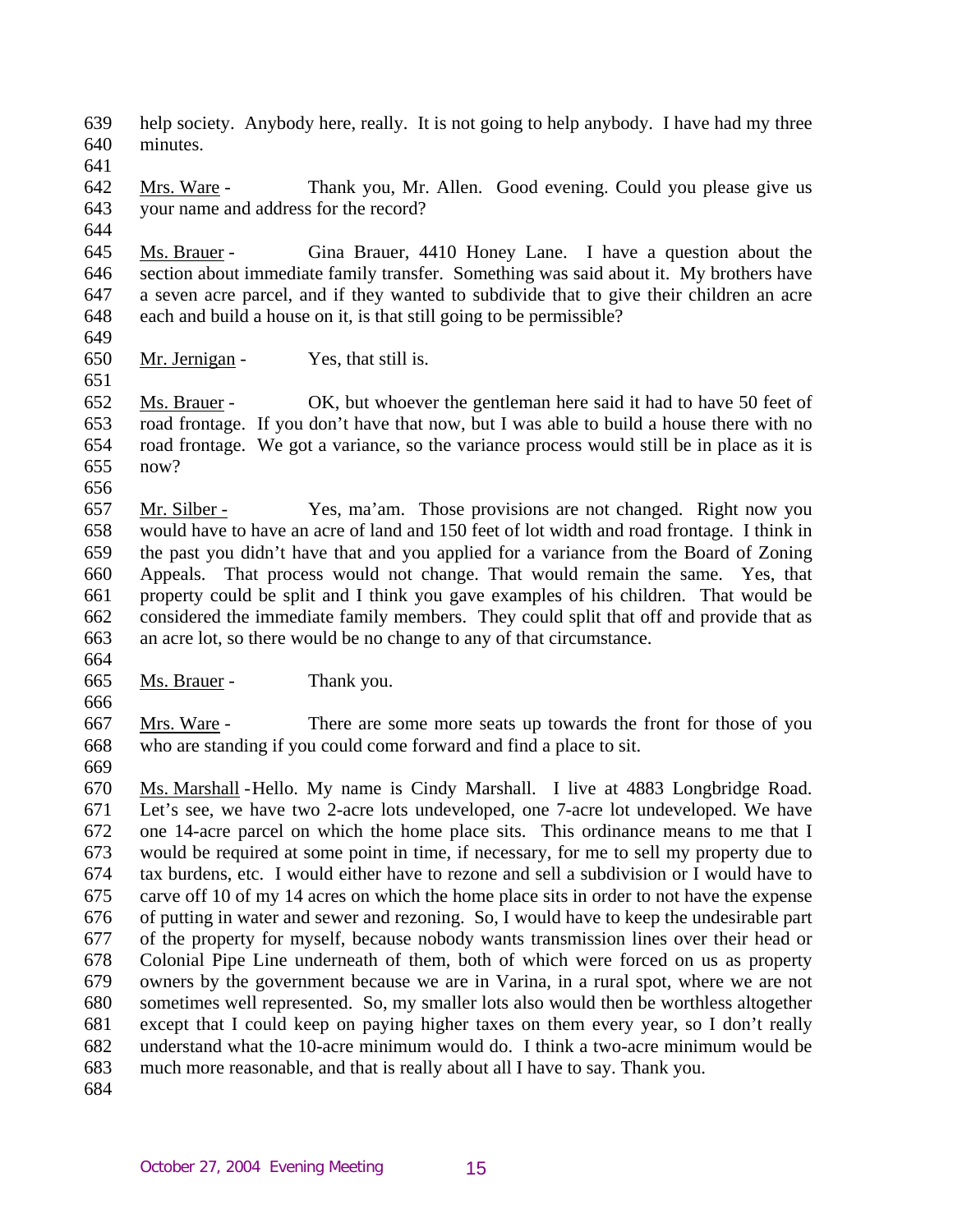help society. Anybody here, really. It is not going to help anybody. I have had my three minutes.

Mrs. Ware - Thank you, Mr. Allen. Good evening. Could you please give us your name and address for the record?

Ms. Brauer - Gina Brauer, 4410 Honey Lane. I have a question about the section about immediate family transfer. Something was said about it. My brothers have a seven acre parcel, and if they wanted to subdivide that to give their children an acre each and build a house on it, is that still going to be permissible?

Mr. Jernigan - Yes, that still is.

Ms. Brauer - OK, but whoever the gentleman here said it had to have 50 feet of road frontage. If you don't have that now, but I was able to build a house there with no road frontage. We got a variance, so the variance process would still be in place as it is now?

Mr. Silber - Yes, ma'am. Those provisions are not changed. Right now you would have to have an acre of land and 150 feet of lot width and road frontage. I think in the past you didn't have that and you applied for a variance from the Board of Zoning Appeals. That process would not change. That would remain the same. Yes, that property could be split and I think you gave examples of his children. That would be considered the immediate family members. They could split that off and provide that as an acre lot, so there would be no change to any of that circumstance.

Ms. Brauer - Thank you.

Mrs. Ware - There are some more seats up towards the front for those of you who are standing if you could come forward and find a place to sit.

Ms. Marshall - Hello. My name is Cindy Marshall. I live at 4883 Longbridge Road. Let's see, we have two 2-acre lots undeveloped, one 7-acre lot undeveloped. We have one 14-acre parcel on which the home place sits. This ordinance means to me that I would be required at some point in time, if necessary, for me to sell my property due to tax burdens, etc. I would either have to rezone and sell a subdivision or I would have to carve off 10 of my 14 acres on which the home place sits in order to not have the expense of putting in water and sewer and rezoning. So, I would have to keep the undesirable part of the property for myself, because nobody wants transmission lines over their head or Colonial Pipe Line underneath of them, both of which were forced on us as property owners by the government because we are in Varina, in a rural spot, where we are not sometimes well represented. So, my smaller lots also would then be worthless altogether except that I could keep on paying higher taxes on them every year, so I don't really understand what the 10-acre minimum would do. I think a two-acre minimum would be much more reasonable, and that is really about all I have to say. Thank you.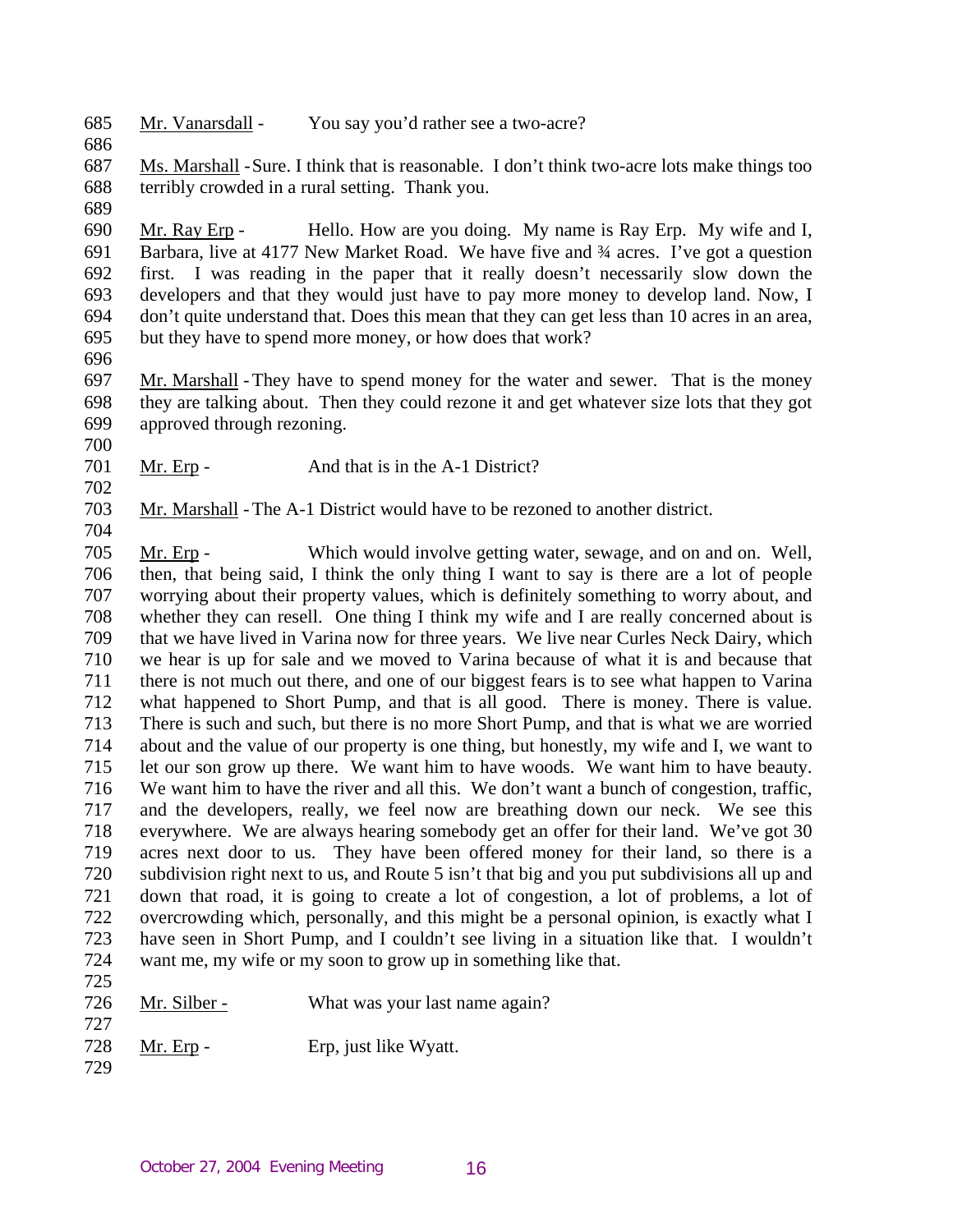685 Mr. Vanarsdall - You say you'd rather see a two-acre?

686

687 Ms. Marshall - Sure. I think that is reasonable. I don't think two-acre lots make things too
688 terribly crowded in a rural setting. Thank you.

689

690 Mr. Ray Erp - Hello. How are you doing. My name is Ray Erp. My wife and I,
691 Barbara, live at 4177 New Market Road. We have five and ¾ acres. I've got a question
692 first. I was reading in the paper that it really doesn't necessarily slow down the
693 developers and that they would just have to pay more money to develop land. Now, I
694 don't quite understand that. Does this mean that they can get less than 10 acres in an area,
695 but they have to spend more money, or how does that work?

696

697 Mr. Marshall - They have to spend money for the water and sewer. That is the money
698 they are talking about. Then they could rezone it and get whatever size lots that they got
699 approved through rezoning.

700

701 Mr. Erp - And that is in the A-1 District?

702

703 Mr. Marshall - The A-1 District would have to be rezoned to another district.

704

705 Mr. Erp - Which would involve getting water, sewage, and on and on. Well,
706 then, that being said, I think the only thing I want to say is there are a lot of people
707 worrying about their property values, which is definitely something to worry about, and
708 whether they can resell. One thing I think my wife and I are really concerned about is
709 that we have lived in Varina now for three years. We live near Curles Neck Dairy, which
710 we hear is up for sale and we moved to Varina because of what it is and because that
711 there is not much out there, and one of our biggest fears is to see what happen to Varina
712 what happened to Short Pump, and that is all good. There is money. There is value.
713 There is such and such, but there is no more Short Pump, and that is what we are worried
714 about and the value of our property is one thing, but honestly, my wife and I, we want to
715 let our son grow up there. We want him to have woods. We want him to have beauty.
716 We want him to have the river and all this. We don't want a bunch of congestion, traffic,
717 and the developers, really, we feel now are breathing down our neck. We see this
718 everywhere. We are always hearing somebody get an offer for their land. We've got 30
719 acres next door to us. They have been offered money for their land, so there is a
720 subdivision right next to us, and Route 5 isn't that big and you put subdivisions all up and
721 down that road, it is going to create a lot of congestion, a lot of problems, a lot of
722 overcrowding which, personally, and this might be a personal opinion, is exactly what I
723 have seen in Short Pump, and I couldn't see living in a situation like that. I wouldn't
724 want me, my wife or my soon to grow up in something like that.

725

726 Mr. Silber - What was your last name again?

727

728 Mr. Erp - Erp, just like Wyatt.

729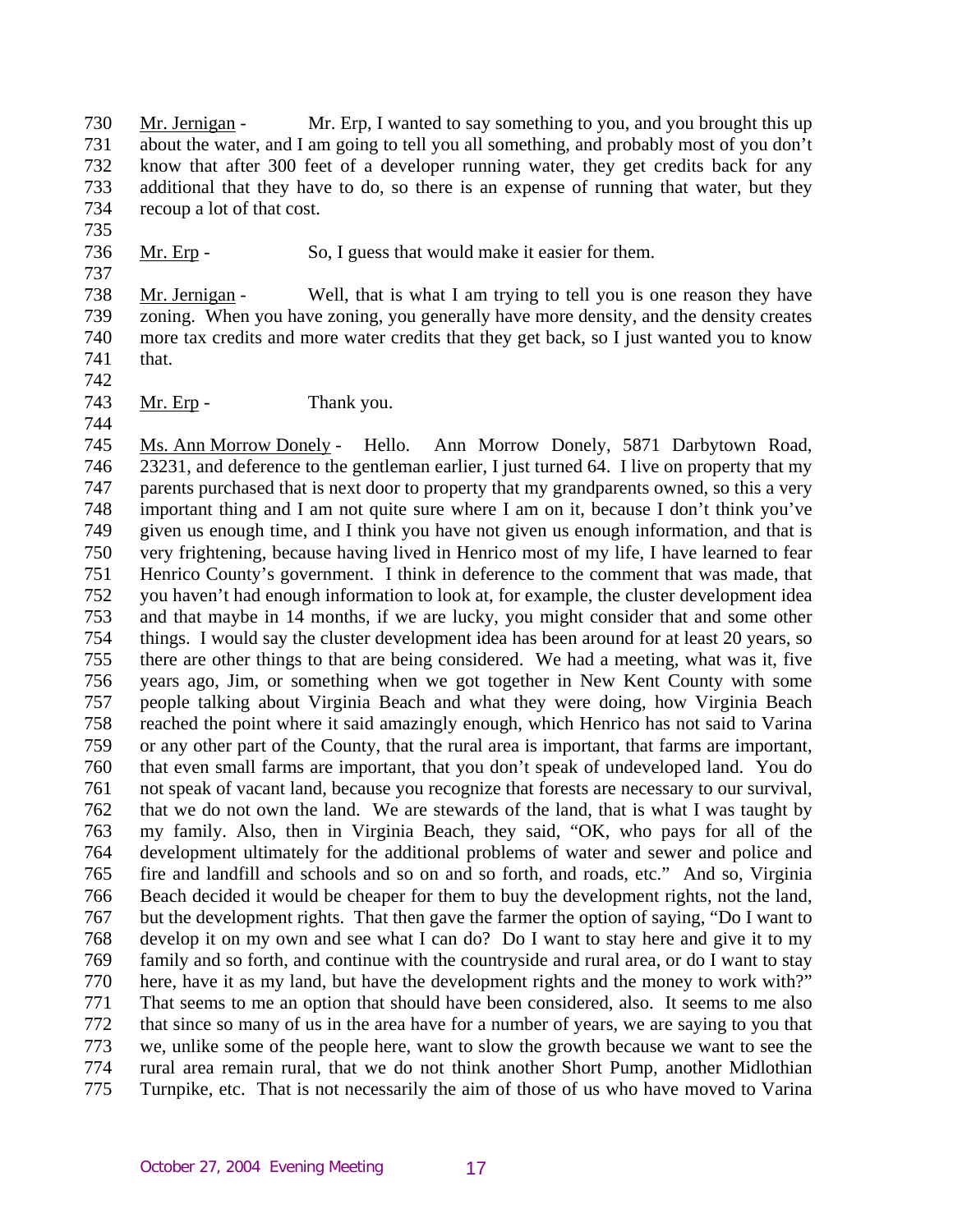730 Mr. Jernigan - Mr. Erp, I wanted to say something to you, and you brought this up
731 about the water, and I am going to tell you all something, and probably most of you don't
732 know that after 300 feet of a developer running water, they get credits back for any
733 additional that they have to do, so there is an expense of running that water, but they
734 recoup a lot of that cost.
735
736 Mr. Erp - So, I guess that would make it easier for them.
737
738 Mr. Jernigan - Well, that is what I am trying to tell you is one reason they have
739 zoning. When you have zoning, you generally have more density, and the density creates
740 more tax credits and more water credits that they get back, so I just wanted you to know
741 that.
742
743 Mr. Erp - Thank you.
744
745 Ms. Ann Morrow Donely - Hello. Ann Morrow Donely, 5871 Darbytown Road,
746 23231, and deference to the gentleman earlier, I just turned 64. I live on property that my
747 parents purchased that is next door to property that my grandparents owned, so this a very
748 important thing and I am not quite sure where I am on it, because I don't think you've
749 given us enough time, and I think you have not given us enough information, and that is
750 very frightening, because having lived in Henrico most of my life, I have learned to fear
751 Henrico County's government. I think in deference to the comment that was made, that
752 you haven't had enough information to look at, for example, the cluster development idea
753 and that maybe in 14 months, if we are lucky, you might consider that and some other
754 things. I would say the cluster development idea has been around for at least 20 years, so
755 there are other things to that are being considered. We had a meeting, what was it, five
756 years ago, Jim, or something when we got together in New Kent County with some
757 people talking about Virginia Beach and what they were doing, how Virginia Beach
758 reached the point where it said amazingly enough, which Henrico has not said to Varina
759 or any other part of the County, that the rural area is important, that farms are important,
760 that even small farms are important, that you don't speak of undeveloped land. You do
761 not speak of vacant land, because you recognize that forests are necessary to our survival,
762 that we do not own the land. We are stewards of the land, that is what I was taught by
763 my family. Also, then in Virginia Beach, they said, "OK, who pays for all of the
764 development ultimately for the additional problems of water and sewer and police and
765 fire and landfill and schools and so on and so forth, and roads, etc." And so, Virginia
766 Beach decided it would be cheaper for them to buy the development rights, not the land,
767 but the development rights. That then gave the farmer the option of saying, "Do I want to
768 develop it on my own and see what I can do? Do I want to stay here and give it to my
769 family and so forth, and continue with the countryside and rural area, or do I want to stay
770 here, have it as my land, but have the development rights and the money to work with?"
771 That seems to me an option that should have been considered, also. It seems to me also
772 that since so many of us in the area have for a number of years, we are saying to you that
773 we, unlike some of the people here, want to slow the growth because we want to see the
774 rural area remain rural, that we do not think another Short Pump, another Midlothian
775 Turnpike, etc. That is not necessarily the aim of those of us who have moved to Varina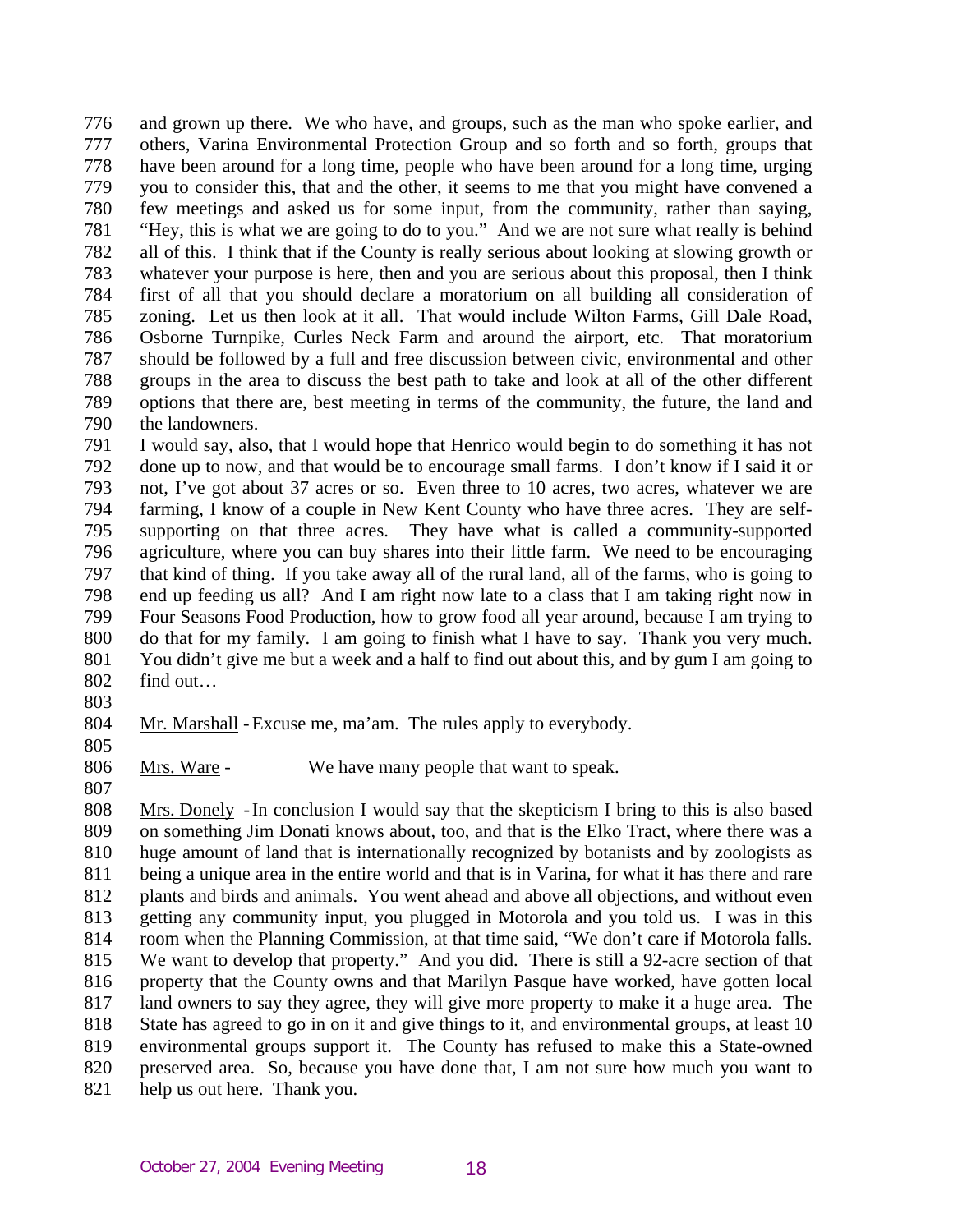and grown up there. We who have, and groups, such as the man who spoke earlier, and others, Varina Environmental Protection Group and so forth and so forth, groups that have been around for a long time, people who have been around for a long time, urging you to consider this, that and the other, it seems to me that you might have convened a few meetings and asked us for some input, from the community, rather than saying, "Hey, this is what we are going to do to you." And we are not sure what really is behind all of this. I think that if the County is really serious about looking at slowing growth or whatever your purpose is here, then and you are serious about this proposal, then I think first of all that you should declare a moratorium on all building all consideration of zoning. Let us then look at it all. That would include Wilton Farms, Gill Dale Road, Osborne Turnpike, Curles Neck Farm and around the airport, etc. That moratorium should be followed by a full and free discussion between civic, environmental and other groups in the area to discuss the best path to take and look at all of the other different options that there are, best meeting in terms of the community, the future, the land and the landowners.

I would say, also, that I would hope that Henrico would begin to do something it has not done up to now, and that would be to encourage small farms. I don't know if I said it or not, I've got about 37 acres or so. Even three to 10 acres, two acres, whatever we are farming, I know of a couple in New Kent County who have three acres. They are self-supporting on that three acres. They have what is called a community-supported agriculture, where you can buy shares into their little farm. We need to be encouraging that kind of thing. If you take away all of the rural land, all of the farms, who is going to end up feeding us all? And I am right now late to a class that I am taking right now in Four Seasons Food Production, how to grow food all year around, because I am trying to do that for my family. I am going to finish what I have to say. Thank you very much. You didn't give me but a week and a half to find out about this, and by gum I am going to find out…

Mr. Marshall - Excuse me, ma'am. The rules apply to everybody.

Mrs. Ware - We have many people that want to speak.

Mrs. Donely - In conclusion I would say that the skepticism I bring to this is also based on something Jim Donati knows about, too, and that is the Elko Tract, where there was a huge amount of land that is internationally recognized by botanists and by zoologists as being a unique area in the entire world and that is in Varina, for what it has there and rare plants and birds and animals. You went ahead and above all objections, and without even getting any community input, you plugged in Motorola and you told us. I was in this room when the Planning Commission, at that time said, "We don't care if Motorola falls. We want to develop that property." And you did. There is still a 92-acre section of that property that the County owns and that Marilyn Pasque have worked, have gotten local land owners to say they agree, they will give more property to make it a huge area. The State has agreed to go in on it and give things to it, and environmental groups, at least 10 environmental groups support it. The County has refused to make this a State-owned preserved area. So, because you have done that, I am not sure how much you want to help us out here. Thank you.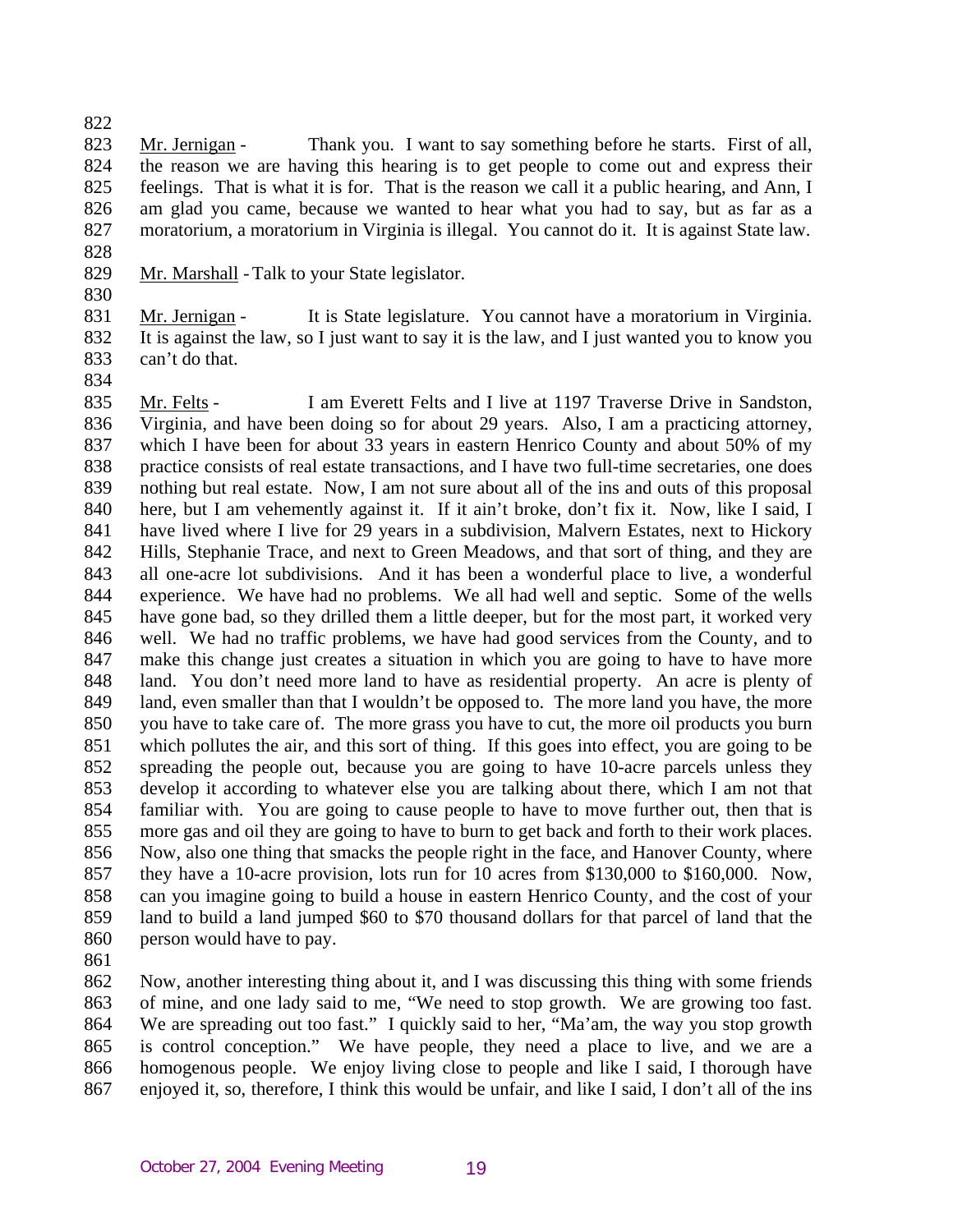822

823 Mr. Jernigan - Thank you. I want to say something before he starts. First of all, 824 the reason we are having this hearing is to get people to come out and express their 825 feelings. That is what it is for. That is the reason we call it a public hearing, and Ann, I 826 am glad you came, because we wanted to hear what you had to say, but as far as a 827 moratorium, a moratorium in Virginia is illegal. You cannot do it. It is against State law.

828

829 Mr. Marshall - Talk to your State legislator.

830

831 Mr. Jernigan - It is State legislature. You cannot have a moratorium in Virginia. 832 It is against the law, so I just want to say it is the law, and I just wanted you to know you 833 can't do that.

834

835 Mr. Felts - I am Everett Felts and I live at 1197 Traverse Drive in Sandston, 836 Virginia, and have been doing so for about 29 years. Also, I am a practicing attorney, 837 which I have been for about 33 years in eastern Henrico County and about 50% of my 838 practice consists of real estate transactions, and I have two full-time secretaries, one does 839 nothing but real estate. Now, I am not sure about all of the ins and outs of this proposal 840 here, but I am vehemently against it. If it ain't broke, don't fix it. Now, like I said, I 841 have lived where I live for 29 years in a subdivision, Malvern Estates, next to Hickory 842 Hills, Stephanie Trace, and next to Green Meadows, and that sort of thing, and they are 843 all one-acre lot subdivisions. And it has been a wonderful place to live, a wonderful 844 experience. We have had no problems. We all had well and septic. Some of the wells 845 have gone bad, so they drilled them a little deeper, but for the most part, it worked very 846 well. We had no traffic problems, we have had good services from the County, and to 847 make this change just creates a situation in which you are going to have to have more 848 land. You don't need more land to have as residential property. An acre is plenty of 849 land, even smaller than that I wouldn't be opposed to. The more land you have, the more 850 you have to take care of. The more grass you have to cut, the more oil products you burn 851 which pollutes the air, and this sort of thing. If this goes into effect, you are going to be 852 spreading the people out, because you are going to have 10-acre parcels unless they 853 develop it according to whatever else you are talking about there, which I am not that 854 familiar with. You are going to cause people to have to move further out, then that is 855 more gas and oil they are going to have to burn to get back and forth to their work places. 856 Now, also one thing that smacks the people right in the face, and Hanover County, where 857 they have a 10-acre provision, lots run for 10 acres from $130,000 to $160,000. Now, 858 can you imagine going to build a house in eastern Henrico County, and the cost of your 859 land to build a land jumped $60 to $70 thousand dollars for that parcel of land that the 860 person would have to pay.

861

862 Now, another interesting thing about it, and I was discussing this thing with some friends 863 of mine, and one lady said to me, "We need to stop growth. We are growing too fast. 864 We are spreading out too fast." I quickly said to her, "Ma'am, the way you stop growth 865 is control conception." We have people, they need a place to live, and we are a 866 homogenous people. We enjoy living close to people and like I said, I thorough have 867 enjoyed it, so, therefore, I think this would be unfair, and like I said, I don't all of the ins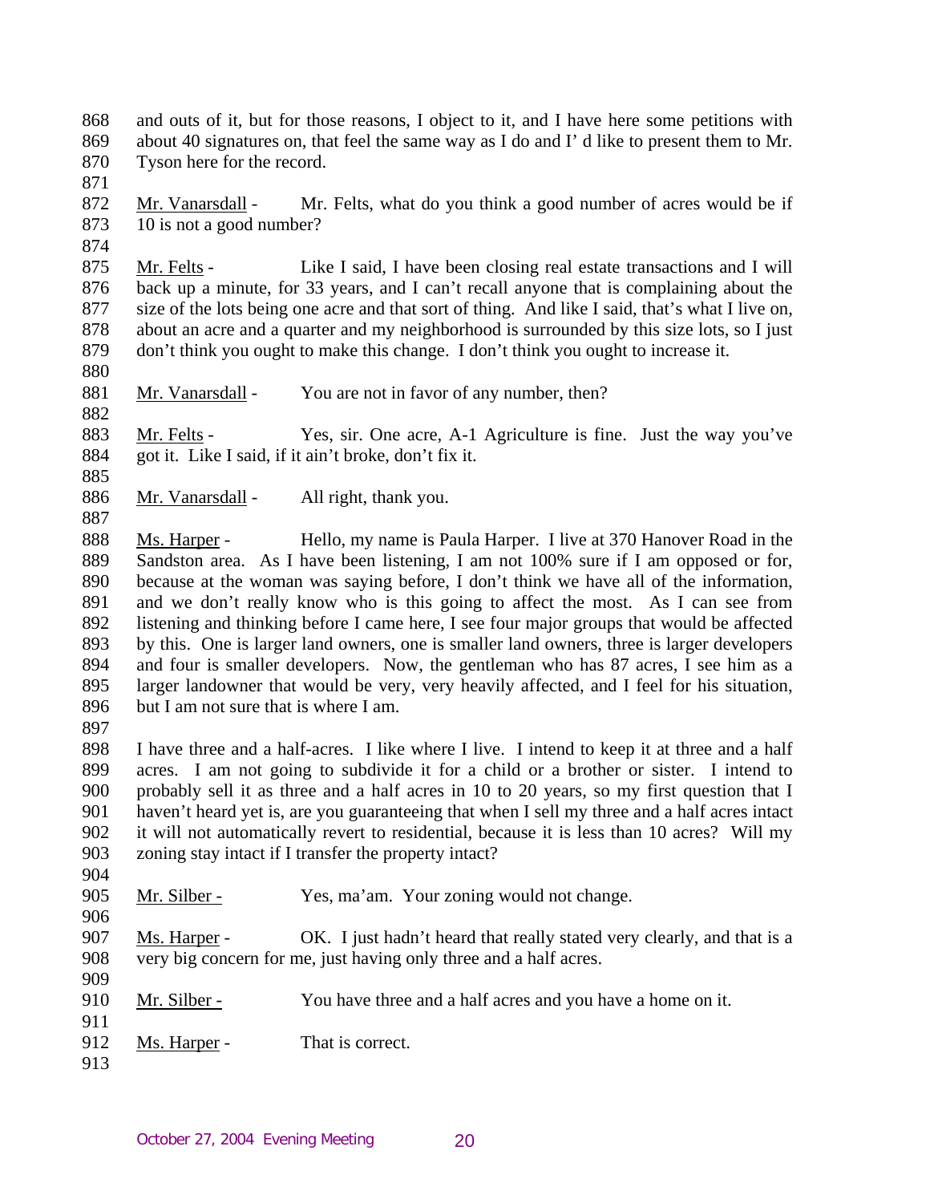and outs of it, but for those reasons, I object to it, and I have here some petitions with about 40 signatures on, that feel the same way as I do and I' d like to present them to Mr. Tyson here for the record.

Mr. Vanarsdall - Mr. Felts, what do you think a good number of acres would be if 10 is not a good number?

Mr. Felts - Like I said, I have been closing real estate transactions and I will back up a minute, for 33 years, and I can't recall anyone that is complaining about the size of the lots being one acre and that sort of thing. And like I said, that's what I live on, about an acre and a quarter and my neighborhood is surrounded by this size lots, so I just don't think you ought to make this change. I don't think you ought to increase it.

Mr. Vanarsdall - You are not in favor of any number, then?

Mr. Felts - Yes, sir. One acre, A-1 Agriculture is fine. Just the way you've got it. Like I said, if it ain't broke, don't fix it.

Mr. Vanarsdall - All right, thank you.

Ms. Harper - Hello, my name is Paula Harper. I live at 370 Hanover Road in the Sandston area. As I have been listening, I am not 100% sure if I am opposed or for, because at the woman was saying before, I don't think we have all of the information, and we don't really know who is this going to affect the most. As I can see from listening and thinking before I came here, I see four major groups that would be affected by this. One is larger land owners, one is smaller land owners, three is larger developers and four is smaller developers. Now, the gentleman who has 87 acres, I see him as a larger landowner that would be very, very heavily affected, and I feel for his situation, but I am not sure that is where I am.

I have three and a half-acres. I like where I live. I intend to keep it at three and a half acres. I am not going to subdivide it for a child or a brother or sister. I intend to probably sell it as three and a half acres in 10 to 20 years, so my first question that I haven't heard yet is, are you guaranteeing that when I sell my three and a half acres intact it will not automatically revert to residential, because it is less than 10 acres? Will my zoning stay intact if I transfer the property intact?

Mr. Silber - Yes, ma'am. Your zoning would not change.

Ms. Harper - OK. I just hadn't heard that really stated very clearly, and that is a very big concern for me, just having only three and a half acres.

Mr. Silber - You have three and a half acres and you have a home on it.

Ms. Harper - That is correct.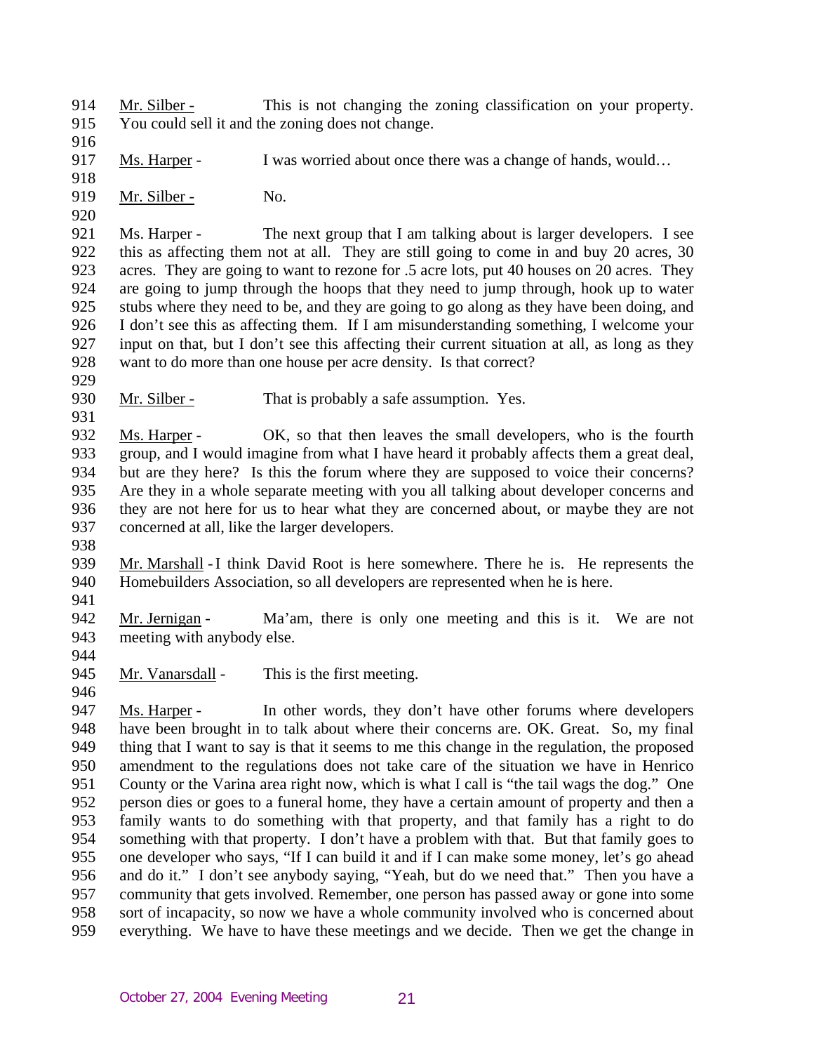914 Mr. Silber - This is not changing the zoning classification on your property.
915 You could sell it and the zoning does not change.
916
917 Ms. Harper - I was worried about once there was a change of hands, would…
918
919 Mr. Silber - No.
920
921 Ms. Harper - The next group that I am talking about is larger developers. I see
922 this as affecting them not at all. They are still going to come in and buy 20 acres, 30
923 acres. They are going to want to rezone for .5 acre lots, put 40 houses on 20 acres. They
924 are going to jump through the hoops that they need to jump through, hook up to water
925 stubs where they need to be, and they are going to go along as they have been doing, and
926 I don't see this as affecting them. If I am misunderstanding something, I welcome your
927 input on that, but I don't see this affecting their current situation at all, as long as they
928 want to do more than one house per acre density. Is that correct?
929
930 Mr. Silber - That is probably a safe assumption. Yes.
931
932 Ms. Harper - OK, so that then leaves the small developers, who is the fourth
933 group, and I would imagine from what I have heard it probably affects them a great deal,
934 but are they here? Is this the forum where they are supposed to voice their concerns?
935 Are they in a whole separate meeting with you all talking about developer concerns and
936 they are not here for us to hear what they are concerned about, or maybe they are not
937 concerned at all, like the larger developers.
938
939 Mr. Marshall - I think David Root is here somewhere. There he is. He represents the
940 Homebuilders Association, so all developers are represented when he is here.
941
942 Mr. Jernigan - Ma'am, there is only one meeting and this is it. We are not
943 meeting with anybody else.
944
945 Mr. Vanarsdall - This is the first meeting.
946
947 Ms. Harper - In other words, they don't have other forums where developers
948 have been brought in to talk about where their concerns are. OK. Great. So, my final
949 thing that I want to say is that it seems to me this change in the regulation, the proposed
950 amendment to the regulations does not take care of the situation we have in Henrico
951 County or the Varina area right now, which is what I call is "the tail wags the dog." One
952 person dies or goes to a funeral home, they have a certain amount of property and then a
953 family wants to do something with that property, and that family has a right to do
954 something with that property. I don't have a problem with that. But that family goes to
955 one developer who says, "If I can build it and if I can make some money, let's go ahead
956 and do it." I don't see anybody saying, "Yeah, but do we need that." Then you have a
957 community that gets involved. Remember, one person has passed away or gone into some
958 sort of incapacity, so now we have a whole community involved who is concerned about
959 everything. We have to have these meetings and we decide. Then we get the change in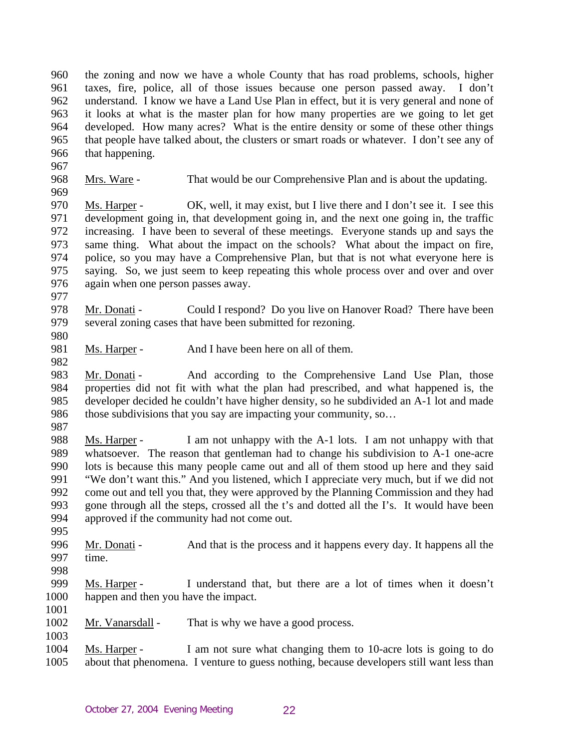960 the zoning and now we have a whole County that has road problems, schools, higher
961 taxes, fire, police, all of those issues because one person passed away. I don't
962 understand. I know we have a Land Use Plan in effect, but it is very general and none of
963 it looks at what is the master plan for how many properties are we going to let get
964 developed. How many acres? What is the entire density or some of these other things
965 that people have talked about, the clusters or smart roads or whatever. I don't see any of
966 that happening.
967
968 Mrs. Ware - That would be our Comprehensive Plan and is about the updating.
969
970 Ms. Harper - OK, well, it may exist, but I live there and I don't see it. I see this
971 development going in, that development going in, and the next one going in, the traffic
972 increasing. I have been to several of these meetings. Everyone stands up and says the
973 same thing. What about the impact on the schools? What about the impact on fire,
974 police, so you may have a Comprehensive Plan, but that is not what everyone here is
975 saying. So, we just seem to keep repeating this whole process over and over and over
976 again when one person passes away.
977
978 Mr. Donati - Could I respond? Do you live on Hanover Road? There have been
979 several zoning cases that have been submitted for rezoning.
980
981 Ms. Harper - And I have been here on all of them.
982
983 Mr. Donati - And according to the Comprehensive Land Use Plan, those
984 properties did not fit with what the plan had prescribed, and what happened is, the
985 developer decided he couldn't have higher density, so he subdivided an A-1 lot and made
986 those subdivisions that you say are impacting your community, so…
987
988 Ms. Harper - I am not unhappy with the A-1 lots. I am not unhappy with that
989 whatsoever. The reason that gentleman had to change his subdivision to A-1 one-acre
990 lots is because this many people came out and all of them stood up here and they said
991 "We don't want this." And you listened, which I appreciate very much, but if we did not
992 come out and tell you that, they were approved by the Planning Commission and they had
993 gone through all the steps, crossed all the t's and dotted all the I's. It would have been
994 approved if the community had not come out.
995
996 Mr. Donati - And that is the process and it happens every day. It happens all the
997 time.
998
999 Ms. Harper - I understand that, but there are a lot of times when it doesn't
1000 happen and then you have the impact.
1001
1002 Mr. Vanarsdall - That is why we have a good process.
1003
1004 Ms. Harper - I am not sure what changing them to 10-acre lots is going to do
1005 about that phenomena. I venture to guess nothing, because developers still want less than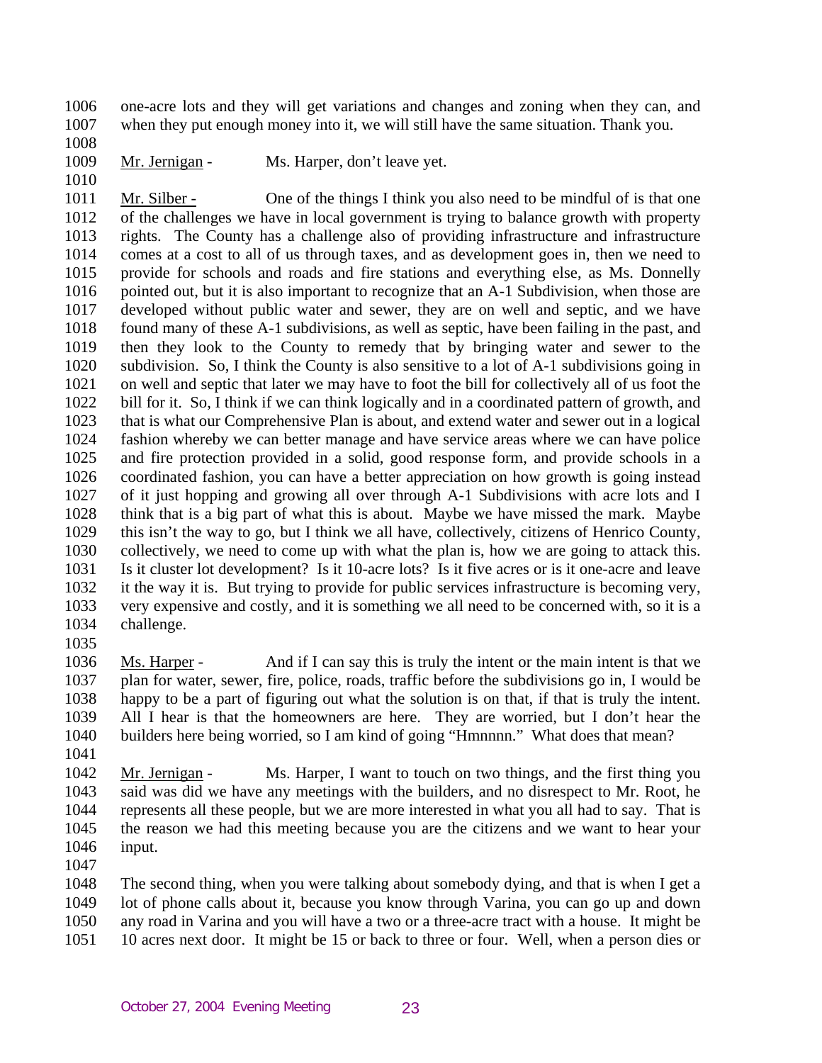1006 one-acre lots and they will get variations and changes and zoning when they can, and
1007 when they put enough money into it, we will still have the same situation. Thank you.
1008
1009 Mr. Jernigan - Ms. Harper, don't leave yet.
1010
1011 Mr. Silber - One of the things I think you also need to be mindful of is that one
1012 of the challenges we have in local government is trying to balance growth with property
1013 rights. The County has a challenge also of providing infrastructure and infrastructure
1014 comes at a cost to all of us through taxes, and as development goes in, then we need to
1015 provide for schools and roads and fire stations and everything else, as Ms. Donnelly
1016 pointed out, but it is also important to recognize that an A-1 Subdivision, when those are
1017 developed without public water and sewer, they are on well and septic, and we have
1018 found many of these A-1 subdivisions, as well as septic, have been failing in the past, and
1019 then they look to the County to remedy that by bringing water and sewer to the
1020 subdivision. So, I think the County is also sensitive to a lot of A-1 subdivisions going in
1021 on well and septic that later we may have to foot the bill for collectively all of us foot the
1022 bill for it. So, I think if we can think logically and in a coordinated pattern of growth, and
1023 that is what our Comprehensive Plan is about, and extend water and sewer out in a logical
1024 fashion whereby we can better manage and have service areas where we can have police
1025 and fire protection provided in a solid, good response form, and provide schools in a
1026 coordinated fashion, you can have a better appreciation on how growth is going instead
1027 of it just hopping and growing all over through A-1 Subdivisions with acre lots and I
1028 think that is a big part of what this is about. Maybe we have missed the mark. Maybe
1029 this isn't the way to go, but I think we all have, collectively, citizens of Henrico County,
1030 collectively, we need to come up with what the plan is, how we are going to attack this.
1031 Is it cluster lot development? Is it 10-acre lots? Is it five acres or is it one-acre and leave
1032 it the way it is. But trying to provide for public services infrastructure is becoming very,
1033 very expensive and costly, and it is something we all need to be concerned with, so it is a
1034 challenge.
1035
1036 Ms. Harper - And if I can say this is truly the intent or the main intent is that we
1037 plan for water, sewer, fire, police, roads, traffic before the subdivisions go in, I would be
1038 happy to be a part of figuring out what the solution is on that, if that is truly the intent.
1039 All I hear is that the homeowners are here. They are worried, but I don't hear the
1040 builders here being worried, so I am kind of going "Hmnnnn." What does that mean?
1041
1042 Mr. Jernigan - Ms. Harper, I want to touch on two things, and the first thing you
1043 said was did we have any meetings with the builders, and no disrespect to Mr. Root, he
1044 represents all these people, but we are more interested in what you all had to say. That is
1045 the reason we had this meeting because you are the citizens and we want to hear your
1046 input.
1047
1048 The second thing, when you were talking about somebody dying, and that is when I get a
1049 lot of phone calls about it, because you know through Varina, you can go up and down
1050 any road in Varina and you will have a two or a three-acre tract with a house. It might be
1051 10 acres next door. It might be 15 or back to three or four. Well, when a person dies or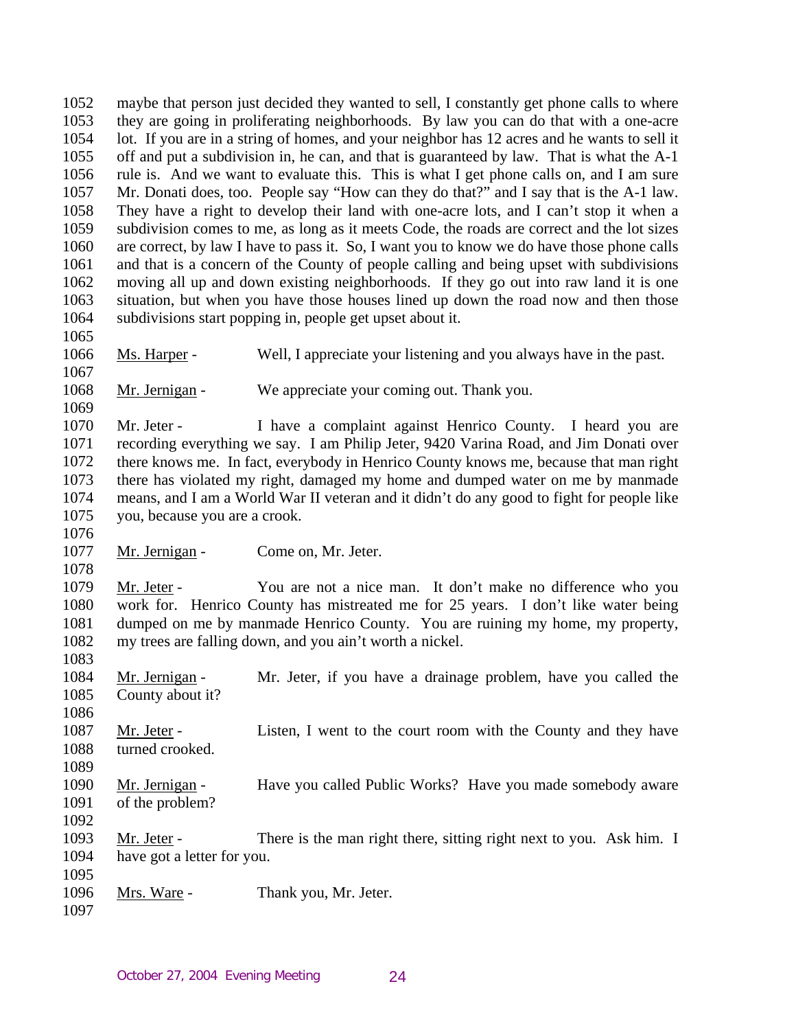maybe that person just decided they wanted to sell, I constantly get phone calls to where they are going in proliferating neighborhoods. By law you can do that with a one-acre lot. If you are in a string of homes, and your neighbor has 12 acres and he wants to sell it off and put a subdivision in, he can, and that is guaranteed by law. That is what the A-1 rule is. And we want to evaluate this. This is what I get phone calls on, and I am sure Mr. Donati does, too. People say "How can they do that?" and I say that is the A-1 law. They have a right to develop their land with one-acre lots, and I can't stop it when a subdivision comes to me, as long as it meets Code, the roads are correct and the lot sizes are correct, by law I have to pass it. So, I want you to know we do have those phone calls and that is a concern of the County of people calling and being upset with subdivisions moving all up and down existing neighborhoods. If they go out into raw land it is one situation, but when you have those houses lined up down the road now and then those subdivisions start popping in, people get upset about it.

Ms. Harper - Well, I appreciate your listening and you always have in the past.

Mr. Jernigan - We appreciate your coming out. Thank you.

Mr. Jeter - I have a complaint against Henrico County. I heard you are recording everything we say. I am Philip Jeter, 9420 Varina Road, and Jim Donati over there knows me. In fact, everybody in Henrico County knows me, because that man right there has violated my right, damaged my home and dumped water on me by manmade means, and I am a World War II veteran and it didn't do any good to fight for people like you, because you are a crook.

Mr. Jernigan - Come on, Mr. Jeter.

Mr. Jeter - You are not a nice man. It don't make no difference who you work for. Henrico County has mistreated me for 25 years. I don't like water being dumped on me by manmade Henrico County. You are ruining my home, my property, my trees are falling down, and you ain't worth a nickel.

Mr. Jernigan - Mr. Jeter, if you have a drainage problem, have you called the County about it?

Mr. Jeter - Listen, I went to the court room with the County and they have turned crooked.

Mr. Jernigan - Have you called Public Works? Have you made somebody aware of the problem?

Mr. Jeter - There is the man right there, sitting right next to you. Ask him. I have got a letter for you.

Mrs. Ware - Thank you, Mr. Jeter.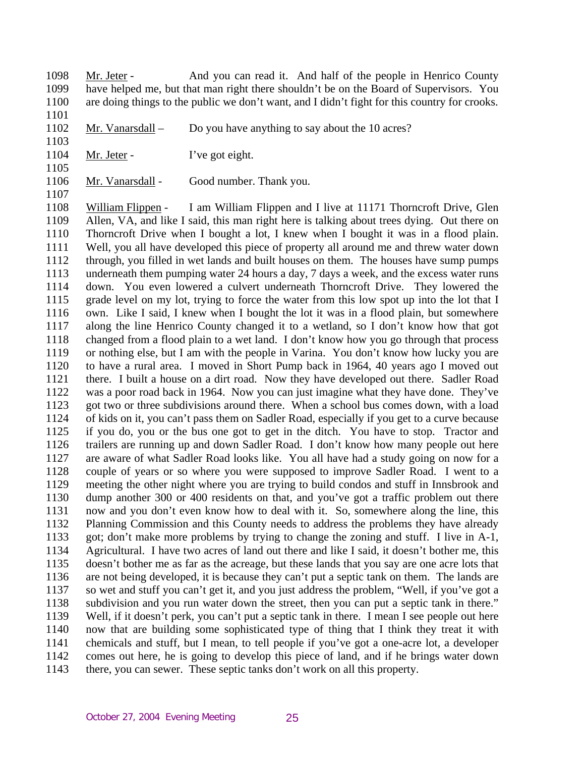Mr. Jeter - And you can read it. And half of the people in Henrico County have helped me, but that man right there shouldn't be on the Board of Supervisors. You are doing things to the public we don't want, and I didn't fight for this country for crooks.

Mr. Vanarsdall – Do you have anything to say about the 10 acres?

Mr. Jeter - I've got eight.

Mr. Vanarsdall - Good number. Thank you.

William Flippen - I am William Flippen and I live at 11171 Thorncroft Drive, Glen Allen, VA, and like I said, this man right here is talking about trees dying. Out there on Thorncroft Drive when I bought a lot, I knew when I bought it was in a flood plain. Well, you all have developed this piece of property all around me and threw water down through, you filled in wet lands and built houses on them. The houses have sump pumps underneath them pumping water 24 hours a day, 7 days a week, and the excess water runs down. You even lowered a culvert underneath Thorncroft Drive. They lowered the grade level on my lot, trying to force the water from this low spot up into the lot that I own. Like I said, I knew when I bought the lot it was in a flood plain, but somewhere along the line Henrico County changed it to a wetland, so I don't know how that got changed from a flood plain to a wet land. I don't know how you go through that process or nothing else, but I am with the people in Varina. You don't know how lucky you are to have a rural area. I moved in Short Pump back in 1964, 40 years ago I moved out there. I built a house on a dirt road. Now they have developed out there. Sadler Road was a poor road back in 1964. Now you can just imagine what they have done. They've got two or three subdivisions around there. When a school bus comes down, with a load of kids on it, you can't pass them on Sadler Road, especially if you get to a curve because if you do, you or the bus one got to get in the ditch. You have to stop. Tractor and trailers are running up and down Sadler Road. I don't know how many people out here are aware of what Sadler Road looks like. You all have had a study going on now for a couple of years or so where you were supposed to improve Sadler Road. I went to a meeting the other night where you are trying to build condos and stuff in Innsbrook and dump another 300 or 400 residents on that, and you've got a traffic problem out there now and you don't even know how to deal with it. So, somewhere along the line, this Planning Commission and this County needs to address the problems they have already got; don't make more problems by trying to change the zoning and stuff. I live in A-1, Agricultural. I have two acres of land out there and like I said, it doesn't bother me, this doesn't bother me as far as the acreage, but these lands that you say are one acre lots that are not being developed, it is because they can't put a septic tank on them. The lands are so wet and stuff you can't get it, and you just address the problem, "Well, if you've got a subdivision and you run water down the street, then you can put a septic tank in there." Well, if it doesn't perk, you can't put a septic tank in there. I mean I see people out here now that are building some sophisticated type of thing that I think they treat it with chemicals and stuff, but I mean, to tell people if you've got a one-acre lot, a developer comes out here, he is going to develop this piece of land, and if he brings water down there, you can sewer. These septic tanks don't work on all this property.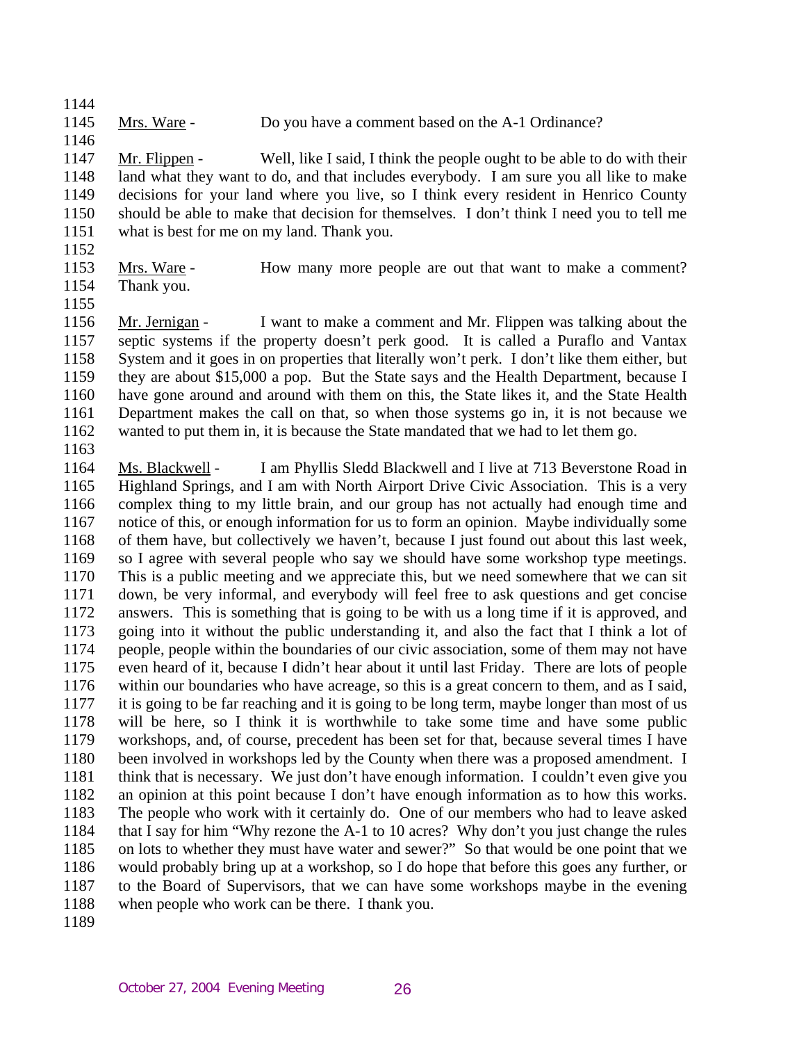1144

1145 Mrs. Ware - Do you have a comment based on the A-1 Ordinance?

1146

1147 Mr. Flippen - Well, like I said, I think the people ought to be able to do with their
1148 land what they want to do, and that includes everybody. I am sure you all like to make
1149 decisions for your land where you live, so I think every resident in Henrico County
1150 should be able to make that decision for themselves. I don't think I need you to tell me
1151 what is best for me on my land. Thank you.

1152

1153 Mrs. Ware - How many more people are out that want to make a comment?
1154 Thank you.

1155

1156 Mr. Jernigan - I want to make a comment and Mr. Flippen was talking about the
1157 septic systems if the property doesn't perk good. It is called a Puraflo and Vantax
1158 System and it goes in on properties that literally won't perk. I don't like them either, but
1159 they are about $15,000 a pop. But the State says and the Health Department, because I
1160 have gone around and around with them on this, the State likes it, and the State Health
1161 Department makes the call on that, so when those systems go in, it is not because we
1162 wanted to put them in, it is because the State mandated that we had to let them go.

1163

1164 Ms. Blackwell - I am Phyllis Sledd Blackwell and I live at 713 Beverstone Road in
1165 Highland Springs, and I am with North Airport Drive Civic Association. This is a very
1166 complex thing to my little brain, and our group has not actually had enough time and
1167 notice of this, or enough information for us to form an opinion. Maybe individually some
1168 of them have, but collectively we haven't, because I just found out about this last week,
1169 so I agree with several people who say we should have some workshop type meetings.
1170 This is a public meeting and we appreciate this, but we need somewhere that we can sit
1171 down, be very informal, and everybody will feel free to ask questions and get concise
1172 answers. This is something that is going to be with us a long time if it is approved, and
1173 going into it without the public understanding it, and also the fact that I think a lot of
1174 people, people within the boundaries of our civic association, some of them may not have
1175 even heard of it, because I didn't hear about it until last Friday. There are lots of people
1176 within our boundaries who have acreage, so this is a great concern to them, and as I said,
1177 it is going to be far reaching and it is going to be long term, maybe longer than most of us
1178 will be here, so I think it is worthwhile to take some time and have some public
1179 workshops, and, of course, precedent has been set for that, because several times I have
1180 been involved in workshops led by the County when there was a proposed amendment. I
1181 think that is necessary. We just don't have enough information. I couldn't even give you
1182 an opinion at this point because I don't have enough information as to how this works.
1183 The people who work with it certainly do. One of our members who had to leave asked
1184 that I say for him "Why rezone the A-1 to 10 acres? Why don't you just change the rules
1185 on lots to whether they must have water and sewer?" So that would be one point that we
1186 would probably bring up at a workshop, so I do hope that before this goes any further, or
1187 to the Board of Supervisors, that we can have some workshops maybe in the evening
1188 when people who work can be there. I thank you.

1189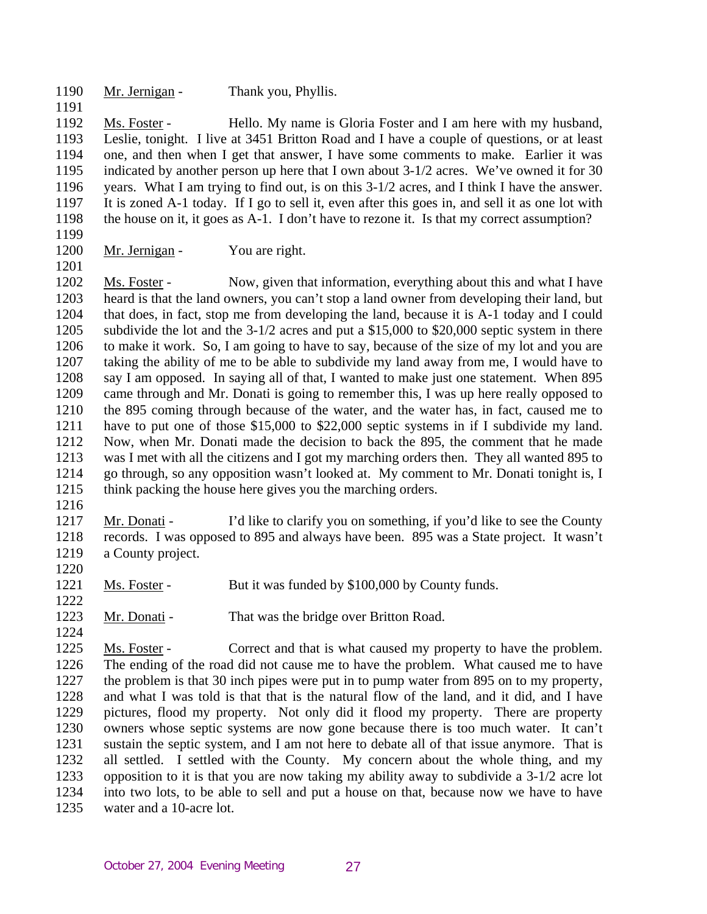Mr. Jernigan - Thank you, Phyllis.

Ms. Foster - Hello. My name is Gloria Foster and I am here with my husband, Leslie, tonight. I live at 3451 Britton Road and I have a couple of questions, or at least one, and then when I get that answer, I have some comments to make. Earlier it was indicated by another person up here that I own about 3-1/2 acres. We've owned it for 30 years. What I am trying to find out, is on this 3-1/2 acres, and I think I have the answer. It is zoned A-1 today. If I go to sell it, even after this goes in, and sell it as one lot with the house on it, it goes as A-1. I don't have to rezone it. Is that my correct assumption?

Mr. Jernigan - You are right.

Ms. Foster - Now, given that information, everything about this and what I have heard is that the land owners, you can't stop a land owner from developing their land, but that does, in fact, stop me from developing the land, because it is A-1 today and I could subdivide the lot and the 3-1/2 acres and put a $15,000 to $20,000 septic system in there to make it work. So, I am going to have to say, because of the size of my lot and you are taking the ability of me to be able to subdivide my land away from me, I would have to say I am opposed. In saying all of that, I wanted to make just one statement. When 895 came through and Mr. Donati is going to remember this, I was up here really opposed to the 895 coming through because of the water, and the water has, in fact, caused me to have to put one of those $15,000 to $22,000 septic systems in if I subdivide my land. Now, when Mr. Donati made the decision to back the 895, the comment that he made was I met with all the citizens and I got my marching orders then. They all wanted 895 to go through, so any opposition wasn't looked at. My comment to Mr. Donati tonight is, I think packing the house here gives you the marching orders.

Mr. Donati - I'd like to clarify you on something, if you'd like to see the County records. I was opposed to 895 and always have been. 895 was a State project. It wasn't a County project.

Ms. Foster - But it was funded by $100,000 by County funds.

Mr. Donati - That was the bridge over Britton Road.

Ms. Foster - Correct and that is what caused my property to have the problem. The ending of the road did not cause me to have the problem. What caused me to have the problem is that 30 inch pipes were put in to pump water from 895 on to my property, and what I was told is that that is the natural flow of the land, and it did, and I have pictures, flood my property. Not only did it flood my property. There are property owners whose septic systems are now gone because there is too much water. It can't sustain the septic system, and I am not here to debate all of that issue anymore. That is all settled. I settled with the County. My concern about the whole thing, and my opposition to it is that you are now taking my ability away to subdivide a 3-1/2 acre lot into two lots, to be able to sell and put a house on that, because now we have to have water and a 10-acre lot.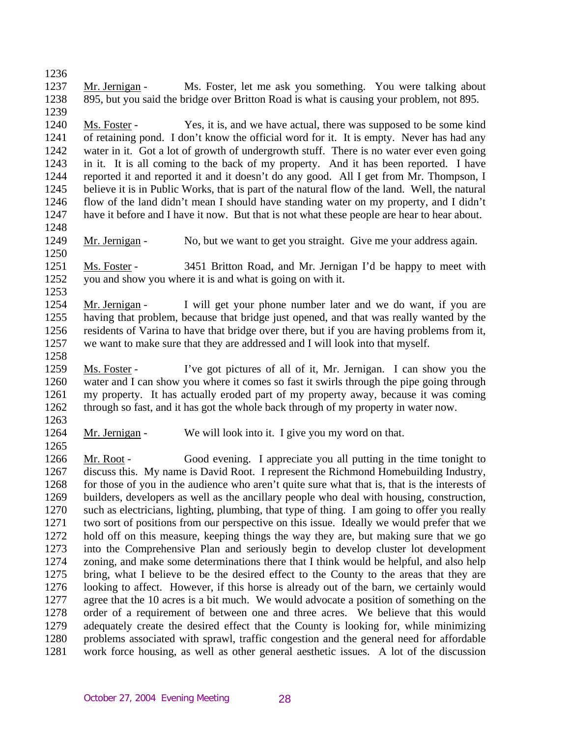1236

1237 Mr. Jernigan - Ms. Foster, let me ask you something. You were talking about
1238 895, but you said the bridge over Britton Road is what is causing your problem, not 895.
1239

1240 Ms. Foster - Yes, it is, and we have actual, there was supposed to be some kind
1241 of retaining pond. I don't know the official word for it. It is empty. Never has had any
1242 water in it. Got a lot of growth of undergrowth stuff. There is no water ever even going
1243 in it. It is all coming to the back of my property. And it has been reported. I have
1244 reported it and reported it and it doesn't do any good. All I get from Mr. Thompson, I
1245 believe it is in Public Works, that is part of the natural flow of the land. Well, the natural
1246 flow of the land didn't mean I should have standing water on my property, and I didn't
1247 have it before and I have it now. But that is not what these people are hear to hear about.
1248

1249 Mr. Jernigan - No, but we want to get you straight. Give me your address again.
1250

1251 Ms. Foster - 3451 Britton Road, and Mr. Jernigan I'd be happy to meet with
1252 you and show you where it is and what is going on with it.
1253

1254 Mr. Jernigan - I will get your phone number later and we do want, if you are
1255 having that problem, because that bridge just opened, and that was really wanted by the
1256 residents of Varina to have that bridge over there, but if you are having problems from it,
1257 we want to make sure that they are addressed and I will look into that myself.
1258

1259 Ms. Foster - I've got pictures of all of it, Mr. Jernigan. I can show you the
1260 water and I can show you where it comes so fast it swirls through the pipe going through
1261 my property. It has actually eroded part of my property away, because it was coming
1262 through so fast, and it has got the whole back through of my property in water now.
1263

1264 Mr. Jernigan - We will look into it. I give you my word on that.
1265

1266 Mr. Root - Good evening. I appreciate you all putting in the time tonight to
1267 discuss this. My name is David Root. I represent the Richmond Homebuilding Industry,
1268 for those of you in the audience who aren't quite sure what that is, that is the interests of
1269 builders, developers as well as the ancillary people who deal with housing, construction,
1270 such as electricians, lighting, plumbing, that type of thing. I am going to offer you really
1271 two sort of positions from our perspective on this issue. Ideally we would prefer that we
1272 hold off on this measure, keeping things the way they are, but making sure that we go
1273 into the Comprehensive Plan and seriously begin to develop cluster lot development
1274 zoning, and make some determinations there that I think would be helpful, and also help
1275 bring, what I believe to be the desired effect to the County to the areas that they are
1276 looking to affect. However, if this horse is already out of the barn, we certainly would
1277 agree that the 10 acres is a bit much. We would advocate a position of something on the
1278 order of a requirement of between one and three acres. We believe that this would
1279 adequately create the desired effect that the County is looking for, while minimizing
1280 problems associated with sprawl, traffic congestion and the general need for affordable
1281 work force housing, as well as other general aesthetic issues. A lot of the discussion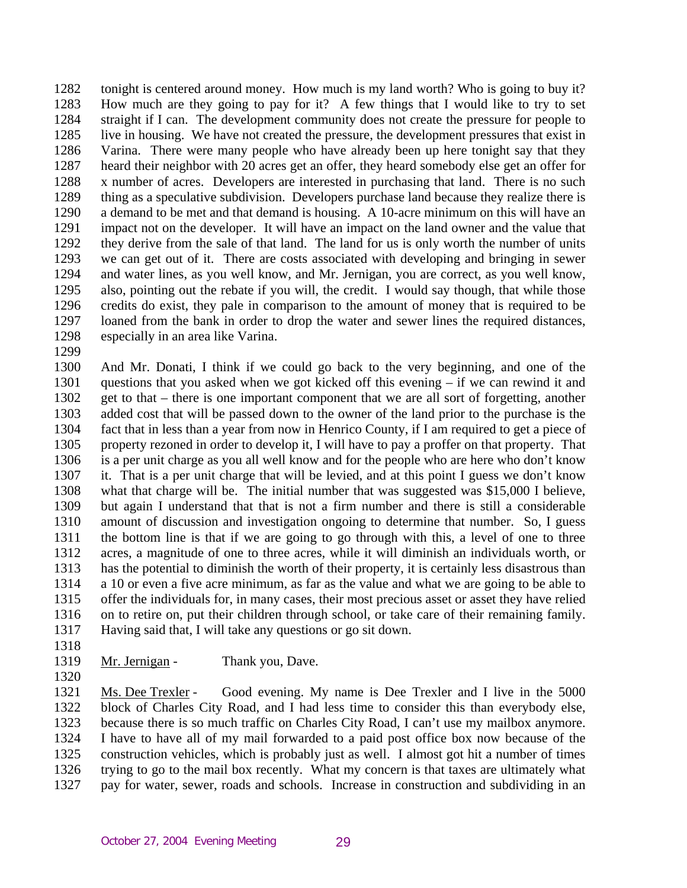tonight is centered around money. How much is my land worth? Who is going to buy it? How much are they going to pay for it? A few things that I would like to try to set straight if I can. The development community does not create the pressure for people to live in housing. We have not created the pressure, the development pressures that exist in Varina. There were many people who have already been up here tonight say that they heard their neighbor with 20 acres get an offer, they heard somebody else get an offer for x number of acres. Developers are interested in purchasing that land. There is no such thing as a speculative subdivision. Developers purchase land because they realize there is a demand to be met and that demand is housing. A 10-acre minimum on this will have an impact not on the developer. It will have an impact on the land owner and the value that they derive from the sale of that land. The land for us is only worth the number of units we can get out of it. There are costs associated with developing and bringing in sewer and water lines, as you well know, and Mr. Jernigan, you are correct, as you well know, also, pointing out the rebate if you will, the credit. I would say though, that while those credits do exist, they pale in comparison to the amount of money that is required to be loaned from the bank in order to drop the water and sewer lines the required distances, especially in an area like Varina.

And Mr. Donati, I think if we could go back to the very beginning, and one of the questions that you asked when we got kicked off this evening – if we can rewind it and get to that – there is one important component that we are all sort of forgetting, another added cost that will be passed down to the owner of the land prior to the purchase is the fact that in less than a year from now in Henrico County, if I am required to get a piece of property rezoned in order to develop it, I will have to pay a proffer on that property. That is a per unit charge as you all well know and for the people who are here who don't know it. That is a per unit charge that will be levied, and at this point I guess we don't know what that charge will be. The initial number that was suggested was $15,000 I believe, but again I understand that that is not a firm number and there is still a considerable amount of discussion and investigation ongoing to determine that number. So, I guess the bottom line is that if we are going to go through with this, a level of one to three acres, a magnitude of one to three acres, while it will diminish an individuals worth, or has the potential to diminish the worth of their property, it is certainly less disastrous than a 10 or even a five acre minimum, as far as the value and what we are going to be able to offer the individuals for, in many cases, their most precious asset or asset they have relied on to retire on, put their children through school, or take care of their remaining family. Having said that, I will take any questions or go sit down.

<u>Mr. Jernigan</u> - Thank you, Dave.

<u>Ms. Dee Trexler</u> - Good evening. My name is Dee Trexler and I live in the 5000 block of Charles City Road, and I had less time to consider this than everybody else, because there is so much traffic on Charles City Road, I can't use my mailbox anymore. I have to have all of my mail forwarded to a paid post office box now because of the construction vehicles, which is probably just as well. I almost got hit a number of times trying to go to the mail box recently. What my concern is that taxes are ultimately what pay for water, sewer, roads and schools. Increase in construction and subdividing in an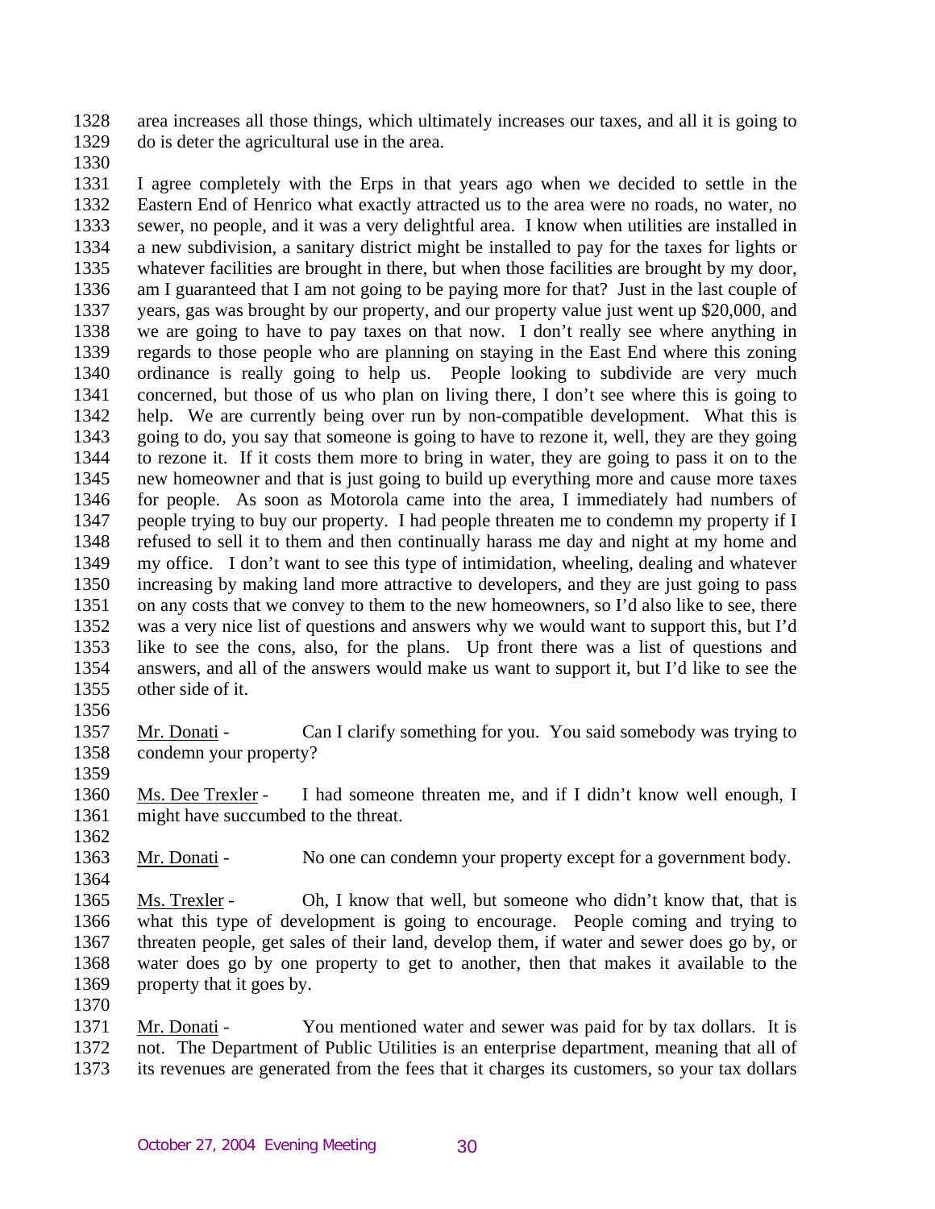area increases all those things, which ultimately increases our taxes, and all it is going to do is deter the agricultural use in the area.

I agree completely with the Erps in that years ago when we decided to settle in the Eastern End of Henrico what exactly attracted us to the area were no roads, no water, no sewer, no people, and it was a very delightful area. I know when utilities are installed in a new subdivision, a sanitary district might be installed to pay for the taxes for lights or whatever facilities are brought in there, but when those facilities are brought by my door, am I guaranteed that I am not going to be paying more for that? Just in the last couple of years, gas was brought by our property, and our property value just went up $20,000, and we are going to have to pay taxes on that now. I don't really see where anything in regards to those people who are planning on staying in the East End where this zoning ordinance is really going to help us. People looking to subdivide are very much concerned, but those of us who plan on living there, I don't see where this is going to help. We are currently being over run by non-compatible development. What this is going to do, you say that someone is going to have to rezone it, well, they are they going to rezone it. If it costs them more to bring in water, they are going to pass it on to the new homeowner and that is just going to build up everything more and cause more taxes for people. As soon as Motorola came into the area, I immediately had numbers of people trying to buy our property. I had people threaten me to condemn my property if I refused to sell it to them and then continually harass me day and night at my home and my office. I don't want to see this type of intimidation, wheeling, dealing and whatever increasing by making land more attractive to developers, and they are just going to pass on any costs that we convey to them to the new homeowners, so I'd also like to see, there was a very nice list of questions and answers why we would want to support this, but I'd like to see the cons, also, for the plans. Up front there was a list of questions and answers, and all of the answers would make us want to support it, but I'd like to see the other side of it.

Mr. Donati - Can I clarify something for you. You said somebody was trying to condemn your property?

Ms. Dee Trexler - I had someone threaten me, and if I didn't know well enough, I might have succumbed to the threat.

Mr. Donati - No one can condemn your property except for a government body.

Ms. Trexler - Oh, I know that well, but someone who didn't know that, that is what this type of development is going to encourage. People coming and trying to threaten people, get sales of their land, develop them, if water and sewer does go by, or water does go by one property to get to another, then that makes it available to the property that it goes by.

Mr. Donati - You mentioned water and sewer was paid for by tax dollars. It is not. The Department of Public Utilities is an enterprise department, meaning that all of its revenues are generated from the fees that it charges its customers, so your tax dollars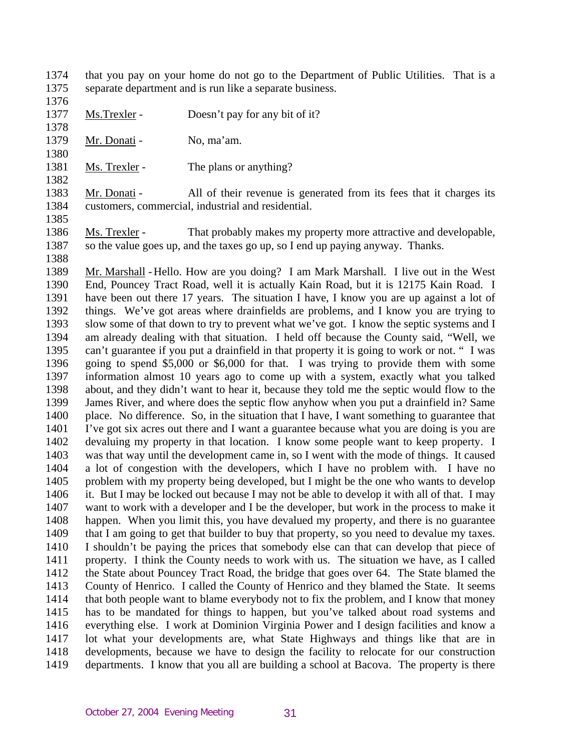that you pay on your home do not go to the Department of Public Utilities. That is a separate department and is run like a separate business.

Ms.Trexler - Doesn't pay for any bit of it?

Mr. Donati - No, ma'am.

Ms. Trexler - The plans or anything?

Mr. Donati - All of their revenue is generated from its fees that it charges its customers, commercial, industrial and residential.

Ms. Trexler - That probably makes my property more attractive and developable, so the value goes up, and the taxes go up, so I end up paying anyway. Thanks.

Mr. Marshall - Hello. How are you doing? I am Mark Marshall. I live out in the West End, Pouncey Tract Road, well it is actually Kain Road, but it is 12175 Kain Road. I have been out there 17 years. The situation I have, I know you are up against a lot of things. We've got areas where drainfields are problems, and I know you are trying to slow some of that down to try to prevent what we've got. I know the septic systems and I am already dealing with that situation. I held off because the County said, "Well, we can't guarantee if you put a drainfield in that property it is going to work or not. " I was going to spend $5,000 or $6,000 for that. I was trying to provide them with some information almost 10 years ago to come up with a system, exactly what you talked about, and they didn't want to hear it, because they told me the septic would flow to the James River, and where does the septic flow anyhow when you put a drainfield in? Same place. No difference. So, in the situation that I have, I want something to guarantee that I've got six acres out there and I want a guarantee because what you are doing is you are devaluing my property in that location. I know some people want to keep property. I was that way until the development came in, so I went with the mode of things. It caused a lot of congestion with the developers, which I have no problem with. I have no problem with my property being developed, but I might be the one who wants to develop it. But I may be locked out because I may not be able to develop it with all of that. I may want to work with a developer and I be the developer, but work in the process to make it happen. When you limit this, you have devalued my property, and there is no guarantee that I am going to get that builder to buy that property, so you need to devalue my taxes. I shouldn't be paying the prices that somebody else can that can develop that piece of property. I think the County needs to work with us. The situation we have, as I called the State about Pouncey Tract Road, the bridge that goes over 64. The State blamed the County of Henrico. I called the County of Henrico and they blamed the State. It seems that both people want to blame everybody not to fix the problem, and I know that money has to be mandated for things to happen, but you've talked about road systems and everything else. I work at Dominion Virginia Power and I design facilities and know a lot what your developments are, what State Highways and things like that are in developments, because we have to design the facility to relocate for our construction departments. I know that you all are building a school at Bacova. The property is there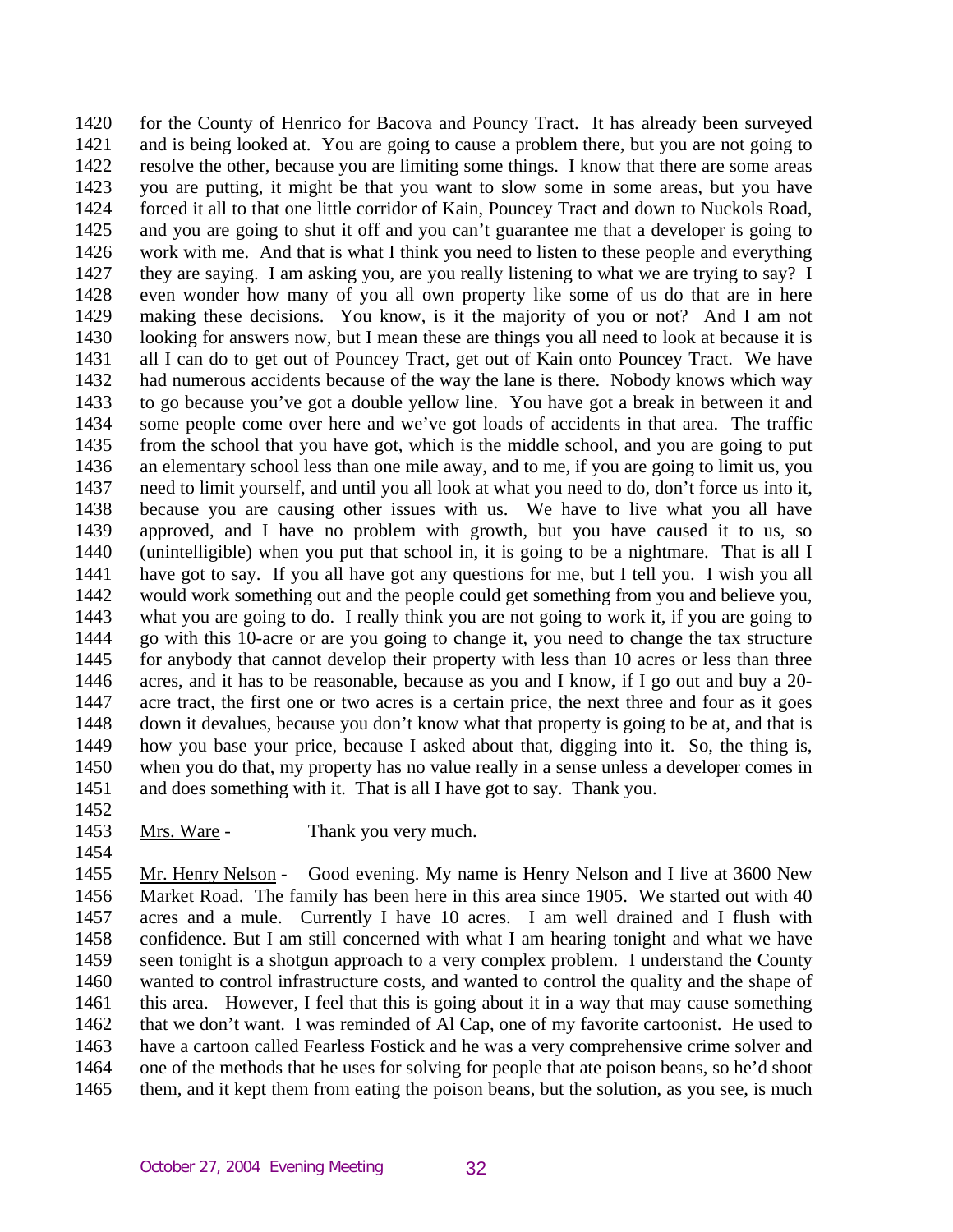1420 for the County of Henrico for Bacova and Pouncy Tract. It has already been surveyed
1421 and is being looked at. You are going to cause a problem there, but you are not going to
1422 resolve the other, because you are limiting some things. I know that there are some areas
1423 you are putting, it might be that you want to slow some in some areas, but you have
1424 forced it all to that one little corridor of Kain, Pouncey Tract and down to Nuckols Road,
1425 and you are going to shut it off and you can't guarantee me that a developer is going to
1426 work with me. And that is what I think you need to listen to these people and everything
1427 they are saying. I am asking you, are you really listening to what we are trying to say? I
1428 even wonder how many of you all own property like some of us do that are in here
1429 making these decisions. You know, is it the majority of you or not? And I am not
1430 looking for answers now, but I mean these are things you all need to look at because it is
1431 all I can do to get out of Pouncey Tract, get out of Kain onto Pouncey Tract. We have
1432 had numerous accidents because of the way the lane is there. Nobody knows which way
1433 to go because you've got a double yellow line. You have got a break in between it and
1434 some people come over here and we've got loads of accidents in that area. The traffic
1435 from the school that you have got, which is the middle school, and you are going to put
1436 an elementary school less than one mile away, and to me, if you are going to limit us, you
1437 need to limit yourself, and until you all look at what you need to do, don't force us into it,
1438 because you are causing other issues with us. We have to live what you all have
1439 approved, and I have no problem with growth, but you have caused it to us, so
1440 (unintelligible) when you put that school in, it is going to be a nightmare. That is all I
1441 have got to say. If you all have got any questions for me, but I tell you. I wish you all
1442 would work something out and the people could get something from you and believe you,
1443 what you are going to do. I really think you are not going to work it, if you are going to
1444 go with this 10-acre or are you going to change it, you need to change the tax structure
1445 for anybody that cannot develop their property with less than 10 acres or less than three
1446 acres, and it has to be reasonable, because as you and I know, if I go out and buy a 20-
1447 acre tract, the first one or two acres is a certain price, the next three and four as it goes
1448 down it devalues, because you don't know what that property is going to be at, and that is
1449 how you base your price, because I asked about that, digging into it. So, the thing is,
1450 when you do that, my property has no value really in a sense unless a developer comes in
1451 and does something with it. That is all I have got to say. Thank you.
1452
1453 Mrs. Ware - Thank you very much.
1454
1455 Mr. Henry Nelson - Good evening. My name is Henry Nelson and I live at 3600 New
1456 Market Road. The family has been here in this area since 1905. We started out with 40
1457 acres and a mule. Currently I have 10 acres. I am well drained and I flush with
1458 confidence. But I am still concerned with what I am hearing tonight and what we have
1459 seen tonight is a shotgun approach to a very complex problem. I understand the County
1460 wanted to control infrastructure costs, and wanted to control the quality and the shape of
1461 this area. However, I feel that this is going about it in a way that may cause something
1462 that we don't want. I was reminded of Al Cap, one of my favorite cartoonist. He used to
1463 have a cartoon called Fearless Fostick and he was a very comprehensive crime solver and
1464 one of the methods that he uses for solving for people that ate poison beans, so he'd shoot
1465 them, and it kept them from eating the poison beans, but the solution, as you see, is much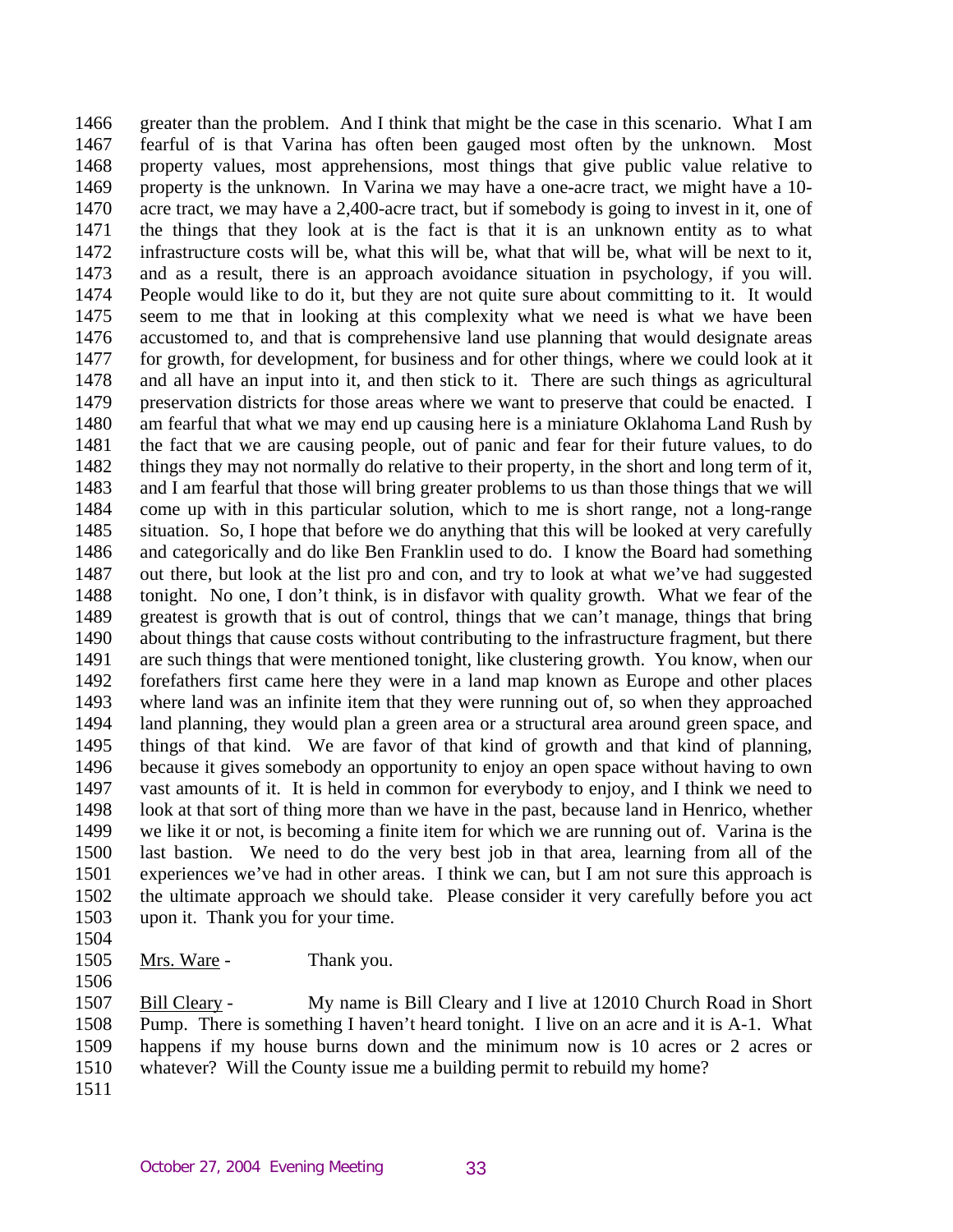greater than the problem. And I think that might be the case in this scenario. What I am fearful of is that Varina has often been gauged most often by the unknown. Most property values, most apprehensions, most things that give public value relative to property is the unknown. In Varina we may have a one-acre tract, we might have a 10-acre tract, we may have a 2,400-acre tract, but if somebody is going to invest in it, one of the things that they look at is the fact is that it is an unknown entity as to what infrastructure costs will be, what this will be, what that will be, what will be next to it, and as a result, there is an approach avoidance situation in psychology, if you will. People would like to do it, but they are not quite sure about committing to it. It would seem to me that in looking at this complexity what we need is what we have been accustomed to, and that is comprehensive land use planning that would designate areas for growth, for development, for business and for other things, where we could look at it and all have an input into it, and then stick to it. There are such things as agricultural preservation districts for those areas where we want to preserve that could be enacted. I am fearful that what we may end up causing here is a miniature Oklahoma Land Rush by the fact that we are causing people, out of panic and fear for their future values, to do things they may not normally do relative to their property, in the short and long term of it, and I am fearful that those will bring greater problems to us than those things that we will come up with in this particular solution, which to me is short range, not a long-range situation. So, I hope that before we do anything that this will be looked at very carefully and categorically and do like Ben Franklin used to do. I know the Board had something out there, but look at the list pro and con, and try to look at what we've had suggested tonight. No one, I don't think, is in disfavor with quality growth. What we fear of the greatest is growth that is out of control, things that we can't manage, things that bring about things that cause costs without contributing to the infrastructure fragment, but there are such things that were mentioned tonight, like clustering growth. You know, when our forefathers first came here they were in a land map known as Europe and other places where land was an infinite item that they were running out of, so when they approached land planning, they would plan a green area or a structural area around green space, and things of that kind. We are favor of that kind of growth and that kind of planning, because it gives somebody an opportunity to enjoy an open space without having to own vast amounts of it. It is held in common for everybody to enjoy, and I think we need to look at that sort of thing more than we have in the past, because land in Henrico, whether we like it or not, is becoming a finite item for which we are running out of. Varina is the last bastion. We need to do the very best job in that area, learning from all of the experiences we've had in other areas. I think we can, but I am not sure this approach is the ultimate approach we should take. Please consider it very carefully before you act upon it. Thank you for your time.

Mrs. Ware - Thank you.

Bill Cleary - My name is Bill Cleary and I live at 12010 Church Road in Short Pump. There is something I haven't heard tonight. I live on an acre and it is A-1. What happens if my house burns down and the minimum now is 10 acres or 2 acres or whatever? Will the County issue me a building permit to rebuild my home?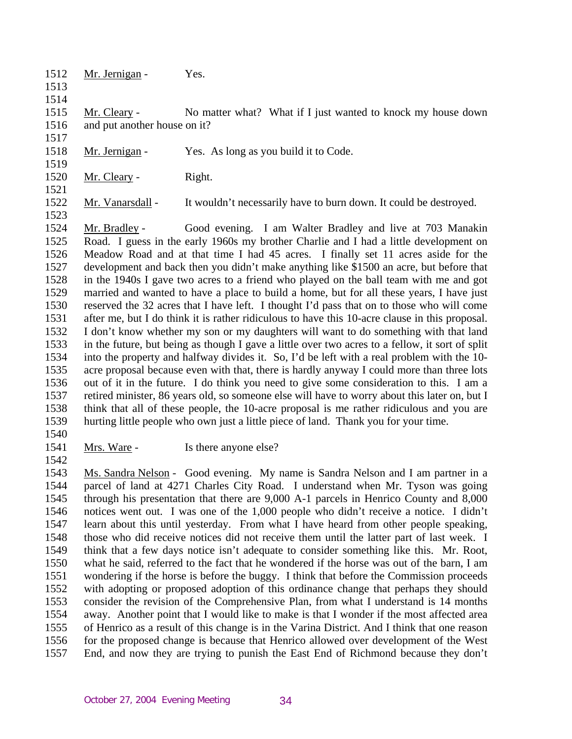Mr. Jernigan - Yes.

Mr. Cleary - No matter what? What if I just wanted to knock my house down and put another house on it?

Mr. Jernigan - Yes. As long as you build it to Code.

Mr. Cleary - Right.

Mr. Vanarsdall - It wouldn't necessarily have to burn down. It could be destroyed.

Mr. Bradley - Good evening. I am Walter Bradley and live at 703 Manakin Road. I guess in the early 1960s my brother Charlie and I had a little development on Meadow Road and at that time I had 45 acres. I finally set 11 acres aside for the development and back then you didn't make anything like $1500 an acre, but before that in the 1940s I gave two acres to a friend who played on the ball team with me and got married and wanted to have a place to build a home, but for all these years, I have just reserved the 32 acres that I have left. I thought I'd pass that on to those who will come after me, but I do think it is rather ridiculous to have this 10-acre clause in this proposal. I don't know whether my son or my daughters will want to do something with that land in the future, but being as though I gave a little over two acres to a fellow, it sort of split into the property and halfway divides it. So, I'd be left with a real problem with the 10-acre proposal because even with that, there is hardly anyway I could more than three lots out of it in the future. I do think you need to give some consideration to this. I am a retired minister, 86 years old, so someone else will have to worry about this later on, but I think that all of these people, the 10-acre proposal is me rather ridiculous and you are hurting little people who own just a little piece of land. Thank you for your time.

Mrs. Ware - Is there anyone else?

Ms. Sandra Nelson - Good evening. My name is Sandra Nelson and I am partner in a parcel of land at 4271 Charles City Road. I understand when Mr. Tyson was going through his presentation that there are 9,000 A-1 parcels in Henrico County and 8,000 notices went out. I was one of the 1,000 people who didn't receive a notice. I didn't learn about this until yesterday. From what I have heard from other people speaking, those who did receive notices did not receive them until the latter part of last week. I think that a few days notice isn't adequate to consider something like this. Mr. Root, what he said, referred to the fact that he wondered if the horse was out of the barn, I am wondering if the horse is before the buggy. I think that before the Commission proceeds with adopting or proposed adoption of this ordinance change that perhaps they should consider the revision of the Comprehensive Plan, from what I understand is 14 months away. Another point that I would like to make is that I wonder if the most affected area of Henrico as a result of this change is in the Varina District. And I think that one reason for the proposed change is because that Henrico allowed over development of the West End, and now they are trying to punish the East End of Richmond because they don't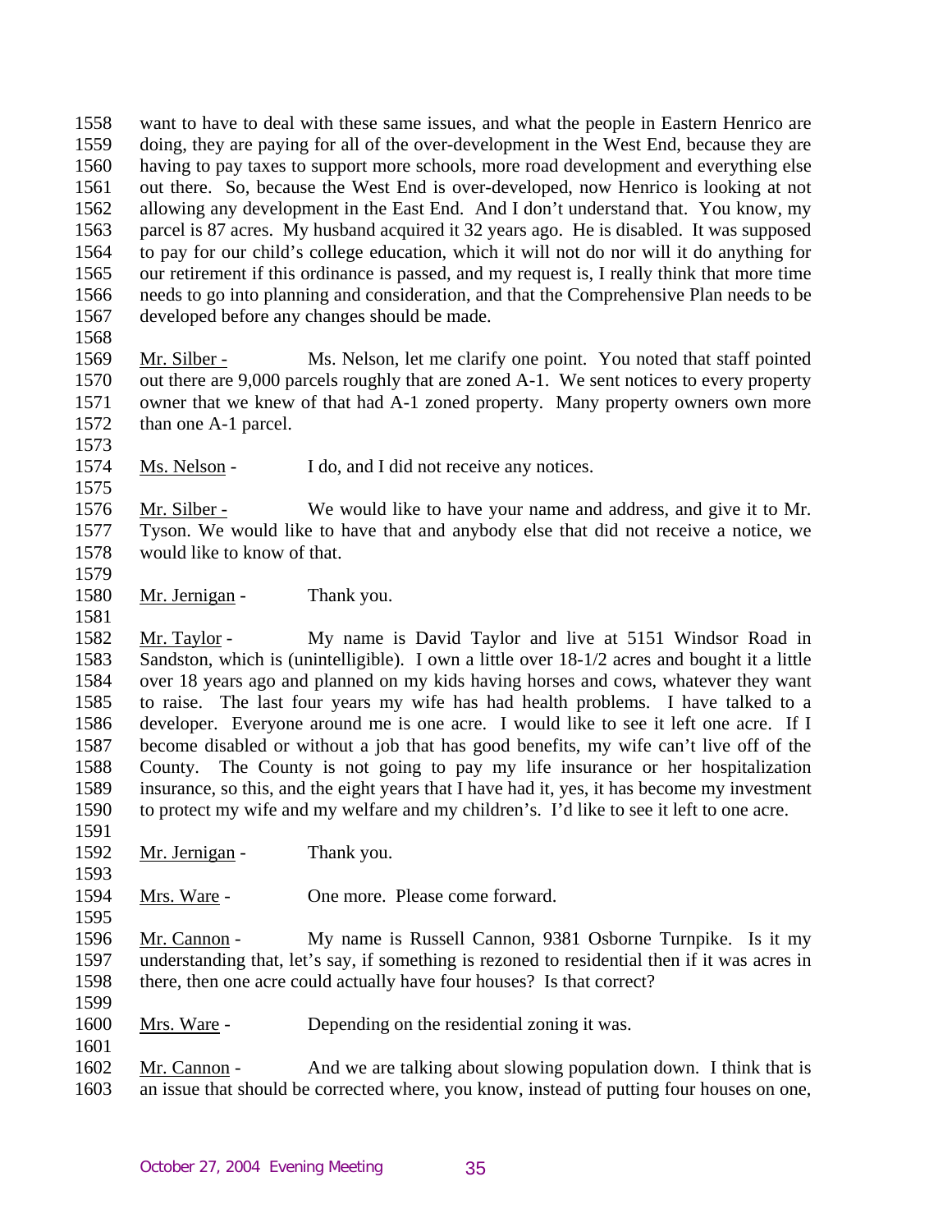want to have to deal with these same issues, and what the people in Eastern Henrico are doing, they are paying for all of the over-development in the West End, because they are having to pay taxes to support more schools, more road development and everything else out there. So, because the West End is over-developed, now Henrico is looking at not allowing any development in the East End. And I don't understand that. You know, my parcel is 87 acres. My husband acquired it 32 years ago. He is disabled. It was supposed to pay for our child's college education, which it will not do nor will it do anything for our retirement if this ordinance is passed, and my request is, I really think that more time needs to go into planning and consideration, and that the Comprehensive Plan needs to be developed before any changes should be made.

Mr. Silber - Ms. Nelson, let me clarify one point. You noted that staff pointed out there are 9,000 parcels roughly that are zoned A-1. We sent notices to every property owner that we knew of that had A-1 zoned property. Many property owners own more than one A-1 parcel.

Ms. Nelson - I do, and I did not receive any notices.

Mr. Silber - We would like to have your name and address, and give it to Mr. Tyson. We would like to have that and anybody else that did not receive a notice, we would like to know of that.

Mr. Jernigan - Thank you.

Mr. Taylor - My name is David Taylor and live at 5151 Windsor Road in Sandston, which is (unintelligible). I own a little over 18-1/2 acres and bought it a little over 18 years ago and planned on my kids having horses and cows, whatever they want to raise. The last four years my wife has had health problems. I have talked to a developer. Everyone around me is one acre. I would like to see it left one acre. If I become disabled or without a job that has good benefits, my wife can't live off of the County. The County is not going to pay my life insurance or her hospitalization insurance, so this, and the eight years that I have had it, yes, it has become my investment to protect my wife and my welfare and my children's. I'd like to see it left to one acre.

Mr. Jernigan - Thank you.

Mrs. Ware - One more. Please come forward.

Mr. Cannon - My name is Russell Cannon, 9381 Osborne Turnpike. Is it my understanding that, let's say, if something is rezoned to residential then if it was acres in there, then one acre could actually have four houses? Is that correct?

Mrs. Ware - Depending on the residential zoning it was.

Mr. Cannon - And we are talking about slowing population down. I think that is an issue that should be corrected where, you know, instead of putting four houses on one,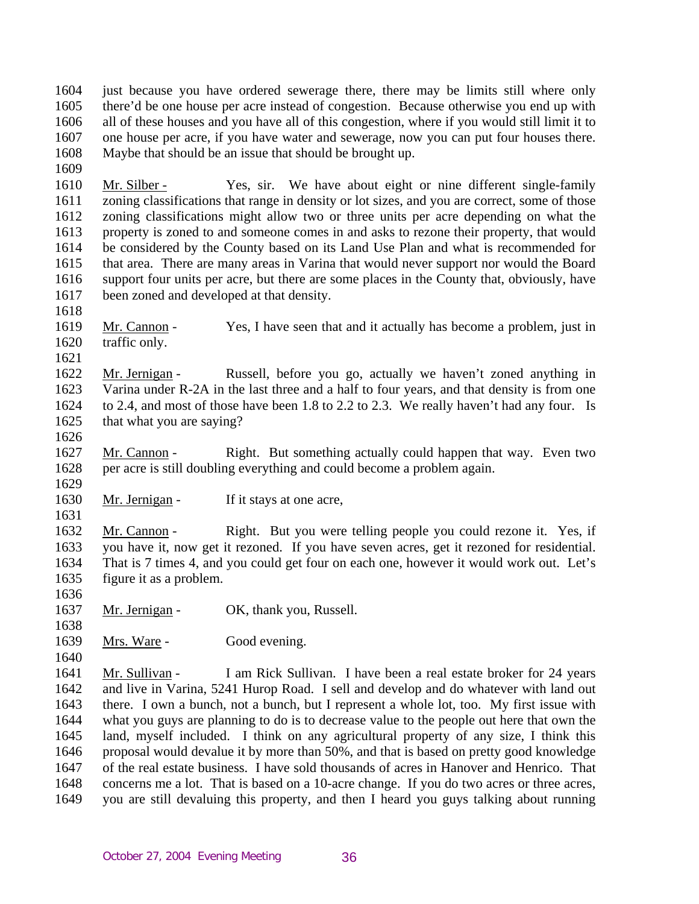just because you have ordered sewerage there, there may be limits still where only there'd be one house per acre instead of congestion. Because otherwise you end up with all of these houses and you have all of this congestion, where if you would still limit it to one house per acre, if you have water and sewerage, now you can put four houses there. Maybe that should be an issue that should be brought up.

Mr. Silber - Yes, sir. We have about eight or nine different single-family zoning classifications that range in density or lot sizes, and you are correct, some of those zoning classifications might allow two or three units per acre depending on what the property is zoned to and someone comes in and asks to rezone their property, that would be considered by the County based on its Land Use Plan and what is recommended for that area. There are many areas in Varina that would never support nor would the Board support four units per acre, but there are some places in the County that, obviously, have been zoned and developed at that density.

Mr. Cannon - Yes, I have seen that and it actually has become a problem, just in traffic only.

Mr. Jernigan - Russell, before you go, actually we haven't zoned anything in Varina under R-2A in the last three and a half to four years, and that density is from one to 2.4, and most of those have been 1.8 to 2.2 to 2.3. We really haven't had any four. Is that what you are saying?

Mr. Cannon - Right. But something actually could happen that way. Even two per acre is still doubling everything and could become a problem again.

Mr. Jernigan - If it stays at one acre,

Mr. Cannon - Right. But you were telling people you could rezone it. Yes, if you have it, now get it rezoned. If you have seven acres, get it rezoned for residential. That is 7 times 4, and you could get four on each one, however it would work out. Let's figure it as a problem.

Mr. Jernigan - OK, thank you, Russell.

Mrs. Ware - Good evening.

Mr. Sullivan - I am Rick Sullivan. I have been a real estate broker for 24 years and live in Varina, 5241 Hurop Road. I sell and develop and do whatever with land out there. I own a bunch, not a bunch, but I represent a whole lot, too. My first issue with what you guys are planning to do is to decrease value to the people out here that own the land, myself included. I think on any agricultural property of any size, I think this proposal would devalue it by more than 50%, and that is based on pretty good knowledge of the real estate business. I have sold thousands of acres in Hanover and Henrico. That concerns me a lot. That is based on a 10-acre change. If you do two acres or three acres, you are still devaluing this property, and then I heard you guys talking about running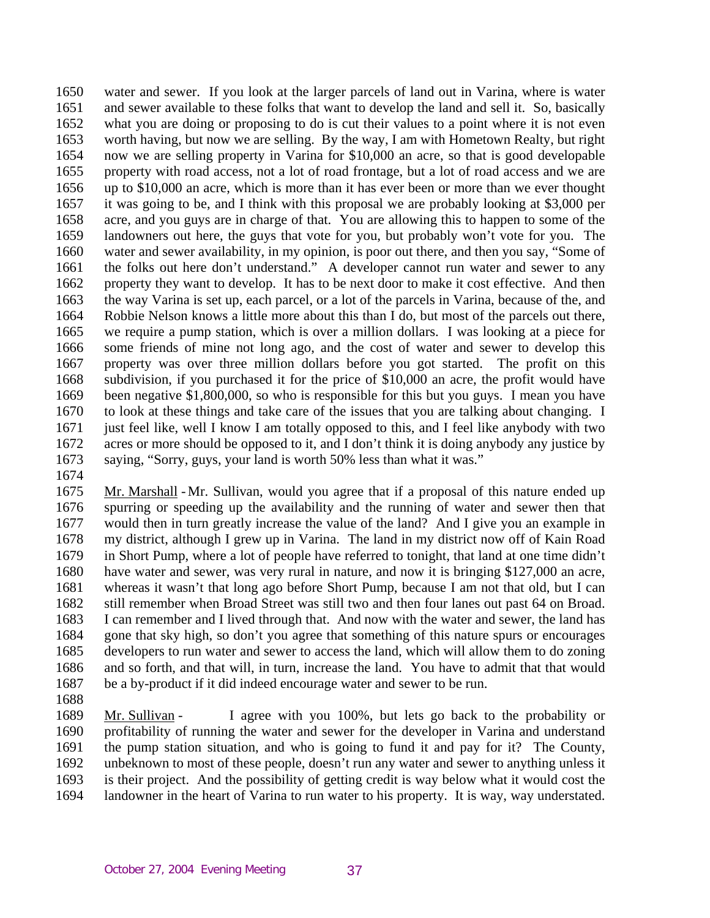1650 water and sewer. If you look at the larger parcels of land out in Varina, where is water
1651 and sewer available to these folks that want to develop the land and sell it. So, basically
1652 what you are doing or proposing to do is cut their values to a point where it is not even
1653 worth having, but now we are selling. By the way, I am with Hometown Realty, but right
1654 now we are selling property in Varina for $10,000 an acre, so that is good developable
1655 property with road access, not a lot of road frontage, but a lot of road access and we are
1656 up to $10,000 an acre, which is more than it has ever been or more than we ever thought
1657 it was going to be, and I think with this proposal we are probably looking at $3,000 per
1658 acre, and you guys are in charge of that. You are allowing this to happen to some of the
1659 landowners out here, the guys that vote for you, but probably won't vote for you. The
1660 water and sewer availability, in my opinion, is poor out there, and then you say, "Some of
1661 the folks out here don't understand." A developer cannot run water and sewer to any
1662 property they want to develop. It has to be next door to make it cost effective. And then
1663 the way Varina is set up, each parcel, or a lot of the parcels in Varina, because of the, and
1664 Robbie Nelson knows a little more about this than I do, but most of the parcels out there,
1665 we require a pump station, which is over a million dollars. I was looking at a piece for
1666 some friends of mine not long ago, and the cost of water and sewer to develop this
1667 property was over three million dollars before you got started. The profit on this
1668 subdivision, if you purchased it for the price of $10,000 an acre, the profit would have
1669 been negative $1,800,000, so who is responsible for this but you guys. I mean you have
1670 to look at these things and take care of the issues that you are talking about changing. I
1671 just feel like, well I know I am totally opposed to this, and I feel like anybody with two
1672 acres or more should be opposed to it, and I don't think it is doing anybody any justice by
1673 saying, "Sorry, guys, your land is worth 50% less than what it was."
1674
1675 Mr. Marshall - Mr. Sullivan, would you agree that if a proposal of this nature ended up
1676 spurring or speeding up the availability and the running of water and sewer then that
1677 would then in turn greatly increase the value of the land? And I give you an example in
1678 my district, although I grew up in Varina. The land in my district now off of Kain Road
1679 in Short Pump, where a lot of people have referred to tonight, that land at one time didn't
1680 have water and sewer, was very rural in nature, and now it is bringing $127,000 an acre,
1681 whereas it wasn't that long ago before Short Pump, because I am not that old, but I can
1682 still remember when Broad Street was still two and then four lanes out past 64 on Broad.
1683 I can remember and I lived through that. And now with the water and sewer, the land has
1684 gone that sky high, so don't you agree that something of this nature spurs or encourages
1685 developers to run water and sewer to access the land, which will allow them to do zoning
1686 and so forth, and that will, in turn, increase the land. You have to admit that that would
1687 be a by-product if it did indeed encourage water and sewer to be run.
1688
1689 Mr. Sullivan - I agree with you 100%, but lets go back to the probability or
1690 profitability of running the water and sewer for the developer in Varina and understand
1691 the pump station situation, and who is going to fund it and pay for it? The County,
1692 unbeknown to most of these people, doesn't run any water and sewer to anything unless it
1693 is their project. And the possibility of getting credit is way below what it would cost the
1694 landowner in the heart of Varina to run water to his property. It is way, way understated.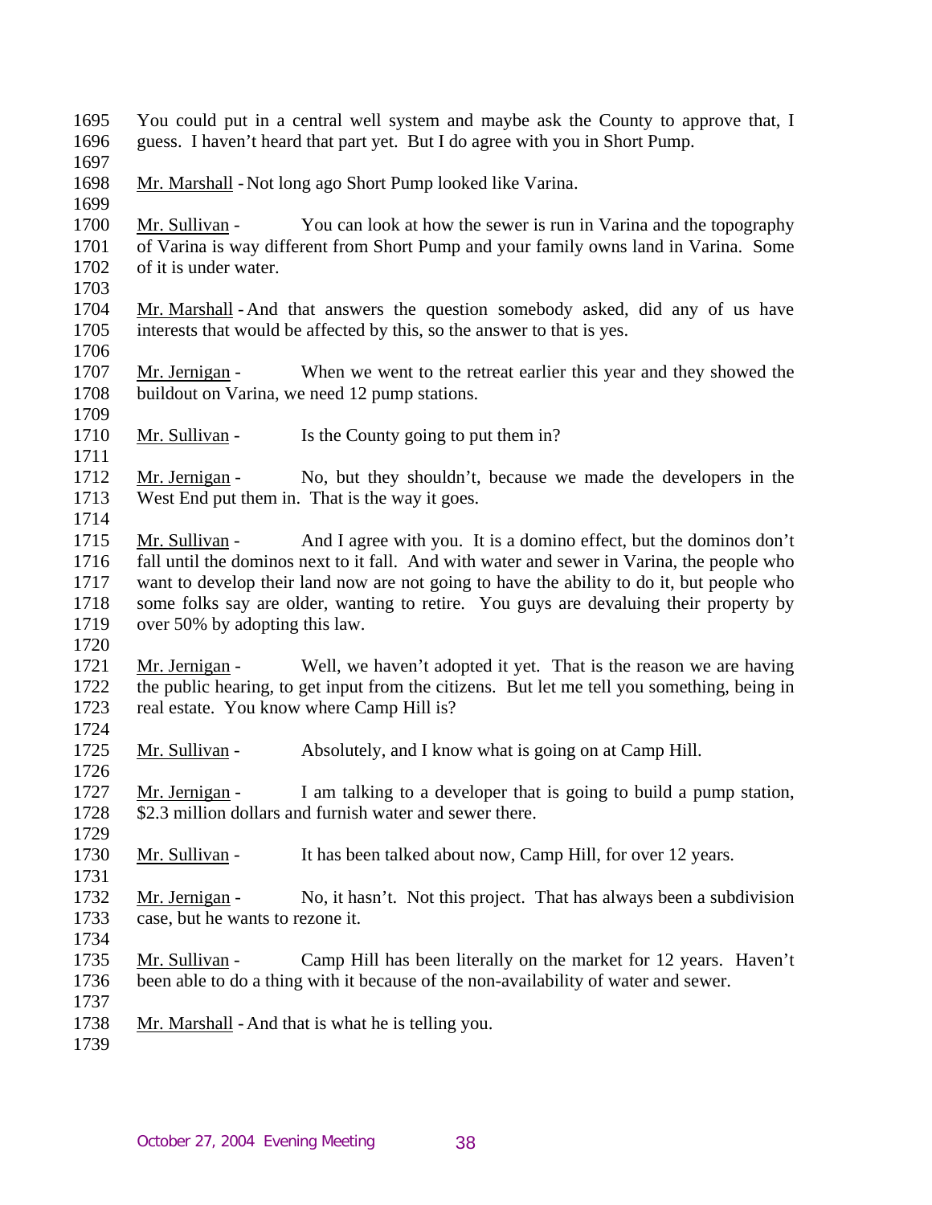You could put in a central well system and maybe ask the County to approve that, I guess. I haven't heard that part yet. But I do agree with you in Short Pump.

Mr. Marshall - Not long ago Short Pump looked like Varina.

Mr. Sullivan - You can look at how the sewer is run in Varina and the topography of Varina is way different from Short Pump and your family owns land in Varina. Some of it is under water.

Mr. Marshall - And that answers the question somebody asked, did any of us have interests that would be affected by this, so the answer to that is yes.

Mr. Jernigan - When we went to the retreat earlier this year and they showed the buildout on Varina, we need 12 pump stations.

Mr. Sullivan - Is the County going to put them in?

Mr. Jernigan - No, but they shouldn't, because we made the developers in the West End put them in. That is the way it goes.

Mr. Sullivan - And I agree with you. It is a domino effect, but the dominos don't fall until the dominos next to it fall. And with water and sewer in Varina, the people who want to develop their land now are not going to have the ability to do it, but people who some folks say are older, wanting to retire. You guys are devaluing their property by over 50% by adopting this law.

Mr. Jernigan - Well, we haven't adopted it yet. That is the reason we are having the public hearing, to get input from the citizens. But let me tell you something, being in real estate. You know where Camp Hill is?

Mr. Sullivan - Absolutely, and I know what is going on at Camp Hill.

Mr. Jernigan - I am talking to a developer that is going to build a pump station, $2.3 million dollars and furnish water and sewer there.

Mr. Sullivan - It has been talked about now, Camp Hill, for over 12 years.

Mr. Jernigan - No, it hasn't. Not this project. That has always been a subdivision case, but he wants to rezone it.

Mr. Sullivan - Camp Hill has been literally on the market for 12 years. Haven't been able to do a thing with it because of the non-availability of water and sewer.

Mr. Marshall - And that is what he is telling you.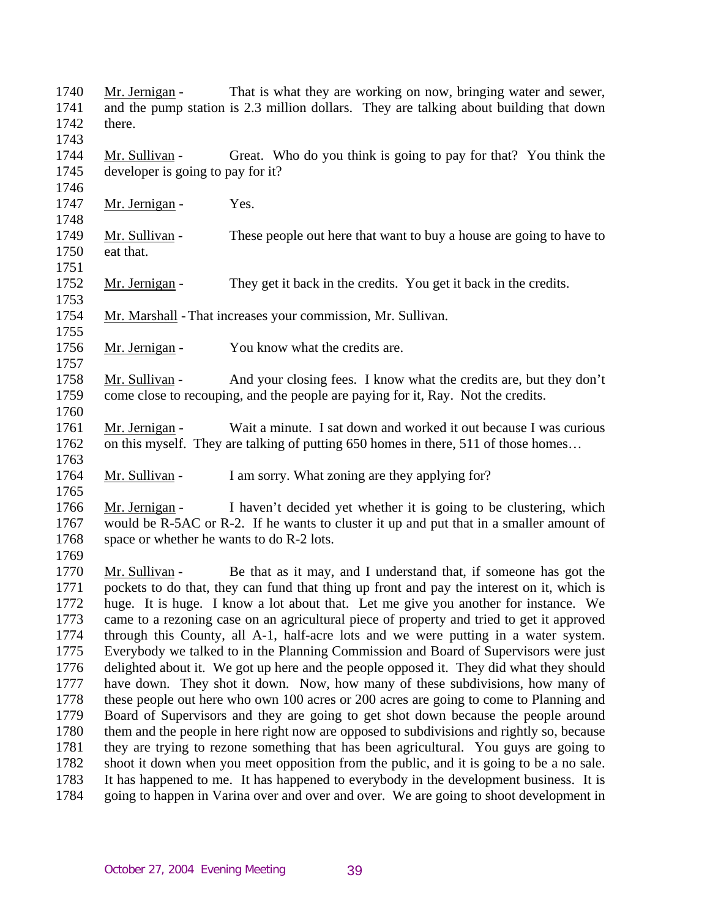Mr. Jernigan - That is what they are working on now, bringing water and sewer, and the pump station is 2.3 million dollars. They are talking about building that down there.

Mr. Sullivan - Great. Who do you think is going to pay for that? You think the developer is going to pay for it?

Mr. Jernigan - Yes.

Mr. Sullivan - These people out here that want to buy a house are going to have to eat that.

Mr. Jernigan - They get it back in the credits. You get it back in the credits.

Mr. Marshall - That increases your commission, Mr. Sullivan.

Mr. Jernigan - You know what the credits are.

Mr. Sullivan - And your closing fees. I know what the credits are, but they don't come close to recouping, and the people are paying for it, Ray. Not the credits.

Mr. Jernigan - Wait a minute. I sat down and worked it out because I was curious on this myself. They are talking of putting 650 homes in there, 511 of those homes…

Mr. Sullivan - I am sorry. What zoning are they applying for?

Mr. Jernigan - I haven't decided yet whether it is going to be clustering, which would be R-5AC or R-2. If he wants to cluster it up and put that in a smaller amount of space or whether he wants to do R-2 lots.

Mr. Sullivan - Be that as it may, and I understand that, if someone has got the pockets to do that, they can fund that thing up front and pay the interest on it, which is huge. It is huge. I know a lot about that. Let me give you another for instance. We came to a rezoning case on an agricultural piece of property and tried to get it approved through this County, all A-1, half-acre lots and we were putting in a water system. Everybody we talked to in the Planning Commission and Board of Supervisors were just delighted about it. We got up here and the people opposed it. They did what they should have down. They shot it down. Now, how many of these subdivisions, how many of these people out here who own 100 acres or 200 acres are going to come to Planning and Board of Supervisors and they are going to get shot down because the people around them and the people in here right now are opposed to subdivisions and rightly so, because they are trying to rezone something that has been agricultural. You guys are going to shoot it down when you meet opposition from the public, and it is going to be a no sale. It has happened to me. It has happened to everybody in the development business. It is going to happen in Varina over and over and over. We are going to shoot development in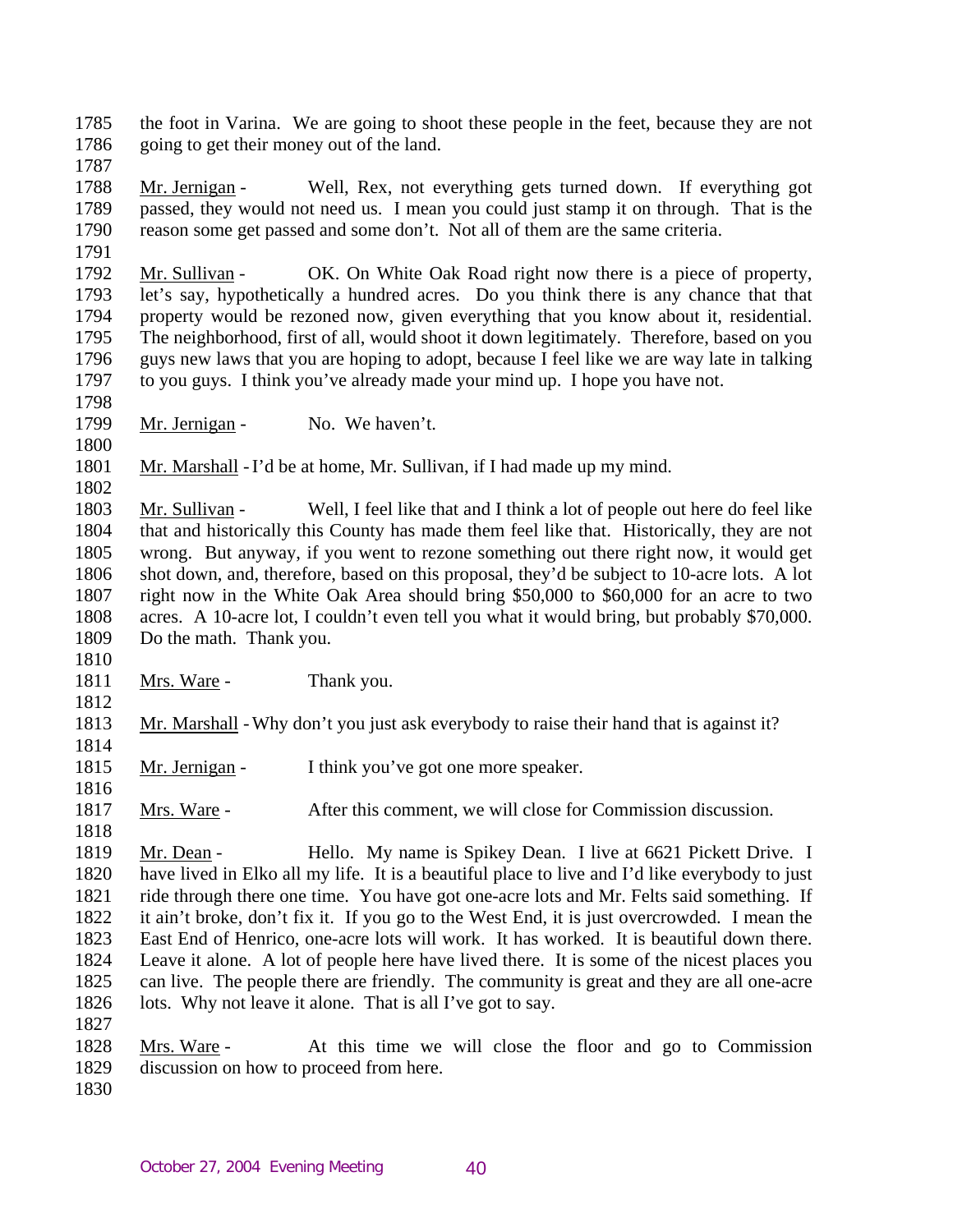the foot in Varina. We are going to shoot these people in the feet, because they are not going to get their money out of the land.

Mr. Jernigan - Well, Rex, not everything gets turned down. If everything got passed, they would not need us. I mean you could just stamp it on through. That is the reason some get passed and some don't. Not all of them are the same criteria.

Mr. Sullivan - OK. On White Oak Road right now there is a piece of property, let's say, hypothetically a hundred acres. Do you think there is any chance that that property would be rezoned now, given everything that you know about it, residential. The neighborhood, first of all, would shoot it down legitimately. Therefore, based on you guys new laws that you are hoping to adopt, because I feel like we are way late in talking to you guys. I think you've already made your mind up. I hope you have not.

Mr. Jernigan - No. We haven't.

Mr. Marshall - I'd be at home, Mr. Sullivan, if I had made up my mind.

Mr. Sullivan - Well, I feel like that and I think a lot of people out here do feel like that and historically this County has made them feel like that. Historically, they are not wrong. But anyway, if you went to rezone something out there right now, it would get shot down, and, therefore, based on this proposal, they'd be subject to 10-acre lots. A lot right now in the White Oak Area should bring $50,000 to $60,000 for an acre to two acres. A 10-acre lot, I couldn't even tell you what it would bring, but probably $70,000. Do the math. Thank you.

Mrs. Ware - Thank you.

Mr. Marshall - Why don't you just ask everybody to raise their hand that is against it?

Mr. Jernigan - I think you've got one more speaker.

Mrs. Ware - After this comment, we will close for Commission discussion.

Mr. Dean - Hello. My name is Spikey Dean. I live at 6621 Pickett Drive. I have lived in Elko all my life. It is a beautiful place to live and I'd like everybody to just ride through there one time. You have got one-acre lots and Mr. Felts said something. If it ain't broke, don't fix it. If you go to the West End, it is just overcrowded. I mean the East End of Henrico, one-acre lots will work. It has worked. It is beautiful down there. Leave it alone. A lot of people here have lived there. It is some of the nicest places you can live. The people there are friendly. The community is great and they are all one-acre lots. Why not leave it alone. That is all I've got to say.

Mrs. Ware - At this time we will close the floor and go to Commission discussion on how to proceed from here.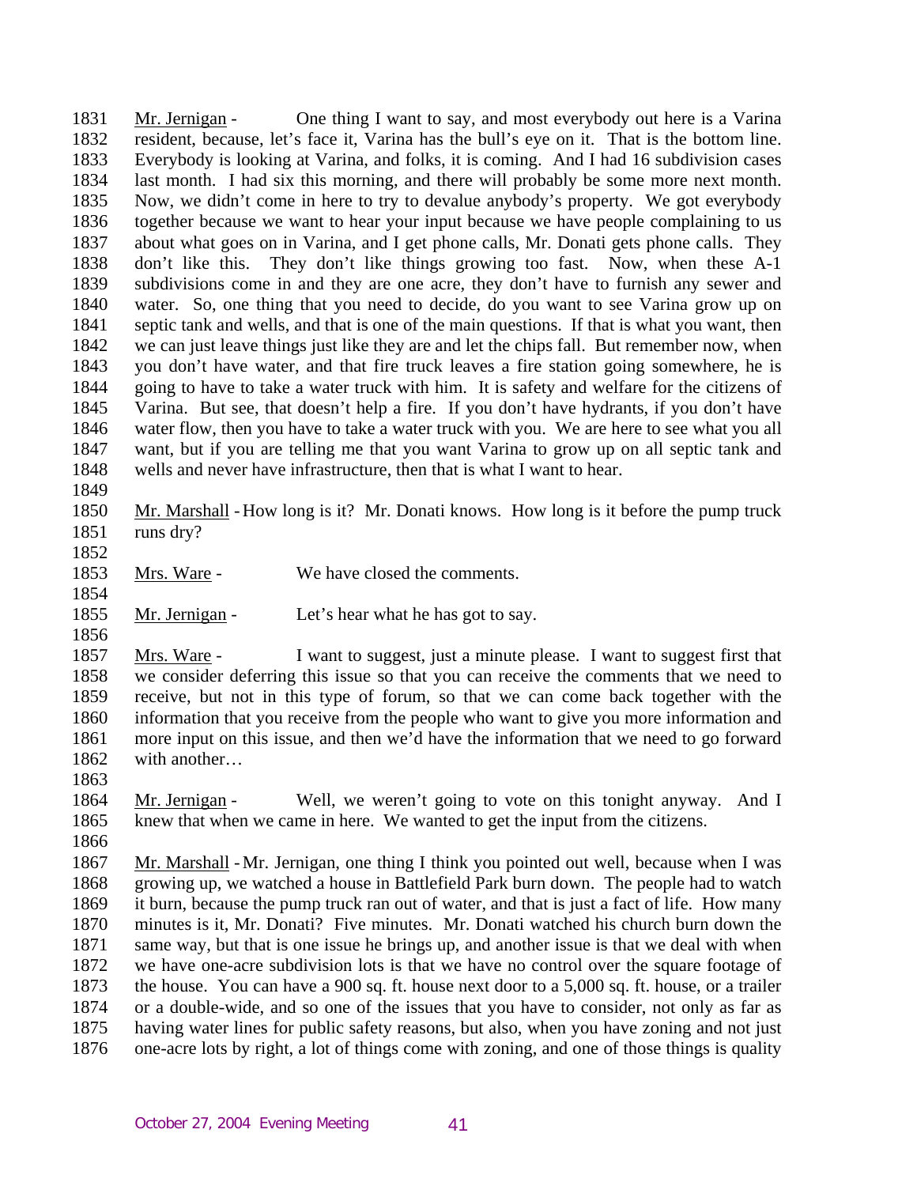1831 Mr. Jernigan - One thing I want to say, and most everybody out here is a Varina
1832 resident, because, let's face it, Varina has the bull's eye on it. That is the bottom line.
1833 Everybody is looking at Varina, and folks, it is coming. And I had 16 subdivision cases
1834 last month. I had six this morning, and there will probably be some more next month.
1835 Now, we didn't come in here to try to devalue anybody's property. We got everybody
1836 together because we want to hear your input because we have people complaining to us
1837 about what goes on in Varina, and I get phone calls, Mr. Donati gets phone calls. They
1838 don't like this. They don't like things growing too fast. Now, when these A-1
1839 subdivisions come in and they are one acre, they don't have to furnish any sewer and
1840 water. So, one thing that you need to decide, do you want to see Varina grow up on
1841 septic tank and wells, and that is one of the main questions. If that is what you want, then
1842 we can just leave things just like they are and let the chips fall. But remember now, when
1843 you don't have water, and that fire truck leaves a fire station going somewhere, he is
1844 going to have to take a water truck with him. It is safety and welfare for the citizens of
1845 Varina. But see, that doesn't help a fire. If you don't have hydrants, if you don't have
1846 water flow, then you have to take a water truck with you. We are here to see what you all
1847 want, but if you are telling me that you want Varina to grow up on all septic tank and
1848 wells and never have infrastructure, then that is what I want to hear.
1849
1850 Mr. Marshall - How long is it? Mr. Donati knows. How long is it before the pump truck
1851 runs dry?
1852
1853 Mrs. Ware - We have closed the comments.
1854
1855 Mr. Jernigan - Let's hear what he has got to say.
1856
1857 Mrs. Ware - I want to suggest, just a minute please. I want to suggest first that
1858 we consider deferring this issue so that you can receive the comments that we need to
1859 receive, but not in this type of forum, so that we can come back together with the
1860 information that you receive from the people who want to give you more information and
1861 more input on this issue, and then we'd have the information that we need to go forward
1862 with another…
1863
1864 Mr. Jernigan - Well, we weren't going to vote on this tonight anyway. And I
1865 knew that when we came in here. We wanted to get the input from the citizens.
1866
1867 Mr. Marshall - Mr. Jernigan, one thing I think you pointed out well, because when I was
1868 growing up, we watched a house in Battlefield Park burn down. The people had to watch
1869 it burn, because the pump truck ran out of water, and that is just a fact of life. How many
1870 minutes is it, Mr. Donati? Five minutes. Mr. Donati watched his church burn down the
1871 same way, but that is one issue he brings up, and another issue is that we deal with when
1872 we have one-acre subdivision lots is that we have no control over the square footage of
1873 the house. You can have a 900 sq. ft. house next door to a 5,000 sq. ft. house, or a trailer
1874 or a double-wide, and so one of the issues that you have to consider, not only as far as
1875 having water lines for public safety reasons, but also, when you have zoning and not just
1876 one-acre lots by right, a lot of things come with zoning, and one of those things is quality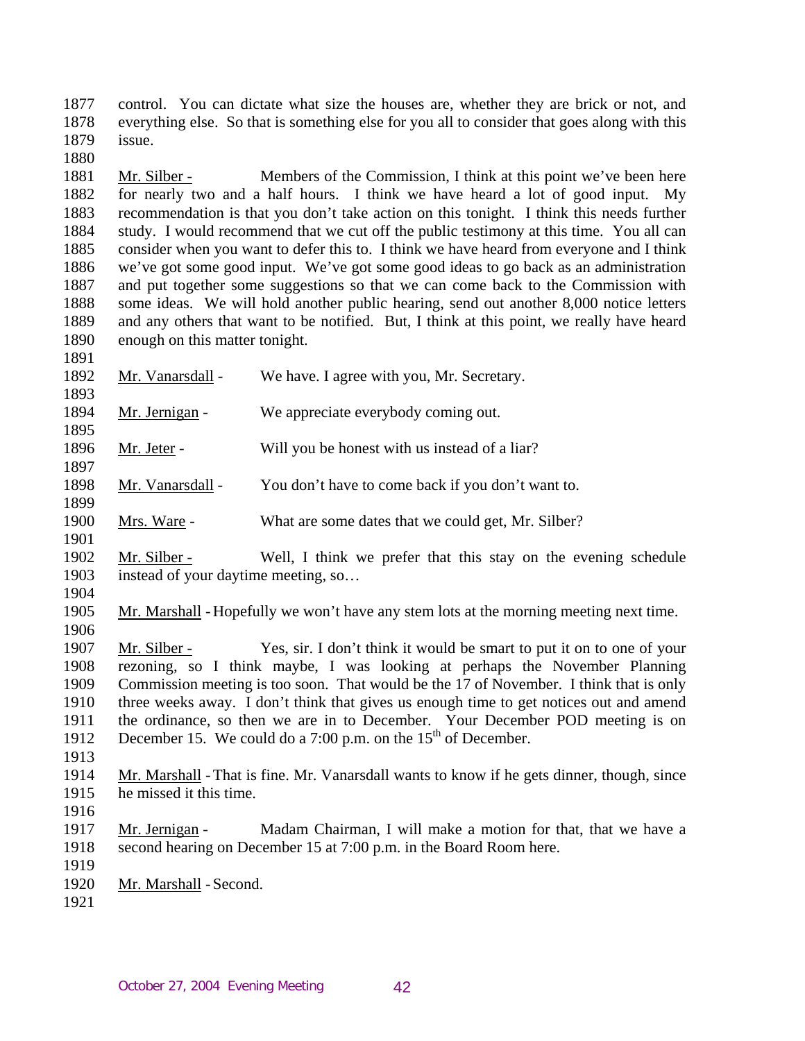1877 control. You can dictate what size the houses are, whether they are brick or not, and
1878 everything else. So that is something else for you all to consider that goes along with this
1879 issue.
1880
1881 Mr. Silber - Members of the Commission, I think at this point we've been here
1882 for nearly two and a half hours. I think we have heard a lot of good input. My
1883 recommendation is that you don't take action on this tonight. I think this needs further
1884 study. I would recommend that we cut off the public testimony at this time. You all can
1885 consider when you want to defer this to. I think we have heard from everyone and I think
1886 we've got some good input. We've got some good ideas to go back as an administration
1887 and put together some suggestions so that we can come back to the Commission with
1888 some ideas. We will hold another public hearing, send out another 8,000 notice letters
1889 and any others that want to be notified. But, I think at this point, we really have heard
1890 enough on this matter tonight.
1891
1892 Mr. Vanarsdall - We have. I agree with you, Mr. Secretary.
1893
1894 Mr. Jernigan - We appreciate everybody coming out.
1895
1896 Mr. Jeter - Will you be honest with us instead of a liar?
1897
1898 Mr. Vanarsdall - You don't have to come back if you don't want to.
1899
1900 Mrs. Ware - What are some dates that we could get, Mr. Silber?
1901
1902 Mr. Silber - Well, I think we prefer that this stay on the evening schedule
1903 instead of your daytime meeting, so…
1904
1905 Mr. Marshall - Hopefully we won't have any stem lots at the morning meeting next time.
1906
1907 Mr. Silber - Yes, sir. I don't think it would be smart to put it on to one of your
1908 rezoning, so I think maybe, I was looking at perhaps the November Planning
1909 Commission meeting is too soon. That would be the 17 of November. I think that is only
1910 three weeks away. I don't think that gives us enough time to get notices out and amend
1911 the ordinance, so then we are in to December. Your December POD meeting is on
1912 December 15. We could do a 7:00 p.m. on the 15th of December.
1913
1914 Mr. Marshall - That is fine. Mr. Vanarsdall wants to know if he gets dinner, though, since
1915 he missed it this time.
1916
1917 Mr. Jernigan - Madam Chairman, I will make a motion for that, that we have a
1918 second hearing on December 15 at 7:00 p.m. in the Board Room here.
1919
1920 Mr. Marshall - Second.
1921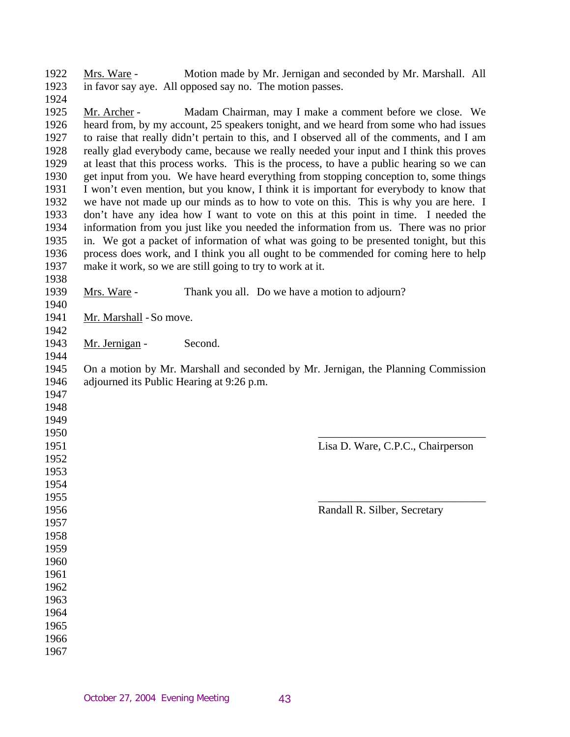Mrs. Ware - Motion made by Mr. Jernigan and seconded by Mr. Marshall. All in favor say aye. All opposed say no. The motion passes.

Mr. Archer - Madam Chairman, may I make a comment before we close. We heard from, by my account, 25 speakers tonight, and we heard from some who had issues to raise that really didn't pertain to this, and I observed all of the comments, and I am really glad everybody came, because we really needed your input and I think this proves at least that this process works. This is the process, to have a public hearing so we can get input from you. We have heard everything from stopping conception to, some things I won't even mention, but you know, I think it is important for everybody to know that we have not made up our minds as to how to vote on this. This is why you are here. I don't have any idea how I want to vote on this at this point in time. I needed the information from you just like you needed the information from us. There was no prior in. We got a packet of information of what was going to be presented tonight, but this process does work, and I think you all ought to be commended for coming here to help make it work, so we are still going to try to work at it.

Mrs. Ware - Thank you all. Do we have a motion to adjourn?

Mr. Marshall - So move.

Mr. Jernigan - Second.

On a motion by Mr. Marshall and seconded by Mr. Jernigan, the Planning Commission adjourned its Public Hearing at 9:26 p.m.

\_\_\_\_\_\_\_\_\_\_\_\_\_\_\_\_\_\_\_\_\_\_\_\_\_\_\_\_\_\_

Lisa D. Ware, C.P.C., Chairperson

\_\_\_\_\_\_\_\_\_\_\_\_\_\_\_\_\_\_\_\_\_\_\_\_\_\_\_\_\_\_

Randall R. Silber, Secretary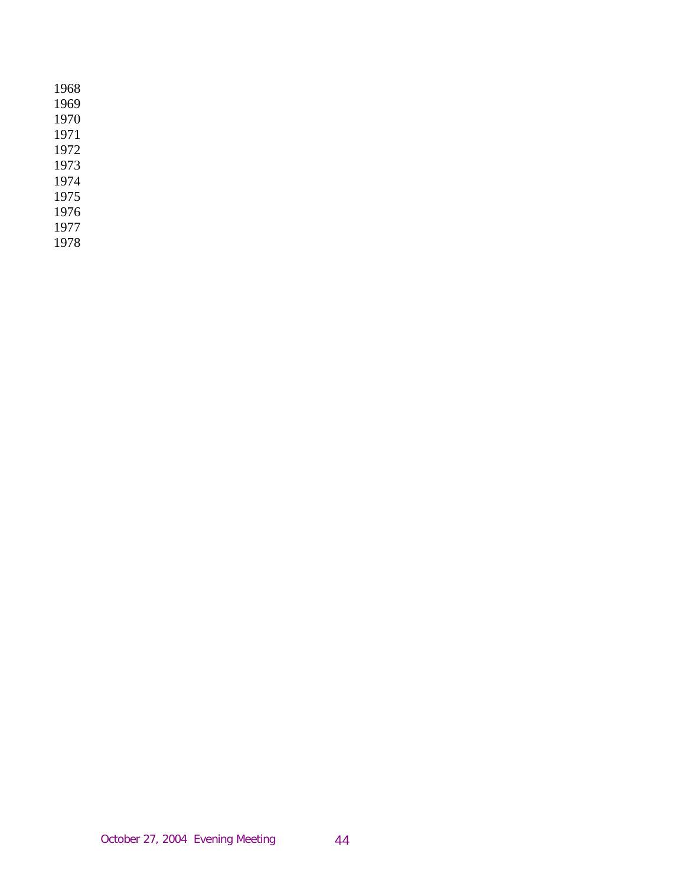1968
1969
1970
1971
1972
1973
1974
1975
1976
1977
1978